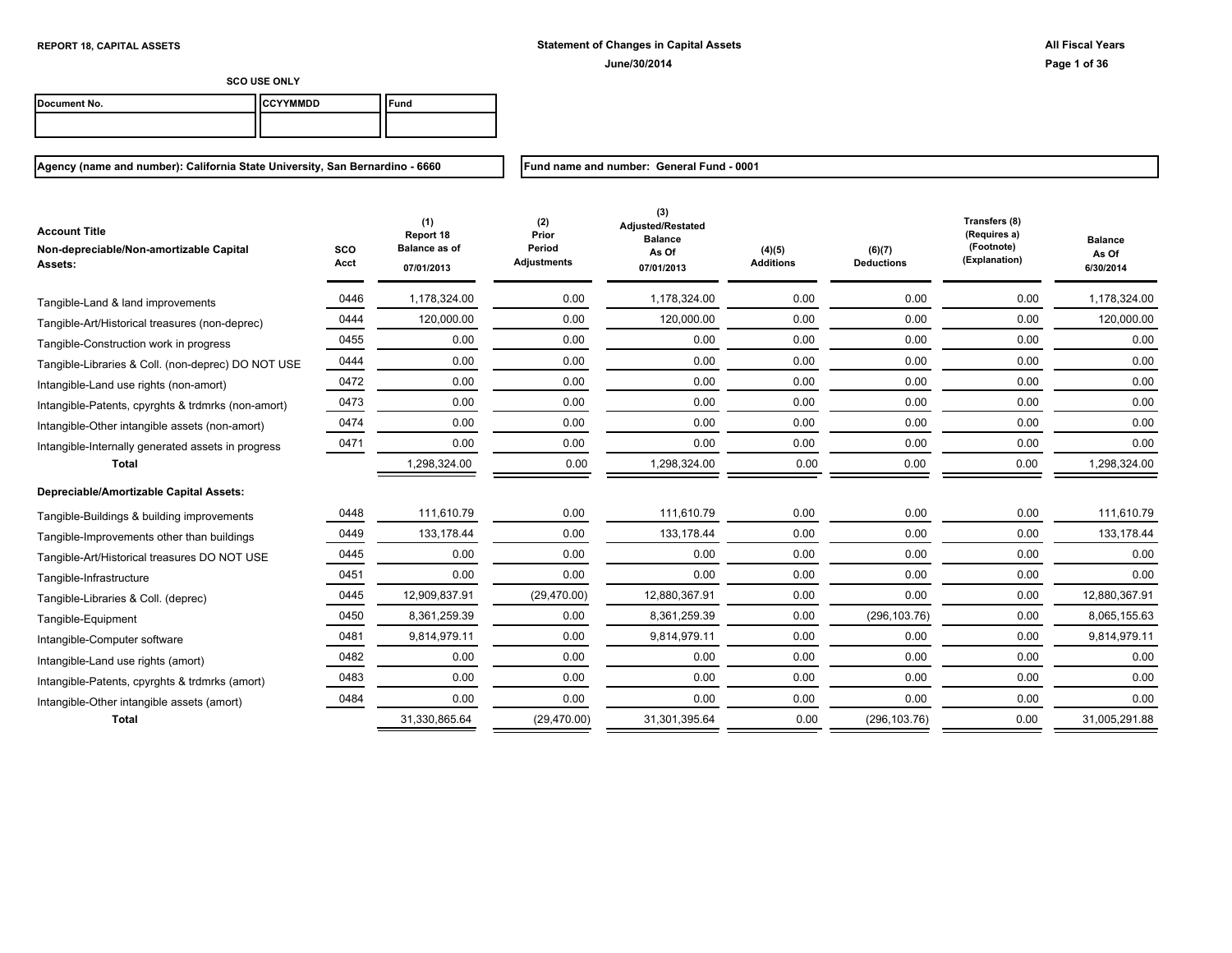**REPORT 18, CAPITAL ASSETS**

**Statement of Changes in Capital Assets**

**June/30/2014**

**All Fiscal Years**

**SCO USE ONLY**

| Document No. | CCYYMMDD | Fund |
|---|---|---|
| | | |

**Agency (name and number): California State University, San Bernardino - 6660**

**Fund name and number: General Fund - 0001**

| Account Title Non-depreciable/Non-amortizable Capital Assets: | SCO Acct | (1) Report 18 Balance as of 07/01/2013 | (2) Prior Period Adjustments | (3) Adjusted/Restated Balance As Of 07/01/2013 | (4)(5) Additions | (6)(7) Deductions | Transfers (8) (Requires a) (Footnote) (Explanation) | Balance As Of 6/30/2014 |
|---|---|---|---|---|---|---|---|---|
| Tangible-Land & land improvements | 0446 | 1,178,324.00 | 0.00 | 1,178,324.00 | 0.00 | 0.00 | 0.00 | 1,178,324.00 |
| Tangible-Art/Historical treasures (non-deprec) | 0444 | 120,000.00 | 0.00 | 120,000.00 | 0.00 | 0.00 | 0.00 | 120,000.00 |
| Tangible-Construction work in progress | 0455 | 0.00 | 0.00 | 0.00 | 0.00 | 0.00 | 0.00 | 0.00 |
| Tangible-Libraries & Coll. (non-deprec) DO NOT USE | 0444 | 0.00 | 0.00 | 0.00 | 0.00 | 0.00 | 0.00 | 0.00 |
| Intangible-Land use rights (non-amort) | 0472 | 0.00 | 0.00 | 0.00 | 0.00 | 0.00 | 0.00 | 0.00 |
| Intangible-Patents, cpyrghts & trdmrks (non-amort) | 0473 | 0.00 | 0.00 | 0.00 | 0.00 | 0.00 | 0.00 | 0.00 |
| Intangible-Other intangible assets (non-amort) | 0474 | 0.00 | 0.00 | 0.00 | 0.00 | 0.00 | 0.00 | 0.00 |
| Intangible-Internally generated assets in progress | 0471 | 0.00 | 0.00 | 0.00 | 0.00 | 0.00 | 0.00 | 0.00 |
| **Total** | | 1,298,324.00 | 0.00 | 1,298,324.00 | 0.00 | 0.00 | 0.00 | 1,298,324.00 |
| **Depreciable/Amortizable Capital Assets:** | | | | | | | | |
| Tangible-Buildings & building improvements | 0448 | 111,610.79 | 0.00 | 111,610.79 | 0.00 | 0.00 | 0.00 | 111,610.79 |
| Tangible-Improvements other than buildings | 0449 | 133,178.44 | 0.00 | 133,178.44 | 0.00 | 0.00 | 0.00 | 133,178.44 |
| Tangible-Art/Historical treasures DO NOT USE | 0445 | 0.00 | 0.00 | 0.00 | 0.00 | 0.00 | 0.00 | 0.00 |
| Tangible-Infrastructure | 0451 | 0.00 | 0.00 | 0.00 | 0.00 | 0.00 | 0.00 | 0.00 |
| Tangible-Libraries & Coll. (deprec) | 0445 | 12,909,837.91 | (29,470.00) | 12,880,367.91 | 0.00 | 0.00 | 0.00 | 12,880,367.91 |
| Tangible-Equipment | 0450 | 8,361,259.39 | 0.00 | 8,361,259.39 | 0.00 | (296,103.76) | 0.00 | 8,065,155.63 |
| Intangible-Computer software | 0481 | 9,814,979.11 | 0.00 | 9,814,979.11 | 0.00 | 0.00 | 0.00 | 9,814,979.11 |
| Intangible-Land use rights (amort) | 0482 | 0.00 | 0.00 | 0.00 | 0.00 | 0.00 | 0.00 | 0.00 |
| Intangible-Patents, cpyrghts & trdmrks (amort) | 0483 | 0.00 | 0.00 | 0.00 | 0.00 | 0.00 | 0.00 | 0.00 |
| Intangible-Other intangible assets (amort) | 0484 | 0.00 | 0.00 | 0.00 | 0.00 | 0.00 | 0.00 | 0.00 |
| **Total** | | 31,330,865.64 | (29,470.00) | 31,301,395.64 | 0.00 | (296,103.76) | 0.00 | 31,005,291.88 |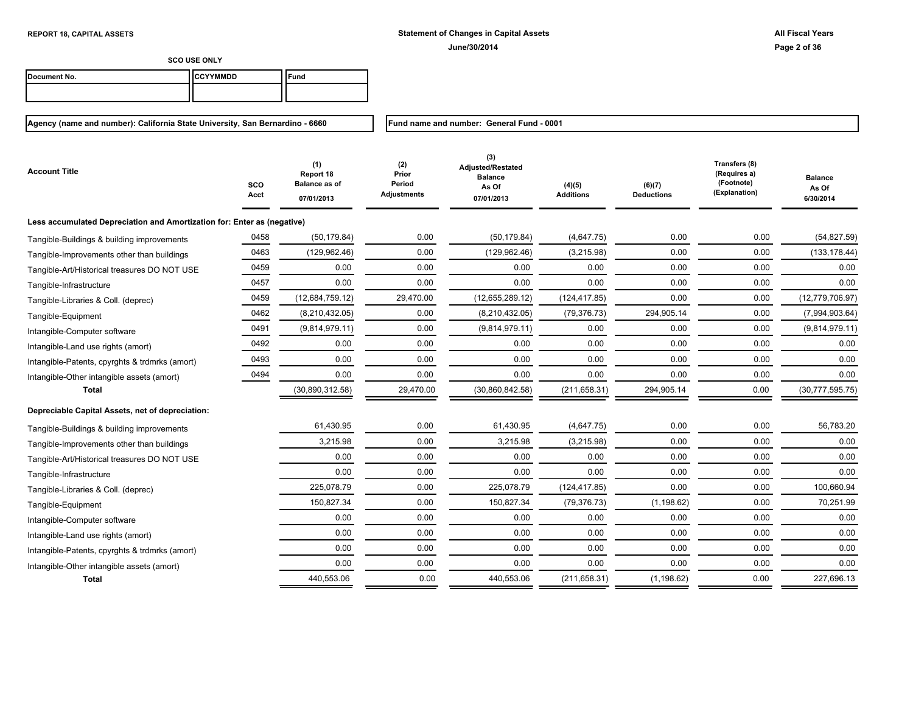**REPORT 18, CAPITAL ASSETS**

**Statement of Changes in Capital Assets**
**June/30/2014**

**All Fiscal Years**

**SCO USE ONLY**

| Document No. | CCYYMMDD | Fund |
|---|---|---|
| | | |

**Agency (name and number): California State University, San Bernardino - 6660**

**Fund name and number: General Fund - 0001**

| Account Title | SCO Acct | (1) Report 18 Balance as of 07/01/2013 | (2) Prior Period Adjustments | (3) Adjusted/Restated Balance As Of 07/01/2013 | (4)(5) Additions | (6)(7) Deductions | Transfers (8) (Requires a) (Footnote) (Explanation) | Balance As Of 6/30/2014 |
|---|---|---|---|---|---|---|---|---|
| **Less accumulated Depreciation and Amortization for: Enter as (negative)** | | | | | | | | |
| Tangible-Buildings & building improvements | 0458 | (50,179.84) | 0.00 | (50,179.84) | (4,647.75) | 0.00 | 0.00 | (54,827.59) |
| Tangible-Improvements other than buildings | 0463 | (129,962.46) | 0.00 | (129,962.46) | (3,215.98) | 0.00 | 0.00 | (133,178.44) |
| Tangible-Art/Historical treasures DO NOT USE | 0459 | 0.00 | 0.00 | 0.00 | 0.00 | 0.00 | 0.00 | 0.00 |
| Tangible-Infrastructure | 0457 | 0.00 | 0.00 | 0.00 | 0.00 | 0.00 | 0.00 | 0.00 |
| Tangible-Libraries & Coll. (deprec) | 0459 | (12,684,759.12) | 29,470.00 | (12,655,289.12) | (124,417.85) | 0.00 | 0.00 | (12,779,706.97) |
| Tangible-Equipment | 0462 | (8,210,432.05) | 0.00 | (8,210,432.05) | (79,376.73) | 294,905.14 | 0.00 | (7,994,903.64) |
| Intangible-Computer software | 0491 | (9,814,979.11) | 0.00 | (9,814,979.11) | 0.00 | 0.00 | 0.00 | (9,814,979.11) |
| Intangible-Land use rights (amort) | 0492 | 0.00 | 0.00 | 0.00 | 0.00 | 0.00 | 0.00 | 0.00 |
| Intangible-Patents, cpyrghts & trdmrks (amort) | 0493 | 0.00 | 0.00 | 0.00 | 0.00 | 0.00 | 0.00 | 0.00 |
| Intangible-Other intangible assets (amort) | 0494 | 0.00 | 0.00 | 0.00 | 0.00 | 0.00 | 0.00 | 0.00 |
| **Total** | | (30,890,312.58) | 29,470.00 | (30,860,842.58) | (211,658.31) | 294,905.14 | 0.00 | (30,777,595.75) |
| **Depreciable Capital Assets, net of depreciation:** | | | | | | | | |
| Tangible-Buildings & building improvements | | 61,430.95 | 0.00 | 61,430.95 | (4,647.75) | 0.00 | 0.00 | 56,783.20 |
| Tangible-Improvements other than buildings | | 3,215.98 | 0.00 | 3,215.98 | (3,215.98) | 0.00 | 0.00 | 0.00 |
| Tangible-Art/Historical treasures DO NOT USE | | 0.00 | 0.00 | 0.00 | 0.00 | 0.00 | 0.00 | 0.00 |
| Tangible-Infrastructure | | 0.00 | 0.00 | 0.00 | 0.00 | 0.00 | 0.00 | 0.00 |
| Tangible-Libraries & Coll. (deprec) | | 225,078.79 | 0.00 | 225,078.79 | (124,417.85) | 0.00 | 0.00 | 100,660.94 |
| Tangible-Equipment | | 150,827.34 | 0.00 | 150,827.34 | (79,376.73) | (1,198.62) | 0.00 | 70,251.99 |
| Intangible-Computer software | | 0.00 | 0.00 | 0.00 | 0.00 | 0.00 | 0.00 | 0.00 |
| Intangible-Land use rights (amort) | | 0.00 | 0.00 | 0.00 | 0.00 | 0.00 | 0.00 | 0.00 |
| Intangible-Patents, cpyrghts & trdmrks (amort) | | 0.00 | 0.00 | 0.00 | 0.00 | 0.00 | 0.00 | 0.00 |
| Intangible-Other intangible assets (amort) | | 0.00 | 0.00 | 0.00 | 0.00 | 0.00 | 0.00 | 0.00 |
| **Total** | | 440,553.06 | 0.00 | 440,553.06 | (211,658.31) | (1,198.62) | 0.00 | 227,696.13 |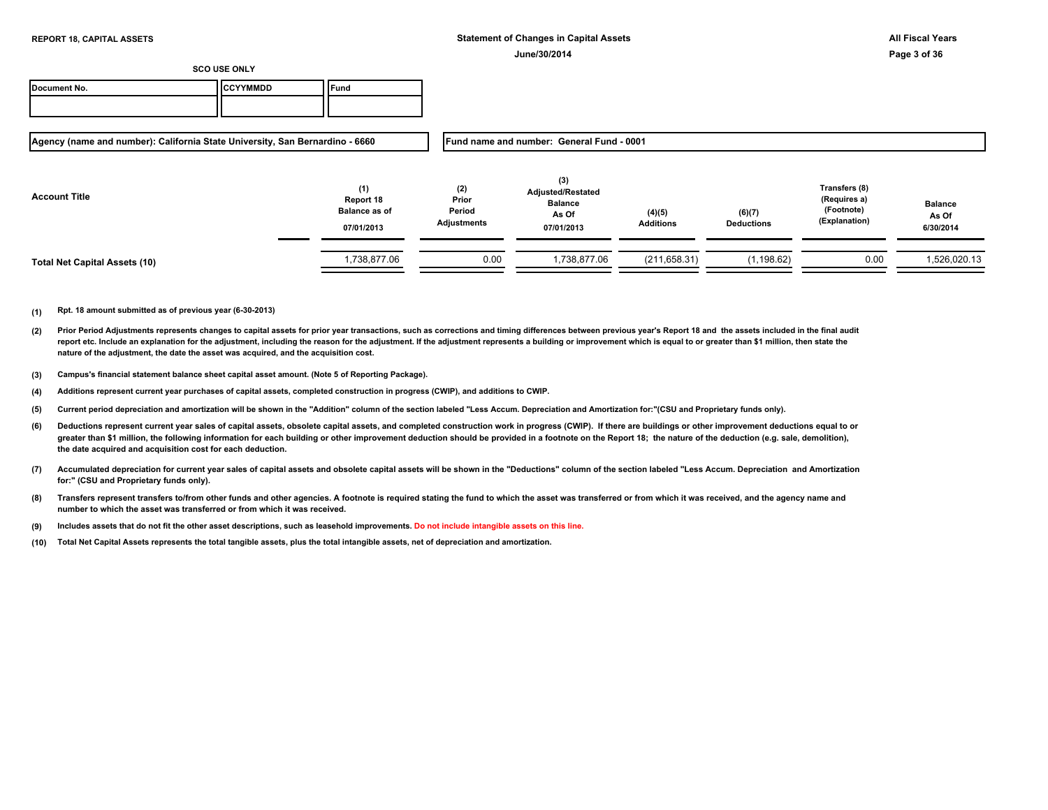**REPORT 18, CAPITAL ASSETS**

**Statement of Changes in Capital Assets**

**June/30/2014**

**All Fiscal Years**

**SCO USE ONLY**

| Document No. | CCYYMMDD | Fund |
|---|---|---|
| | | |

**Agency (name and number): California State University, San Bernardino - 6660**

**Fund name and number: General Fund - 0001**

| Account Title | (1) Report 18 Balance as of 07/01/2013 | (2) Prior Period Adjustments | (3) Adjusted/Restated Balance As Of 07/01/2013 | (4)(5) Additions | (6)(7) Deductions | Transfers (8) (Requires a) (Footnote) (Explanation) | Balance As Of 6/30/2014 |
|---|---|---|---|---|---|---|---|
| **Total Net Capital Assets (10)** | 1,738,877.06 | 0.00 | 1,738,877.06 | (211,658.31) | (1,198.62) | 0.00 | 1,526,020.13 |

**(1)** Rpt. 18 amount submitted as of previous year (6-30-2013)

**(2)** Prior Period Adjustments represents changes to capital assets for prior year transactions, such as corrections and timing differences between previous year's Report 18 and the assets included in the final audit report etc. Include an explanation for the adjustment, including the reason for the adjustment. If the adjustment represents a building or improvement which is equal to or greater than $1 million, then state the nature of the adjustment, the date the asset was acquired, and the acquisition cost.

**(3)** Campus's financial statement balance sheet capital asset amount. (Note 5 of Reporting Package).

**(4)** Additions represent current year purchases of capital assets, completed construction in progress (CWIP), and additions to CWIP.

**(5)** Current period depreciation and amortization will be shown in the "Addition" column of the section labeled "Less Accum. Depreciation and Amortization for:"(CSU and Proprietary funds only).

**(6)** Deductions represent current year sales of capital assets, obsolete capital assets, and completed construction work in progress (CWIP). If there are buildings or other improvement deductions equal to or greater than $1 million, the following information for each building or other improvement deduction should be provided in a footnote on the Report 18; the nature of the deduction (e.g. sale, demolition), the date acquired and acquisition cost for each deduction.

**(7)** Accumulated depreciation for current year sales of capital assets and obsolete capital assets will be shown in the "Deductions" column of the section labeled "Less Accum. Depreciation and Amortization for:" (CSU and Proprietary funds only).

**(8)** Transfers represent transfers to/from other funds and other agencies. A footnote is required stating the fund to which the asset was transferred or from which it was received, and the agency name and number to which the asset was transferred or from which it was received.

**(9)** Includes assets that do not fit the other asset descriptions, such as leasehold improvements. Do not include intangible assets on this line.

**(10)** Total Net Capital Assets represents the total tangible assets, plus the total intangible assets, net of depreciation and amortization.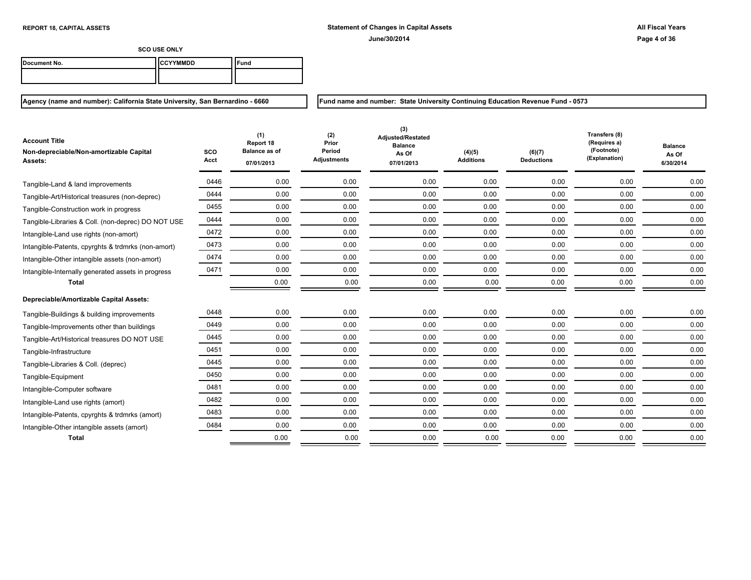**REPORT 18, CAPITAL ASSETS**

**Statement of Changes in Capital Assets**

**June/30/2014**

**All Fiscal Years**

**SCO USE ONLY**

| Document No. | CCYYMMDD | Fund |
|---|---|---|
| | | |

**Agency (name and number): California State University, San Bernardino - 6660**

**Fund name and number: State University Continuing Education Revenue Fund - 0573**

| Account Title<br>Non-depreciable/Non-amortizable Capital Assets: | SCO Acct | (1) Report 18 Balance as of 07/01/2013 | (2) Prior Period Adjustments | (3) Adjusted/Restated Balance As Of 07/01/2013 | (4)(5) Additions | (6)(7) Deductions | Transfers (8) (Requires a) (Footnote) (Explanation) | Balance As Of 6/30/2014 |
|---|---|---|---|---|---|---|---|---|
| Tangible-Land & land improvements | 0446 | 0.00 | 0.00 | 0.00 | 0.00 | 0.00 | 0.00 | 0.00 |
| Tangible-Art/Historical treasures (non-deprec) | 0444 | 0.00 | 0.00 | 0.00 | 0.00 | 0.00 | 0.00 | 0.00 |
| Tangible-Construction work in progress | 0455 | 0.00 | 0.00 | 0.00 | 0.00 | 0.00 | 0.00 | 0.00 |
| Tangible-Libraries & Coll. (non-deprec) DO NOT USE | 0444 | 0.00 | 0.00 | 0.00 | 0.00 | 0.00 | 0.00 | 0.00 |
| Intangible-Land use rights (non-amort) | 0472 | 0.00 | 0.00 | 0.00 | 0.00 | 0.00 | 0.00 | 0.00 |
| Intangible-Patents, cpyrghts & trdmrks (non-amort) | 0473 | 0.00 | 0.00 | 0.00 | 0.00 | 0.00 | 0.00 | 0.00 |
| Intangible-Other intangible assets (non-amort) | 0474 | 0.00 | 0.00 | 0.00 | 0.00 | 0.00 | 0.00 | 0.00 |
| Intangible-Internally generated assets in progress | 0471 | 0.00 | 0.00 | 0.00 | 0.00 | 0.00 | 0.00 | 0.00 |
| **Total** | | 0.00 | 0.00 | 0.00 | 0.00 | 0.00 | 0.00 | 0.00 |
| **Depreciable/Amortizable Capital Assets:** | | | | | | | | |
| Tangible-Buildings & building improvements | 0448 | 0.00 | 0.00 | 0.00 | 0.00 | 0.00 | 0.00 | 0.00 |
| Tangible-Improvements other than buildings | 0449 | 0.00 | 0.00 | 0.00 | 0.00 | 0.00 | 0.00 | 0.00 |
| Tangible-Art/Historical treasures DO NOT USE | 0445 | 0.00 | 0.00 | 0.00 | 0.00 | 0.00 | 0.00 | 0.00 |
| Tangible-Infrastructure | 0451 | 0.00 | 0.00 | 0.00 | 0.00 | 0.00 | 0.00 | 0.00 |
| Tangible-Libraries & Coll. (deprec) | 0445 | 0.00 | 0.00 | 0.00 | 0.00 | 0.00 | 0.00 | 0.00 |
| Tangible-Equipment | 0450 | 0.00 | 0.00 | 0.00 | 0.00 | 0.00 | 0.00 | 0.00 |
| Intangible-Computer software | 0481 | 0.00 | 0.00 | 0.00 | 0.00 | 0.00 | 0.00 | 0.00 |
| Intangible-Land use rights (amort) | 0482 | 0.00 | 0.00 | 0.00 | 0.00 | 0.00 | 0.00 | 0.00 |
| Intangible-Patents, cpyrghts & trdmrks (amort) | 0483 | 0.00 | 0.00 | 0.00 | 0.00 | 0.00 | 0.00 | 0.00 |
| Intangible-Other intangible assets (amort) | 0484 | 0.00 | 0.00 | 0.00 | 0.00 | 0.00 | 0.00 | 0.00 |
| **Total** | | 0.00 | 0.00 | 0.00 | 0.00 | 0.00 | 0.00 | 0.00 |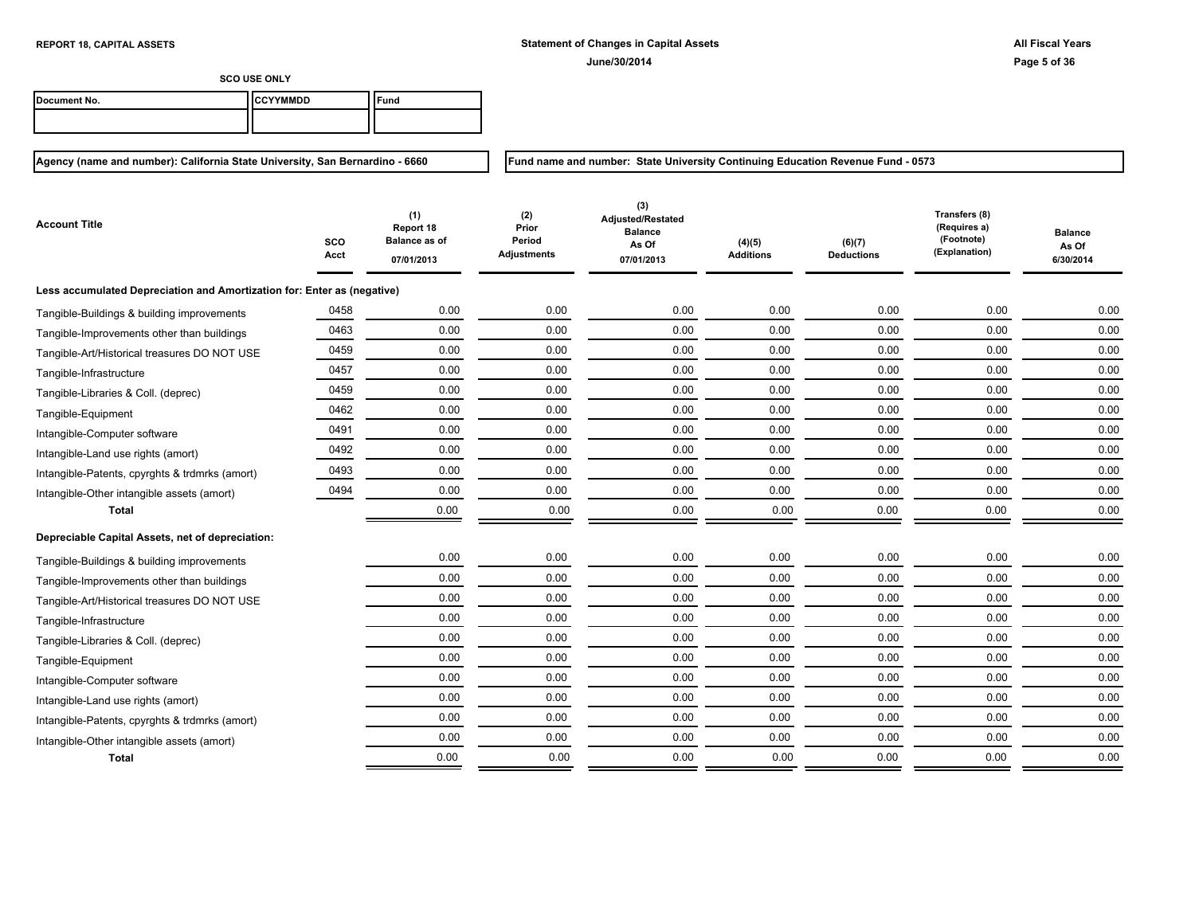**REPORT 18, CAPITAL ASSETS**

**Statement of Changes in Capital Assets**

**June/30/2014**

**All Fiscal Years**

**SCO USE ONLY**

| Document No. | CCYYMMDD | Fund |
|---|---|---|
| | | |

**Agency (name and number): California State University, San Bernardino - 6660**

**Fund name and number: State University Continuing Education Revenue Fund - 0573**

| Account Title | SCO Acct | (1) Report 18 Balance as of 07/01/2013 | (2) Prior Period Adjustments | (3) Adjusted/Restated Balance As Of 07/01/2013 | (4)(5) Additions | (6)(7) Deductions | Transfers (8) (Requires a) (Footnote) (Explanation) | Balance As Of 6/30/2014 |
|---|---|---|---|---|---|---|---|---|
| **Less accumulated Depreciation and Amortization for: Enter as (negative)** | | | | | | | | |
| Tangible-Buildings & building improvements | 0458 | 0.00 | 0.00 | 0.00 | 0.00 | 0.00 | 0.00 | 0.00 |
| Tangible-Improvements other than buildings | 0463 | 0.00 | 0.00 | 0.00 | 0.00 | 0.00 | 0.00 | 0.00 |
| Tangible-Art/Historical treasures DO NOT USE | 0459 | 0.00 | 0.00 | 0.00 | 0.00 | 0.00 | 0.00 | 0.00 |
| Tangible-Infrastructure | 0457 | 0.00 | 0.00 | 0.00 | 0.00 | 0.00 | 0.00 | 0.00 |
| Tangible-Libraries & Coll. (deprec) | 0459 | 0.00 | 0.00 | 0.00 | 0.00 | 0.00 | 0.00 | 0.00 |
| Tangible-Equipment | 0462 | 0.00 | 0.00 | 0.00 | 0.00 | 0.00 | 0.00 | 0.00 |
| Intangible-Computer software | 0491 | 0.00 | 0.00 | 0.00 | 0.00 | 0.00 | 0.00 | 0.00 |
| Intangible-Land use rights (amort) | 0492 | 0.00 | 0.00 | 0.00 | 0.00 | 0.00 | 0.00 | 0.00 |
| Intangible-Patents, cpyrghts & trdmrks (amort) | 0493 | 0.00 | 0.00 | 0.00 | 0.00 | 0.00 | 0.00 | 0.00 |
| Intangible-Other intangible assets (amort) | 0494 | 0.00 | 0.00 | 0.00 | 0.00 | 0.00 | 0.00 | 0.00 |
| **Total** | | 0.00 | 0.00 | 0.00 | 0.00 | 0.00 | 0.00 | 0.00 |
| **Depreciable Capital Assets, net of depreciation:** | | | | | | | | |
| Tangible-Buildings & building improvements | | 0.00 | 0.00 | 0.00 | 0.00 | 0.00 | 0.00 | 0.00 |
| Tangible-Improvements other than buildings | | 0.00 | 0.00 | 0.00 | 0.00 | 0.00 | 0.00 | 0.00 |
| Tangible-Art/Historical treasures DO NOT USE | | 0.00 | 0.00 | 0.00 | 0.00 | 0.00 | 0.00 | 0.00 |
| Tangible-Infrastructure | | 0.00 | 0.00 | 0.00 | 0.00 | 0.00 | 0.00 | 0.00 |
| Tangible-Libraries & Coll. (deprec) | | 0.00 | 0.00 | 0.00 | 0.00 | 0.00 | 0.00 | 0.00 |
| Tangible-Equipment | | 0.00 | 0.00 | 0.00 | 0.00 | 0.00 | 0.00 | 0.00 |
| Intangible-Computer software | | 0.00 | 0.00 | 0.00 | 0.00 | 0.00 | 0.00 | 0.00 |
| Intangible-Land use rights (amort) | | 0.00 | 0.00 | 0.00 | 0.00 | 0.00 | 0.00 | 0.00 |
| Intangible-Patents, cpyrghts & trdmrks (amort) | | 0.00 | 0.00 | 0.00 | 0.00 | 0.00 | 0.00 | 0.00 |
| Intangible-Other intangible assets (amort) | | 0.00 | 0.00 | 0.00 | 0.00 | 0.00 | 0.00 | 0.00 |
| **Total** | | 0.00 | 0.00 | 0.00 | 0.00 | 0.00 | 0.00 | 0.00 |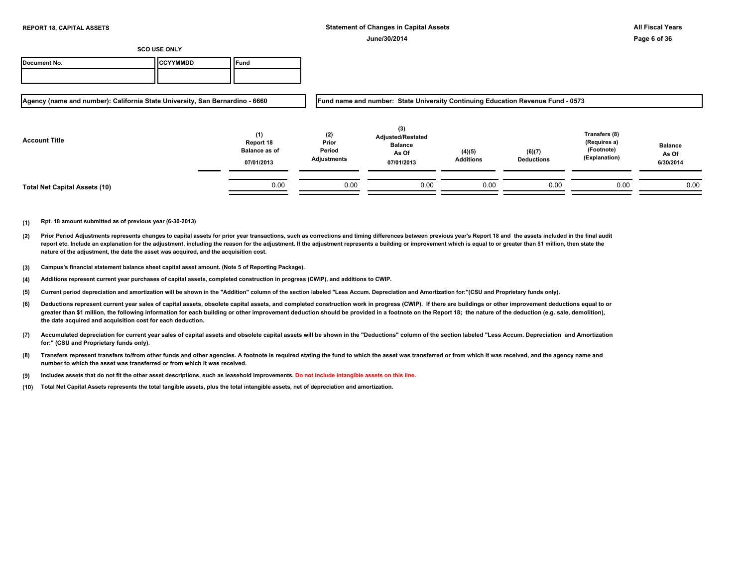**REPORT 18, CAPITAL ASSETS**

**Statement of Changes in Capital Assets**

**June/30/2014**

**All Fiscal Years**

**SCO USE ONLY**

| Document No. | CCYYMMDD | Fund |
|---|---|---|
| | | |

**Agency (name and number): California State University, San Bernardino - 6660**

**Fund name and number: State University Continuing Education Revenue Fund - 0573**

| Account Title | (1) Report 18 Balance as of 07/01/2013 | (2) Prior Period Adjustments | (3) Adjusted/Restated Balance As Of 07/01/2013 | (4)(5) Additions | (6)(7) Deductions | Transfers (8) (Requires a) (Footnote) (Explanation) | Balance As Of 6/30/2014 |
|---|---|---|---|---|---|---|---|
| **Total Net Capital Assets (10)** | 0.00 | 0.00 | 0.00 | 0.00 | 0.00 | 0.00 | 0.00 |

**(1)** Rpt. 18 amount submitted as of previous year (6-30-2013)

**(2)** Prior Period Adjustments represents changes to capital assets for prior year transactions, such as corrections and timing differences between previous year's Report 18 and the assets included in the final audit report etc. Include an explanation for the adjustment, including the reason for the adjustment. If the adjustment represents a building or improvement which is equal to or greater than $1 million, then state the nature of the adjustment, the date the asset was acquired, and the acquisition cost.

**(3)** Campus's financial statement balance sheet capital asset amount. (Note 5 of Reporting Package).

**(4)** Additions represent current year purchases of capital assets, completed construction in progress (CWIP), and additions to CWIP.

**(5)** Current period depreciation and amortization will be shown in the "Addition" column of the section labeled "Less Accum. Depreciation and Amortization for:"(CSU and Proprietary funds only).

**(6)** Deductions represent current year sales of capital assets, obsolete capital assets, and completed construction work in progress (CWIP). If there are buildings or other improvement deductions equal to or greater than $1 million, the following information for each building or other improvement deduction should be provided in a footnote on the Report 18; the nature of the deduction (e.g. sale, demolition), the date acquired and acquisition cost for each deduction.

**(7)** Accumulated depreciation for current year sales of capital assets and obsolete capital assets will be shown in the "Deductions" column of the section labeled "Less Accum. Depreciation and Amortization for:" (CSU and Proprietary funds only).

**(8)** Transfers represent transfers to/from other funds and other agencies. A footnote is required stating the fund to which the asset was transferred or from which it was received, and the agency name and number to which the asset was transferred or from which it was received.

**(9)** Includes assets that do not fit the other asset descriptions, such as leasehold improvements. Do not include intangible assets on this line.

**(10)** Total Net Capital Assets represents the total tangible assets, plus the total intangible assets, net of depreciation and amortization.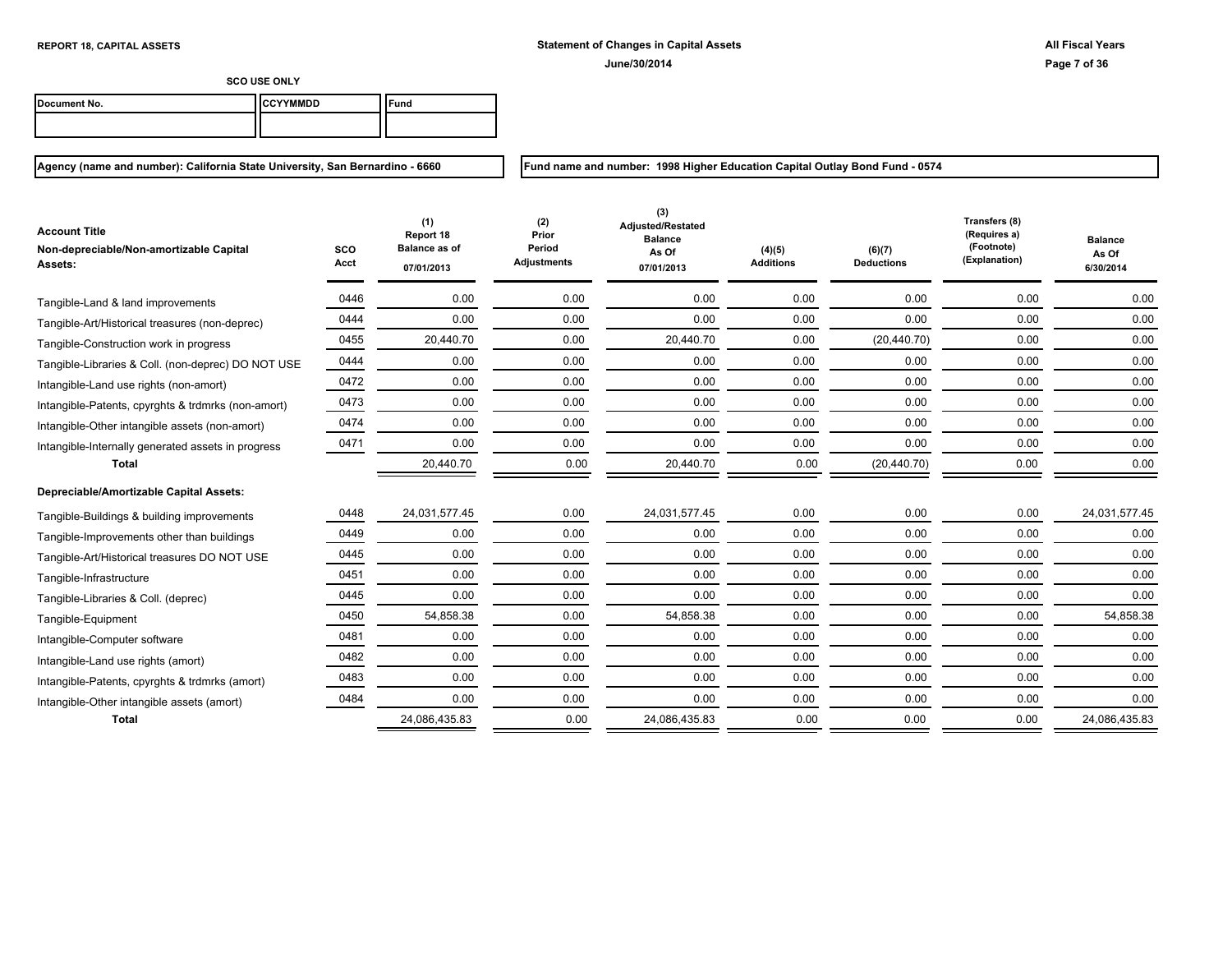**REPORT 18, CAPITAL ASSETS**

**Statement of Changes in Capital Assets**
**June/30/2014**

**All Fiscal Years**

**SCO USE ONLY**

| Document No. | CCYYMMDD | Fund |
|---|---|---|
| | | |

**Agency (name and number): California State University, San Bernardino - 6660**

**Fund name and number: 1998 Higher Education Capital Outlay Bond Fund - 0574**

| Account Title<br>Non-depreciable/Non-amortizable Capital Assets: | SCO Acct | (1) Report 18 Balance as of 07/01/2013 | (2) Prior Period Adjustments | (3) Adjusted/Restated Balance As Of 07/01/2013 | (4)(5) Additions | (6)(7) Deductions | Transfers (8) (Requires a) (Footnote) (Explanation) | Balance As Of 6/30/2014 |
|---|---|---|---|---|---|---|---|---|
| Tangible-Land & land improvements | 0446 | 0.00 | 0.00 | 0.00 | 0.00 | 0.00 | 0.00 | 0.00 |
| Tangible-Art/Historical treasures (non-deprec) | 0444 | 0.00 | 0.00 | 0.00 | 0.00 | 0.00 | 0.00 | 0.00 |
| Tangible-Construction work in progress | 0455 | 20,440.70 | 0.00 | 20,440.70 | 0.00 | (20,440.70) | 0.00 | 0.00 |
| Tangible-Libraries & Coll. (non-deprec) DO NOT USE | 0444 | 0.00 | 0.00 | 0.00 | 0.00 | 0.00 | 0.00 | 0.00 |
| Intangible-Land use rights (non-amort) | 0472 | 0.00 | 0.00 | 0.00 | 0.00 | 0.00 | 0.00 | 0.00 |
| Intangible-Patents, cpyrghts & trdmrks (non-amort) | 0473 | 0.00 | 0.00 | 0.00 | 0.00 | 0.00 | 0.00 | 0.00 |
| Intangible-Other intangible assets (non-amort) | 0474 | 0.00 | 0.00 | 0.00 | 0.00 | 0.00 | 0.00 | 0.00 |
| Intangible-Internally generated assets in progress | 0471 | 0.00 | 0.00 | 0.00 | 0.00 | 0.00 | 0.00 | 0.00 |
| **Total** | | 20,440.70 | 0.00 | 20,440.70 | 0.00 | (20,440.70) | 0.00 | 0.00 |
| **Depreciable/Amortizable Capital Assets:** | | | | | | | | |
| Tangible-Buildings & building improvements | 0448 | 24,031,577.45 | 0.00 | 24,031,577.45 | 0.00 | 0.00 | 0.00 | 24,031,577.45 |
| Tangible-Improvements other than buildings | 0449 | 0.00 | 0.00 | 0.00 | 0.00 | 0.00 | 0.00 | 0.00 |
| Tangible-Art/Historical treasures DO NOT USE | 0445 | 0.00 | 0.00 | 0.00 | 0.00 | 0.00 | 0.00 | 0.00 |
| Tangible-Infrastructure | 0451 | 0.00 | 0.00 | 0.00 | 0.00 | 0.00 | 0.00 | 0.00 |
| Tangible-Libraries & Coll. (deprec) | 0445 | 0.00 | 0.00 | 0.00 | 0.00 | 0.00 | 0.00 | 0.00 |
| Tangible-Equipment | 0450 | 54,858.38 | 0.00 | 54,858.38 | 0.00 | 0.00 | 0.00 | 54,858.38 |
| Intangible-Computer software | 0481 | 0.00 | 0.00 | 0.00 | 0.00 | 0.00 | 0.00 | 0.00 |
| Intangible-Land use rights (amort) | 0482 | 0.00 | 0.00 | 0.00 | 0.00 | 0.00 | 0.00 | 0.00 |
| Intangible-Patents, cpyrghts & trdmrks (amort) | 0483 | 0.00 | 0.00 | 0.00 | 0.00 | 0.00 | 0.00 | 0.00 |
| Intangible-Other intangible assets (amort) | 0484 | 0.00 | 0.00 | 0.00 | 0.00 | 0.00 | 0.00 | 0.00 |
| **Total** | | 24,086,435.83 | 0.00 | 24,086,435.83 | 0.00 | 0.00 | 0.00 | 24,086,435.83 |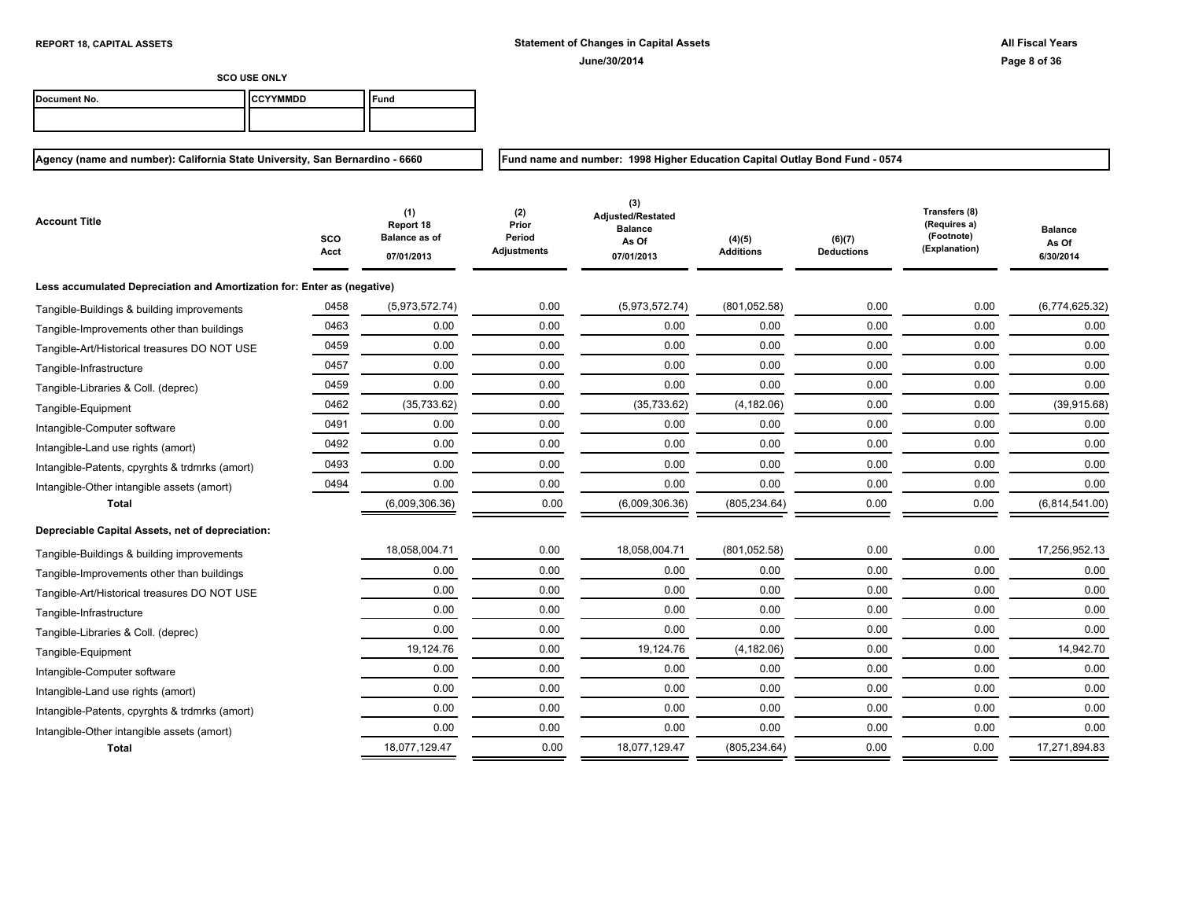**REPORT 18, CAPITAL ASSETS**

**Statement of Changes in Capital Assets**

**June/30/2014**

**All Fiscal Years**

**SCO USE ONLY**

| Document No. | CCYYMMDD | Fund |
|---|---|---|
| | | |

**Agency (name and number): California State University, San Bernardino - 6660**

**Fund name and number: 1998 Higher Education Capital Outlay Bond Fund - 0574**

| Account Title | SCO Acct | (1) Report 18 Balance as of 07/01/2013 | (2) Prior Period Adjustments | (3) Adjusted/Restated Balance As Of 07/01/2013 | (4)(5) Additions | (6)(7) Deductions | Transfers (8) (Requires a) (Footnote) (Explanation) | Balance As Of 6/30/2014 |
|---|---|---|---|---|---|---|---|---|
| **Less accumulated Depreciation and Amortization for: Enter as (negative)** | | | | | | | | |
| Tangible-Buildings & building improvements | 0458 | (5,973,572.74) | 0.00 | (5,973,572.74) | (801,052.58) | 0.00 | 0.00 | (6,774,625.32) |
| Tangible-Improvements other than buildings | 0463 | 0.00 | 0.00 | 0.00 | 0.00 | 0.00 | 0.00 | 0.00 |
| Tangible-Art/Historical treasures DO NOT USE | 0459 | 0.00 | 0.00 | 0.00 | 0.00 | 0.00 | 0.00 | 0.00 |
| Tangible-Infrastructure | 0457 | 0.00 | 0.00 | 0.00 | 0.00 | 0.00 | 0.00 | 0.00 |
| Tangible-Libraries & Coll. (deprec) | 0459 | 0.00 | 0.00 | 0.00 | 0.00 | 0.00 | 0.00 | 0.00 |
| Tangible-Equipment | 0462 | (35,733.62) | 0.00 | (35,733.62) | (4,182.06) | 0.00 | 0.00 | (39,915.68) |
| Intangible-Computer software | 0491 | 0.00 | 0.00 | 0.00 | 0.00 | 0.00 | 0.00 | 0.00 |
| Intangible-Land use rights (amort) | 0492 | 0.00 | 0.00 | 0.00 | 0.00 | 0.00 | 0.00 | 0.00 |
| Intangible-Patents, cpyrghts & trdmrks (amort) | 0493 | 0.00 | 0.00 | 0.00 | 0.00 | 0.00 | 0.00 | 0.00 |
| Intangible-Other intangible assets (amort) | 0494 | 0.00 | 0.00 | 0.00 | 0.00 | 0.00 | 0.00 | 0.00 |
| **Total** | | (6,009,306.36) | 0.00 | (6,009,306.36) | (805,234.64) | 0.00 | 0.00 | (6,814,541.00) |
| **Depreciable Capital Assets, net of depreciation:** | | | | | | | | |
| Tangible-Buildings & building improvements | | 18,058,004.71 | 0.00 | 18,058,004.71 | (801,052.58) | 0.00 | 0.00 | 17,256,952.13 |
| Tangible-Improvements other than buildings | | 0.00 | 0.00 | 0.00 | 0.00 | 0.00 | 0.00 | 0.00 |
| Tangible-Art/Historical treasures DO NOT USE | | 0.00 | 0.00 | 0.00 | 0.00 | 0.00 | 0.00 | 0.00 |
| Tangible-Infrastructure | | 0.00 | 0.00 | 0.00 | 0.00 | 0.00 | 0.00 | 0.00 |
| Tangible-Libraries & Coll. (deprec) | | 0.00 | 0.00 | 0.00 | 0.00 | 0.00 | 0.00 | 0.00 |
| Tangible-Equipment | | 19,124.76 | 0.00 | 19,124.76 | (4,182.06) | 0.00 | 0.00 | 14,942.70 |
| Intangible-Computer software | | 0.00 | 0.00 | 0.00 | 0.00 | 0.00 | 0.00 | 0.00 |
| Intangible-Land use rights (amort) | | 0.00 | 0.00 | 0.00 | 0.00 | 0.00 | 0.00 | 0.00 |
| Intangible-Patents, cpyrghts & trdmrks (amort) | | 0.00 | 0.00 | 0.00 | 0.00 | 0.00 | 0.00 | 0.00 |
| Intangible-Other intangible assets (amort) | | 0.00 | 0.00 | 0.00 | 0.00 | 0.00 | 0.00 | 0.00 |
| **Total** | | 18,077,129.47 | 0.00 | 18,077,129.47 | (805,234.64) | 0.00 | 0.00 | 17,271,894.83 |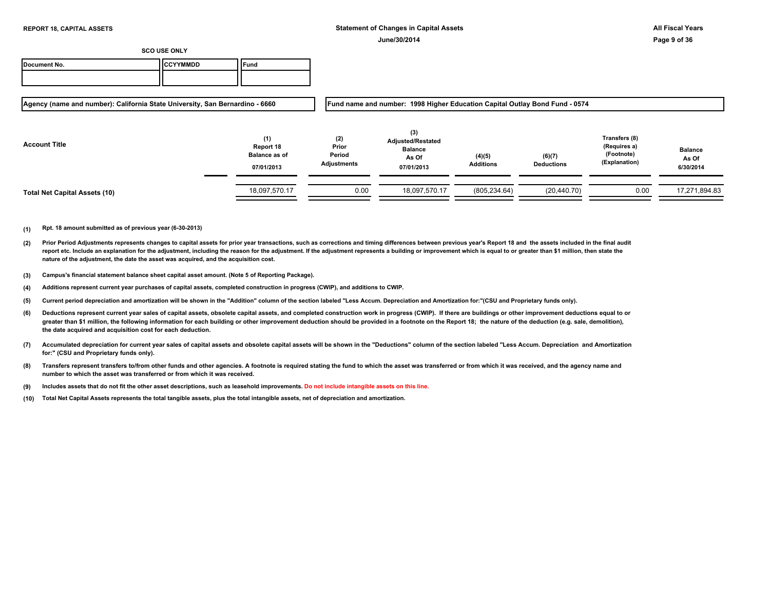**REPORT 18, CAPITAL ASSETS**

**Statement of Changes in Capital Assets**

**June/30/2014**

**All Fiscal Years**

**SCO USE ONLY**

| Document No. | CCYYMMDD | Fund |
|---|---|---|
| | | |

**Agency (name and number): California State University, San Bernardino - 6660**

**Fund name and number: 1998 Higher Education Capital Outlay Bond Fund - 0574**

| Account Title | (1) Report 18 Balance as of 07/01/2013 | (2) Prior Period Adjustments | (3) Adjusted/Restated Balance As Of 07/01/2013 | (4)(5) Additions | (6)(7) Deductions | Transfers (8) (Requires a) (Footnote) (Explanation) | Balance As Of 6/30/2014 |
|---|---|---|---|---|---|---|---|
| **Total Net Capital Assets (10)** | 18,097,570.17 | 0.00 | 18,097,570.17 | (805,234.64) | (20,440.70) | 0.00 | 17,271,894.83 |

**(1)** Rpt. 18 amount submitted as of previous year (6-30-2013)

**(2)** Prior Period Adjustments represents changes to capital assets for prior year transactions, such as corrections and timing differences between previous year's Report 18 and the assets included in the final audit report etc. Include an explanation for the adjustment, including the reason for the adjustment. If the adjustment represents a building or improvement which is equal to or greater than $1 million, then state the nature of the adjustment, the date the asset was acquired, and the acquisition cost.

**(3)** Campus's financial statement balance sheet capital asset amount. (Note 5 of Reporting Package).

**(4)** Additions represent current year purchases of capital assets, completed construction in progress (CWIP), and additions to CWIP.

**(5)** Current period depreciation and amortization will be shown in the "Addition" column of the section labeled "Less Accum. Depreciation and Amortization for:"(CSU and Proprietary funds only).

**(6)** Deductions represent current year sales of capital assets, obsolete capital assets, and completed construction work in progress (CWIP). If there are buildings or other improvement deductions equal to or greater than $1 million, the following information for each building or other improvement deduction should be provided in a footnote on the Report 18; the nature of the deduction (e.g. sale, demolition), the date acquired and acquisition cost for each deduction.

**(7)** Accumulated depreciation for current year sales of capital assets and obsolete capital assets will be shown in the "Deductions" column of the section labeled "Less Accum. Depreciation and Amortization for:" (CSU and Proprietary funds only).

**(8)** Transfers represent transfers to/from other funds and other agencies. A footnote is required stating the fund to which the asset was transferred or from which it was received, and the agency name and number to which the asset was transferred or from which it was received.

**(9)** Includes assets that do not fit the other asset descriptions, such as leasehold improvements. Do not include intangible assets on this line.

**(10)** Total Net Capital Assets represents the total tangible assets, plus the total intangible assets, net of depreciation and amortization.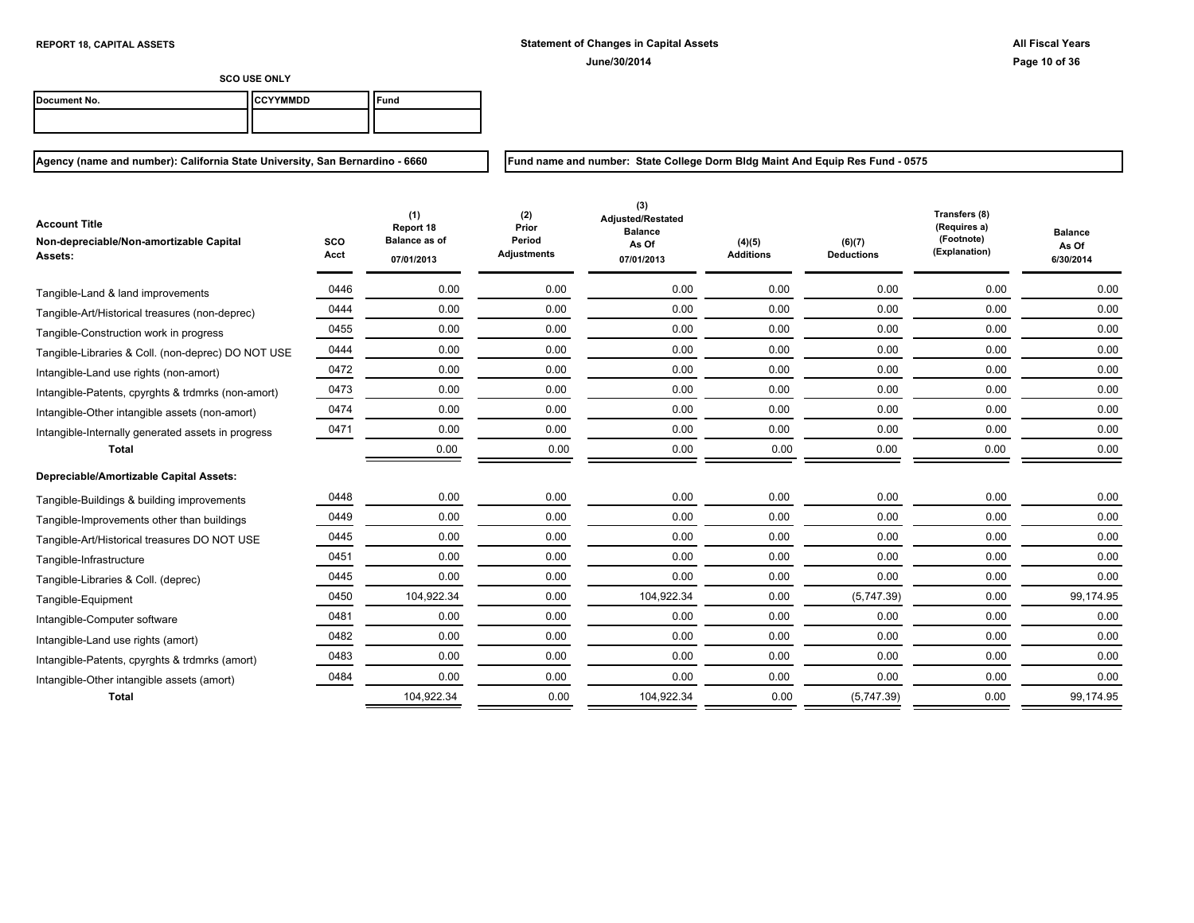**REPORT 18, CAPITAL ASSETS**

**Statement of Changes in Capital Assets**

**June/30/2014**

**All Fiscal Years**

**SCO USE ONLY**

| Document No. | CCYYMMDD | Fund |
|---|---|---|
| | | |

**Agency (name and number): California State University, San Bernardino - 6660**

**Fund name and number: State College Dorm Bldg Maint And Equip Res Fund - 0575**

| Account Title Non-depreciable/Non-amortizable Capital Assets: | SCO Acct | (1) Report 18 Balance as of 07/01/2013 | (2) Prior Period Adjustments | (3) Adjusted/Restated Balance As Of 07/01/2013 | (4)(5) Additions | (6)(7) Deductions | Transfers (8) (Requires a) (Footnote) (Explanation) | Balance As Of 6/30/2014 |
|---|---|---|---|---|---|---|---|---|
| Tangible-Land & land improvements | 0446 | 0.00 | 0.00 | 0.00 | 0.00 | 0.00 | 0.00 | 0.00 |
| Tangible-Art/Historical treasures (non-deprec) | 0444 | 0.00 | 0.00 | 0.00 | 0.00 | 0.00 | 0.00 | 0.00 |
| Tangible-Construction work in progress | 0455 | 0.00 | 0.00 | 0.00 | 0.00 | 0.00 | 0.00 | 0.00 |
| Tangible-Libraries & Coll. (non-deprec) DO NOT USE | 0444 | 0.00 | 0.00 | 0.00 | 0.00 | 0.00 | 0.00 | 0.00 |
| Intangible-Land use rights (non-amort) | 0472 | 0.00 | 0.00 | 0.00 | 0.00 | 0.00 | 0.00 | 0.00 |
| Intangible-Patents, cpyrghts & trdmrks (non-amort) | 0473 | 0.00 | 0.00 | 0.00 | 0.00 | 0.00 | 0.00 | 0.00 |
| Intangible-Other intangible assets (non-amort) | 0474 | 0.00 | 0.00 | 0.00 | 0.00 | 0.00 | 0.00 | 0.00 |
| Intangible-Internally generated assets in progress | 0471 | 0.00 | 0.00 | 0.00 | 0.00 | 0.00 | 0.00 | 0.00 |
| **Total** | | 0.00 | 0.00 | 0.00 | 0.00 | 0.00 | 0.00 | 0.00 |
| **Depreciable/Amortizable Capital Assets:** | | | | | | | | |
| Tangible-Buildings & building improvements | 0448 | 0.00 | 0.00 | 0.00 | 0.00 | 0.00 | 0.00 | 0.00 |
| Tangible-Improvements other than buildings | 0449 | 0.00 | 0.00 | 0.00 | 0.00 | 0.00 | 0.00 | 0.00 |
| Tangible-Art/Historical treasures DO NOT USE | 0445 | 0.00 | 0.00 | 0.00 | 0.00 | 0.00 | 0.00 | 0.00 |
| Tangible-Infrastructure | 0451 | 0.00 | 0.00 | 0.00 | 0.00 | 0.00 | 0.00 | 0.00 |
| Tangible-Libraries & Coll. (deprec) | 0445 | 0.00 | 0.00 | 0.00 | 0.00 | 0.00 | 0.00 | 0.00 |
| Tangible-Equipment | 0450 | 104,922.34 | 0.00 | 104,922.34 | 0.00 | (5,747.39) | 0.00 | 99,174.95 |
| Intangible-Computer software | 0481 | 0.00 | 0.00 | 0.00 | 0.00 | 0.00 | 0.00 | 0.00 |
| Intangible-Land use rights (amort) | 0482 | 0.00 | 0.00 | 0.00 | 0.00 | 0.00 | 0.00 | 0.00 |
| Intangible-Patents, cpyrghts & trdmrks (amort) | 0483 | 0.00 | 0.00 | 0.00 | 0.00 | 0.00 | 0.00 | 0.00 |
| Intangible-Other intangible assets (amort) | 0484 | 0.00 | 0.00 | 0.00 | 0.00 | 0.00 | 0.00 | 0.00 |
| **Total** | | 104,922.34 | 0.00 | 104,922.34 | 0.00 | (5,747.39) | 0.00 | 99,174.95 |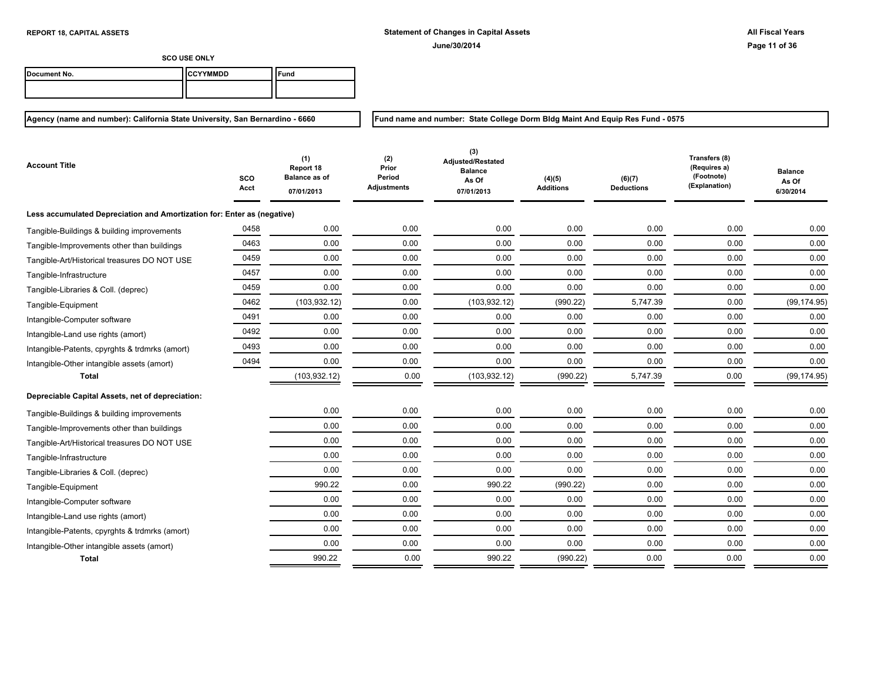**REPORT 18, CAPITAL ASSETS**

**Statement of Changes in Capital Assets**
**June/30/2014**

**All Fiscal Years**

**SCO USE ONLY**

| Document No. | CCYYMMDD | Fund |
|---|---|---|
| | | |

**Agency (name and number): California State University, San Bernardino - 6660**

**Fund name and number: State College Dorm Bldg Maint And Equip Res Fund - 0575**

| Account Title | SCO Acct | (1) Report 18 Balance as of 07/01/2013 | (2) Prior Period Adjustments | (3) Adjusted/Restated Balance As Of 07/01/2013 | (4)(5) Additions | (6)(7) Deductions | Transfers (8) (Requires a) (Footnote) (Explanation) | Balance As Of 6/30/2014 |
|---|---|---|---|---|---|---|---|---|
| **Less accumulated Depreciation and Amortization for: Enter as (negative)** | | | | | | | | |
| Tangible-Buildings & building improvements | 0458 | 0.00 | 0.00 | 0.00 | 0.00 | 0.00 | 0.00 | 0.00 |
| Tangible-Improvements other than buildings | 0463 | 0.00 | 0.00 | 0.00 | 0.00 | 0.00 | 0.00 | 0.00 |
| Tangible-Art/Historical treasures DO NOT USE | 0459 | 0.00 | 0.00 | 0.00 | 0.00 | 0.00 | 0.00 | 0.00 |
| Tangible-Infrastructure | 0457 | 0.00 | 0.00 | 0.00 | 0.00 | 0.00 | 0.00 | 0.00 |
| Tangible-Libraries & Coll. (deprec) | 0459 | 0.00 | 0.00 | 0.00 | 0.00 | 0.00 | 0.00 | 0.00 |
| Tangible-Equipment | 0462 | (103,932.12) | 0.00 | (103,932.12) | (990.22) | 5,747.39 | 0.00 | (99,174.95) |
| Intangible-Computer software | 0491 | 0.00 | 0.00 | 0.00 | 0.00 | 0.00 | 0.00 | 0.00 |
| Intangible-Land use rights (amort) | 0492 | 0.00 | 0.00 | 0.00 | 0.00 | 0.00 | 0.00 | 0.00 |
| Intangible-Patents, cpyrghts & trdmrks (amort) | 0493 | 0.00 | 0.00 | 0.00 | 0.00 | 0.00 | 0.00 | 0.00 |
| Intangible-Other intangible assets (amort) | 0494 | 0.00 | 0.00 | 0.00 | 0.00 | 0.00 | 0.00 | 0.00 |
| **Total** | | (103,932.12) | 0.00 | (103,932.12) | (990.22) | 5,747.39 | 0.00 | (99,174.95) |
| **Depreciable Capital Assets, net of depreciation:** | | | | | | | | |
| Tangible-Buildings & building improvements | | 0.00 | 0.00 | 0.00 | 0.00 | 0.00 | 0.00 | 0.00 |
| Tangible-Improvements other than buildings | | 0.00 | 0.00 | 0.00 | 0.00 | 0.00 | 0.00 | 0.00 |
| Tangible-Art/Historical treasures DO NOT USE | | 0.00 | 0.00 | 0.00 | 0.00 | 0.00 | 0.00 | 0.00 |
| Tangible-Infrastructure | | 0.00 | 0.00 | 0.00 | 0.00 | 0.00 | 0.00 | 0.00 |
| Tangible-Libraries & Coll. (deprec) | | 0.00 | 0.00 | 0.00 | 0.00 | 0.00 | 0.00 | 0.00 |
| Tangible-Equipment | | 990.22 | 0.00 | 990.22 | (990.22) | 0.00 | 0.00 | 0.00 |
| Intangible-Computer software | | 0.00 | 0.00 | 0.00 | 0.00 | 0.00 | 0.00 | 0.00 |
| Intangible-Land use rights (amort) | | 0.00 | 0.00 | 0.00 | 0.00 | 0.00 | 0.00 | 0.00 |
| Intangible-Patents, cpyrghts & trdmrks (amort) | | 0.00 | 0.00 | 0.00 | 0.00 | 0.00 | 0.00 | 0.00 |
| Intangible-Other intangible assets (amort) | | 0.00 | 0.00 | 0.00 | 0.00 | 0.00 | 0.00 | 0.00 |
| **Total** | | 990.22 | 0.00 | 990.22 | (990.22) | 0.00 | 0.00 | 0.00 |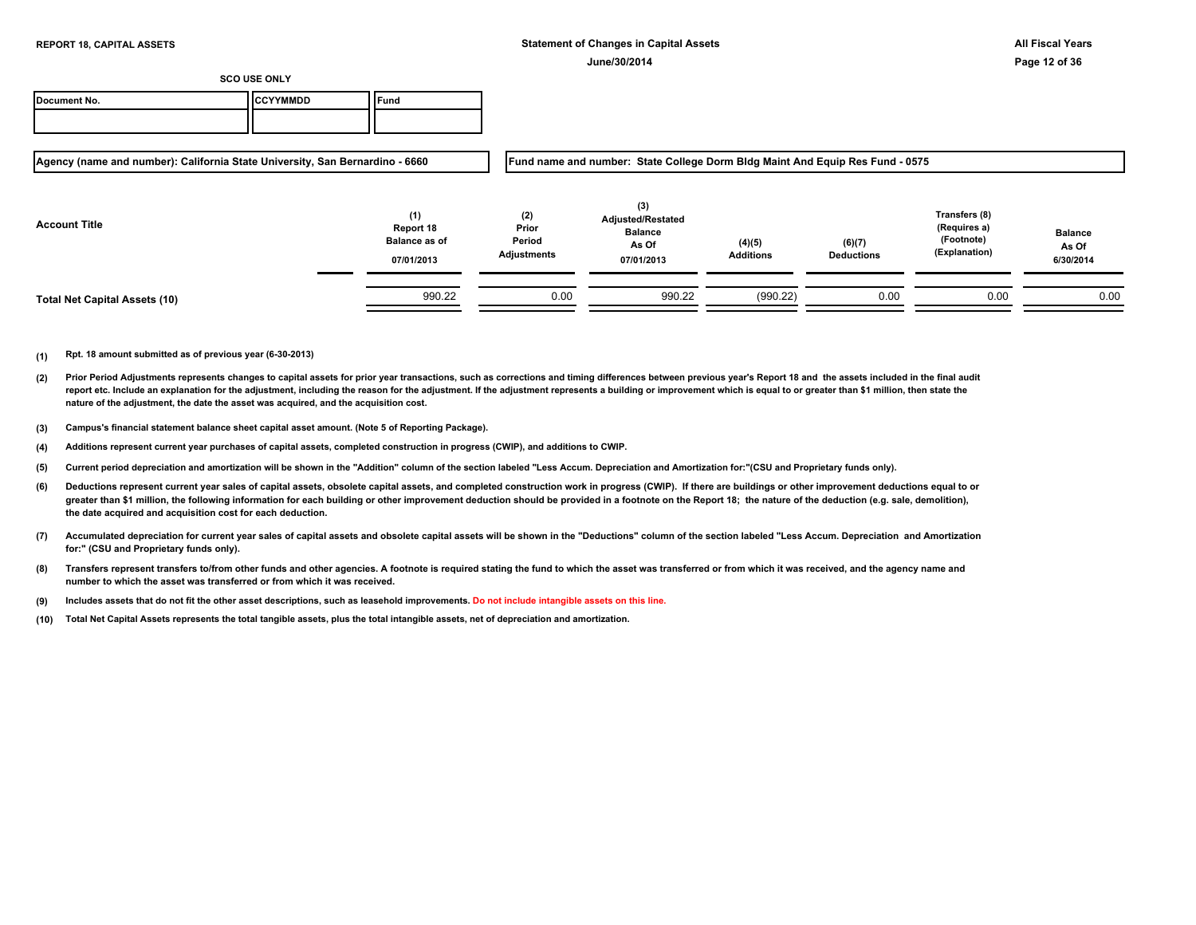**REPORT 18, CAPITAL ASSETS**

**Statement of Changes in Capital Assets**

**June/30/2014**

**All Fiscal Years**

**SCO USE ONLY**

| Document No. | CCYYMMDD | Fund |
|---|---|---|
| | | |

**Agency (name and number): California State University, San Bernardino - 6660**

**Fund name and number: State College Dorm Bldg Maint And Equip Res Fund - 0575**

| Account Title | (1) Report 18 Balance as of 07/01/2013 | (2) Prior Period Adjustments | (3) Adjusted/Restated Balance As Of 07/01/2013 | (4)(5) Additions | (6)(7) Deductions | Transfers (8) (Requires a) (Footnote) (Explanation) | Balance As Of 6/30/2014 |
|---|---|---|---|---|---|---|---|
| **Total Net Capital Assets (10)** | 990.22 | 0.00 | 990.22 | (990.22) | 0.00 | 0.00 | 0.00 |

**(1)** Rpt. 18 amount submitted as of previous year (6-30-2013)

**(2)** Prior Period Adjustments represents changes to capital assets for prior year transactions, such as corrections and timing differences between previous year's Report 18 and the assets included in the final audit report etc. Include an explanation for the adjustment, including the reason for the adjustment. If the adjustment represents a building or improvement which is equal to or greater than $1 million, then state the nature of the adjustment, the date the asset was acquired, and the acquisition cost.

**(3)** Campus's financial statement balance sheet capital asset amount. (Note 5 of Reporting Package).

**(4)** Additions represent current year purchases of capital assets, completed construction in progress (CWIP), and additions to CWIP.

**(5)** Current period depreciation and amortization will be shown in the "Addition" column of the section labeled "Less Accum. Depreciation and Amortization for:"(CSU and Proprietary funds only).

**(6)** Deductions represent current year sales of capital assets, obsolete capital assets, and completed construction work in progress (CWIP). If there are buildings or other improvement deductions equal to or greater than $1 million, the following information for each building or other improvement deduction should be provided in a footnote on the Report 18; the nature of the deduction (e.g. sale, demolition), the date acquired and acquisition cost for each deduction.

**(7)** Accumulated depreciation for current year sales of capital assets and obsolete capital assets will be shown in the "Deductions" column of the section labeled "Less Accum. Depreciation and Amortization for:" (CSU and Proprietary funds only).

**(8)** Transfers represent transfers to/from other funds and other agencies. A footnote is required stating the fund to which the asset was transferred or from which it was received, and the agency name and number to which the asset was transferred or from which it was received.

**(9)** Includes assets that do not fit the other asset descriptions, such as leasehold improvements. Do not include intangible assets on this line.

**(10)** Total Net Capital Assets represents the total tangible assets, plus the total intangible assets, net of depreciation and amortization.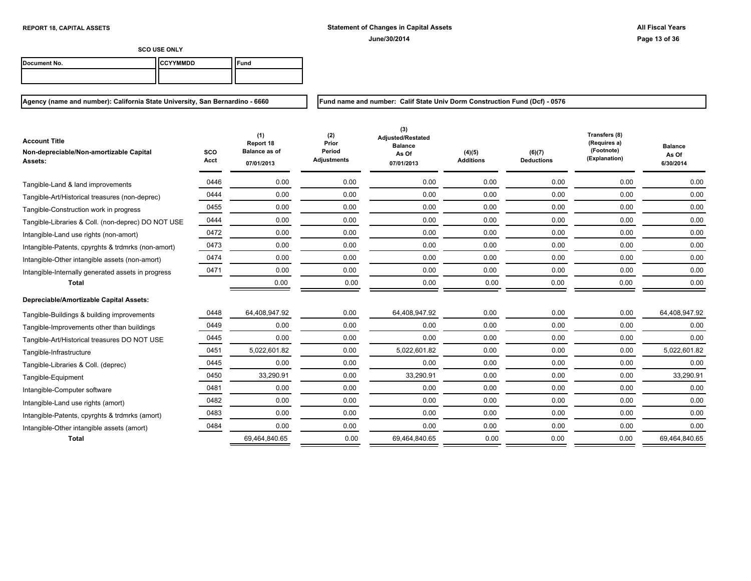**REPORT 18, CAPITAL ASSETS**

**Statement of Changes in Capital Assets**
**June/30/2014**

**All Fiscal Years**

**SCO USE ONLY**

| Document No. | CCYYMMDD | Fund |
|---|---|---|
| | | |

**Agency (name and number): California State University, San Bernardino - 6660**

**Fund name and number: Calif State Univ Dorm Construction Fund (Dcf) - 0576**

| Account Title<br>Non-depreciable/Non-amortizable Capital Assets: | SCO Acct | (1)<br>Report 18<br>Balance as of<br>07/01/2013 | (2)<br>Prior Period Adjustments | (3)<br>Adjusted/Restated Balance As Of 07/01/2013 | (4)(5)<br>Additions | (6)(7)<br>Deductions | Transfers (8)<br>(Requires a)<br>(Footnote)<br>(Explanation) | Balance As Of 6/30/2014 |
|---|---|---|---|---|---|---|---|---|
| Tangible-Land & land improvements | 0446 | 0.00 | 0.00 | 0.00 | 0.00 | 0.00 | 0.00 | 0.00 |
| Tangible-Art/Historical treasures (non-deprec) | 0444 | 0.00 | 0.00 | 0.00 | 0.00 | 0.00 | 0.00 | 0.00 |
| Tangible-Construction work in progress | 0455 | 0.00 | 0.00 | 0.00 | 0.00 | 0.00 | 0.00 | 0.00 |
| Tangible-Libraries & Coll. (non-deprec) DO NOT USE | 0444 | 0.00 | 0.00 | 0.00 | 0.00 | 0.00 | 0.00 | 0.00 |
| Intangible-Land use rights (non-amort) | 0472 | 0.00 | 0.00 | 0.00 | 0.00 | 0.00 | 0.00 | 0.00 |
| Intangible-Patents, cpyrghts & trdmrks (non-amort) | 0473 | 0.00 | 0.00 | 0.00 | 0.00 | 0.00 | 0.00 | 0.00 |
| Intangible-Other intangible assets (non-amort) | 0474 | 0.00 | 0.00 | 0.00 | 0.00 | 0.00 | 0.00 | 0.00 |
| Intangible-Internally generated assets in progress | 0471 | 0.00 | 0.00 | 0.00 | 0.00 | 0.00 | 0.00 | 0.00 |
| **Total** | | 0.00 | 0.00 | 0.00 | 0.00 | 0.00 | 0.00 | 0.00 |
| **Depreciable/Amortizable Capital Assets:** | | | | | | | | |
| Tangible-Buildings & building improvements | 0448 | 64,408,947.92 | 0.00 | 64,408,947.92 | 0.00 | 0.00 | 0.00 | 64,408,947.92 |
| Tangible-Improvements other than buildings | 0449 | 0.00 | 0.00 | 0.00 | 0.00 | 0.00 | 0.00 | 0.00 |
| Tangible-Art/Historical treasures DO NOT USE | 0445 | 0.00 | 0.00 | 0.00 | 0.00 | 0.00 | 0.00 | 0.00 |
| Tangible-Infrastructure | 0451 | 5,022,601.82 | 0.00 | 5,022,601.82 | 0.00 | 0.00 | 0.00 | 5,022,601.82 |
| Tangible-Libraries & Coll. (deprec) | 0445 | 0.00 | 0.00 | 0.00 | 0.00 | 0.00 | 0.00 | 0.00 |
| Tangible-Equipment | 0450 | 33,290.91 | 0.00 | 33,290.91 | 0.00 | 0.00 | 0.00 | 33,290.91 |
| Intangible-Computer software | 0481 | 0.00 | 0.00 | 0.00 | 0.00 | 0.00 | 0.00 | 0.00 |
| Intangible-Land use rights (amort) | 0482 | 0.00 | 0.00 | 0.00 | 0.00 | 0.00 | 0.00 | 0.00 |
| Intangible-Patents, cpyrghts & trdmrks (amort) | 0483 | 0.00 | 0.00 | 0.00 | 0.00 | 0.00 | 0.00 | 0.00 |
| Intangible-Other intangible assets (amort) | 0484 | 0.00 | 0.00 | 0.00 | 0.00 | 0.00 | 0.00 | 0.00 |
| **Total** | | 69,464,840.65 | 0.00 | 69,464,840.65 | 0.00 | 0.00 | 0.00 | 69,464,840.65 |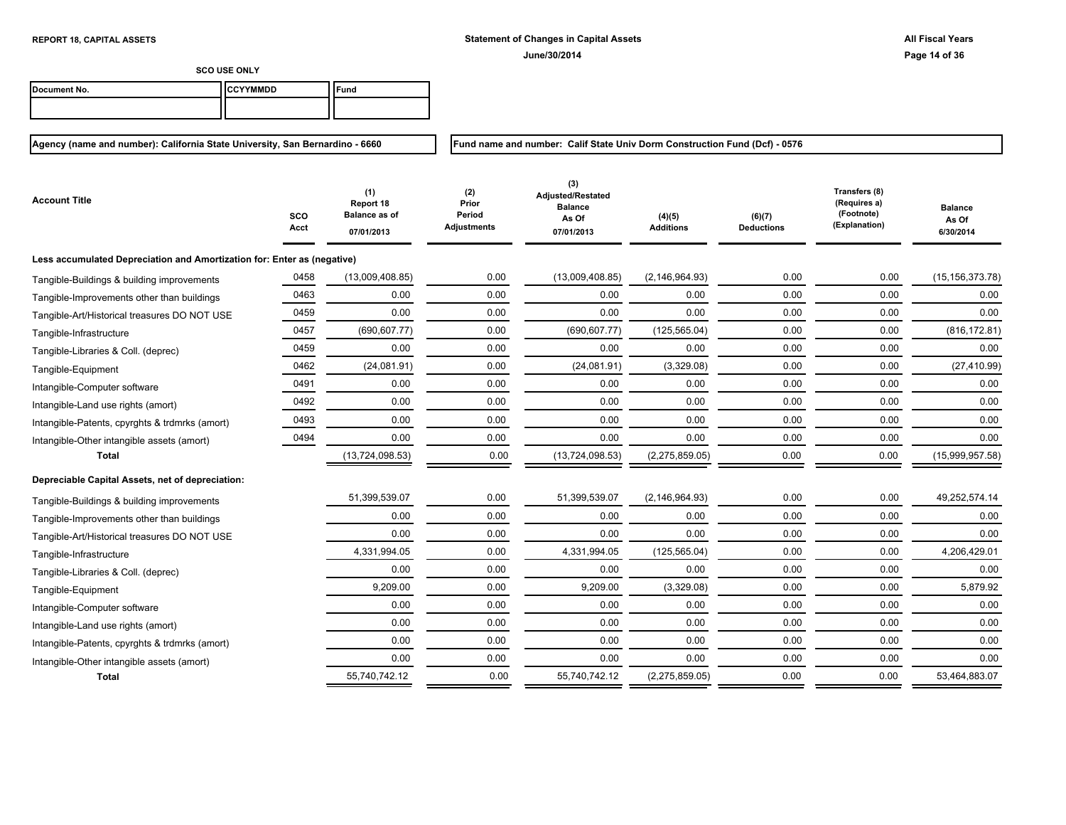REPORT 18, CAPITAL ASSETS

**Statement of Changes in Capital Assets**

**June/30/2014**

**All Fiscal Years**

SCO USE ONLY

| Document No. | CCYYMMDD | Fund |
|---|---|---|
| | | |

**Agency (name and number): California State University, San Bernardino - 6660**

**Fund name and number: Calif State Univ Dorm Construction Fund (Dcf) - 0576**

| Account Title | SCO Acct | (1) Report 18 Balance as of 07/01/2013 | (2) Prior Period Adjustments | (3) Adjusted/Restated Balance As Of 07/01/2013 | (4)(5) Additions | (6)(7) Deductions | Transfers (8) (Requires a) (Footnote) (Explanation) | Balance As Of 6/30/2014 |
|---|---|---|---|---|---|---|---|---|
| **Less accumulated Depreciation and Amortization for: Enter as (negative)** | | | | | | | | |
| Tangible-Buildings & building improvements | 0458 | (13,009,408.85) | 0.00 | (13,009,408.85) | (2,146,964.93) | 0.00 | 0.00 | (15,156,373.78) |
| Tangible-Improvements other than buildings | 0463 | 0.00 | 0.00 | 0.00 | 0.00 | 0.00 | 0.00 | 0.00 |
| Tangible-Art/Historical treasures DO NOT USE | 0459 | 0.00 | 0.00 | 0.00 | 0.00 | 0.00 | 0.00 | 0.00 |
| Tangible-Infrastructure | 0457 | (690,607.77) | 0.00 | (690,607.77) | (125,565.04) | 0.00 | 0.00 | (816,172.81) |
| Tangible-Libraries & Coll. (deprec) | 0459 | 0.00 | 0.00 | 0.00 | 0.00 | 0.00 | 0.00 | 0.00 |
| Tangible-Equipment | 0462 | (24,081.91) | 0.00 | (24,081.91) | (3,329.08) | 0.00 | 0.00 | (27,410.99) |
| Intangible-Computer software | 0491 | 0.00 | 0.00 | 0.00 | 0.00 | 0.00 | 0.00 | 0.00 |
| Intangible-Land use rights (amort) | 0492 | 0.00 | 0.00 | 0.00 | 0.00 | 0.00 | 0.00 | 0.00 |
| Intangible-Patents, cpyrghts & trdmrks (amort) | 0493 | 0.00 | 0.00 | 0.00 | 0.00 | 0.00 | 0.00 | 0.00 |
| Intangible-Other intangible assets (amort) | 0494 | 0.00 | 0.00 | 0.00 | 0.00 | 0.00 | 0.00 | 0.00 |
| **Total** | | (13,724,098.53) | 0.00 | (13,724,098.53) | (2,275,859.05) | 0.00 | 0.00 | (15,999,957.58) |
| **Depreciable Capital Assets, net of depreciation:** | | | | | | | | |
| Tangible-Buildings & building improvements | | 51,399,539.07 | 0.00 | 51,399,539.07 | (2,146,964.93) | 0.00 | 0.00 | 49,252,574.14 |
| Tangible-Improvements other than buildings | | 0.00 | 0.00 | 0.00 | 0.00 | 0.00 | 0.00 | 0.00 |
| Tangible-Art/Historical treasures DO NOT USE | | 0.00 | 0.00 | 0.00 | 0.00 | 0.00 | 0.00 | 0.00 |
| Tangible-Infrastructure | | 4,331,994.05 | 0.00 | 4,331,994.05 | (125,565.04) | 0.00 | 0.00 | 4,206,429.01 |
| Tangible-Libraries & Coll. (deprec) | | 0.00 | 0.00 | 0.00 | 0.00 | 0.00 | 0.00 | 0.00 |
| Tangible-Equipment | | 9,209.00 | 0.00 | 9,209.00 | (3,329.08) | 0.00 | 0.00 | 5,879.92 |
| Intangible-Computer software | | 0.00 | 0.00 | 0.00 | 0.00 | 0.00 | 0.00 | 0.00 |
| Intangible-Land use rights (amort) | | 0.00 | 0.00 | 0.00 | 0.00 | 0.00 | 0.00 | 0.00 |
| Intangible-Patents, cpyrghts & trdmrks (amort) | | 0.00 | 0.00 | 0.00 | 0.00 | 0.00 | 0.00 | 0.00 |
| Intangible-Other intangible assets (amort) | | 0.00 | 0.00 | 0.00 | 0.00 | 0.00 | 0.00 | 0.00 |
| **Total** | | 55,740,742.12 | 0.00 | 55,740,742.12 | (2,275,859.05) | 0.00 | 0.00 | 53,464,883.07 |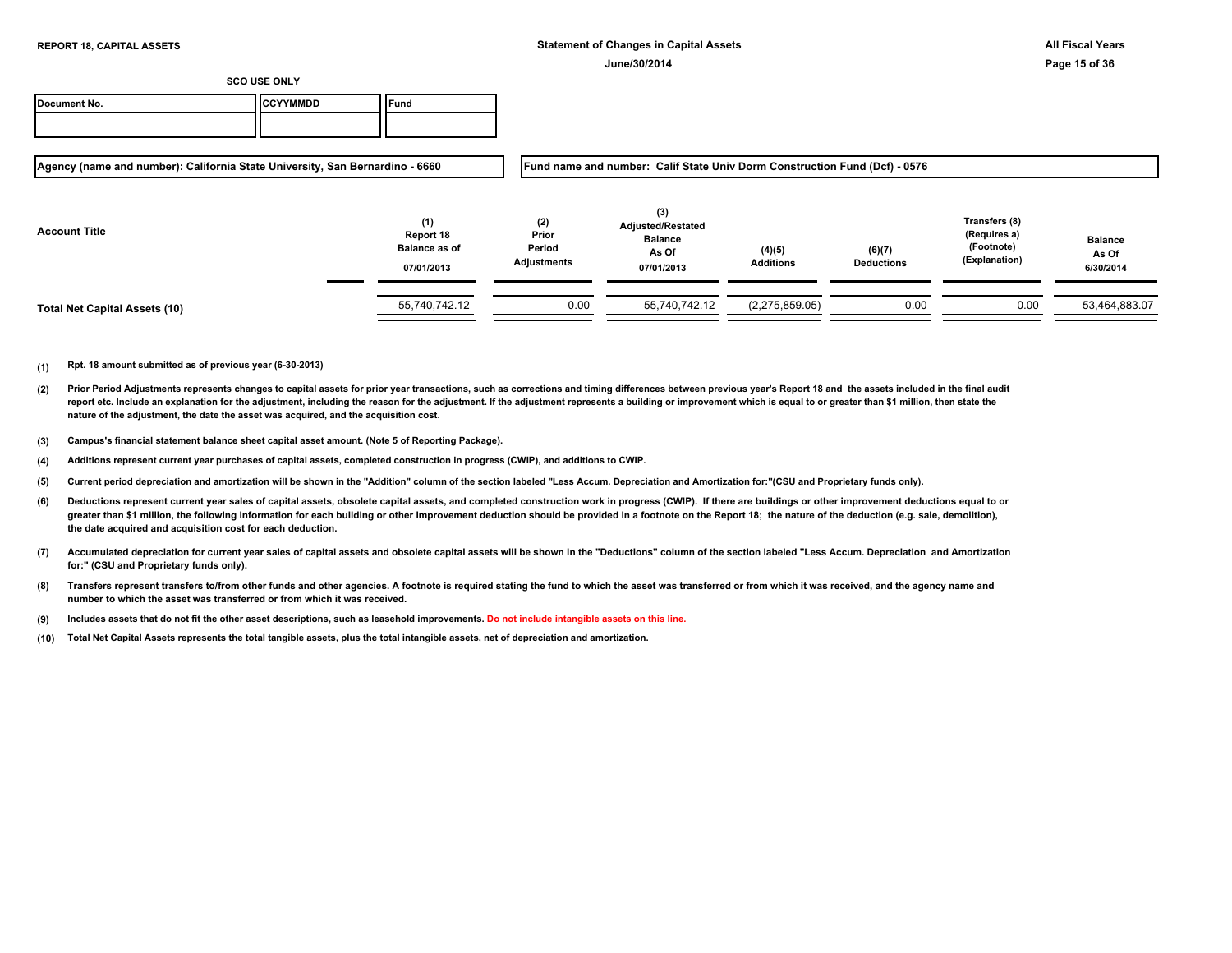**REPORT 18, CAPITAL ASSETS**

**Statement of Changes in Capital Assets**

**June/30/2014**

**All Fiscal Years**

**SCO USE ONLY**

| Document No. | CCYYMMDD | Fund |
|---|---|---|
| | | |

**Agency (name and number): California State University, San Bernardino - 6660**

**Fund name and number: Calif State Univ Dorm Construction Fund (Dcf) - 0576**

| Account Title | (1) Report 18 Balance as of 07/01/2013 | (2) Prior Period Adjustments | (3) Adjusted/Restated Balance As Of 07/01/2013 | (4)(5) Additions | (6)(7) Deductions | Transfers (8) (Requires a) (Footnote) (Explanation) | Balance As Of 6/30/2014 |
|---|---|---|---|---|---|---|---|
| **Total Net Capital Assets (10)** | 55,740,742.12 | 0.00 | 55,740,742.12 | (2,275,859.05) | 0.00 | 0.00 | 53,464,883.07 |

**(1)** Rpt. 18 amount submitted as of previous year (6-30-2013)

**(2)** Prior Period Adjustments represents changes to capital assets for prior year transactions, such as corrections and timing differences between previous year's Report 18 and the assets included in the final audit report etc. Include an explanation for the adjustment, including the reason for the adjustment. If the adjustment represents a building or improvement which is equal to or greater than $1 million, then state the nature of the adjustment, the date the asset was acquired, and the acquisition cost.

**(3)** Campus's financial statement balance sheet capital asset amount. (Note 5 of Reporting Package).

**(4)** Additions represent current year purchases of capital assets, completed construction in progress (CWIP), and additions to CWIP.

**(5)** Current period depreciation and amortization will be shown in the "Addition" column of the section labeled "Less Accum. Depreciation and Amortization for:"(CSU and Proprietary funds only).

**(6)** Deductions represent current year sales of capital assets, obsolete capital assets, and completed construction work in progress (CWIP). If there are buildings or other improvement deductions equal to or greater than $1 million, the following information for each building or other improvement deduction should be provided in a footnote on the Report 18; the nature of the deduction (e.g. sale, demolition), the date acquired and acquisition cost for each deduction.

**(7)** Accumulated depreciation for current year sales of capital assets and obsolete capital assets will be shown in the "Deductions" column of the section labeled "Less Accum. Depreciation and Amortization for:" (CSU and Proprietary funds only).

**(8)** Transfers represent transfers to/from other funds and other agencies. A footnote is required stating the fund to which the asset was transferred or from which it was received, and the agency name and number to which the asset was transferred or from which it was received.

**(9)** Includes assets that do not fit the other asset descriptions, such as leasehold improvements. Do not include intangible assets on this line.

**(10)** Total Net Capital Assets represents the total tangible assets, plus the total intangible assets, net of depreciation and amortization.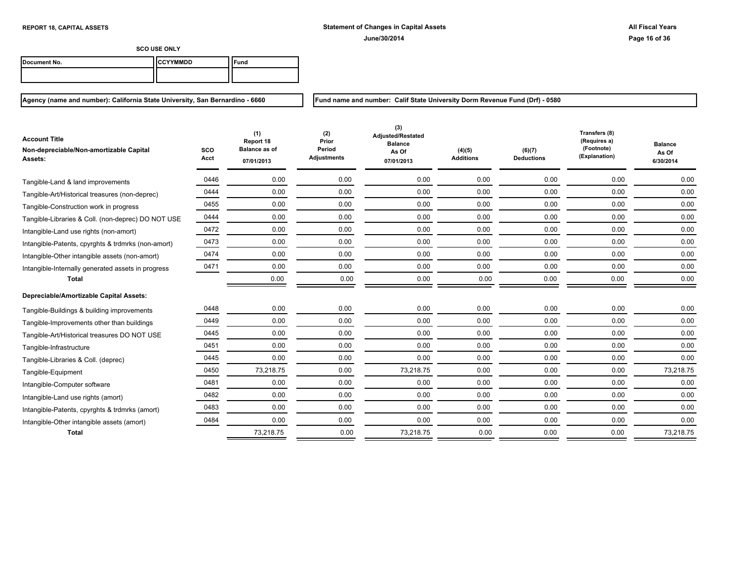**REPORT 18, CAPITAL ASSETS**

**Statement of Changes in Capital Assets**

**June/30/2014**

**All Fiscal Years**

**SCO USE ONLY**

| Document No. | CCYYMMDD | Fund |
|---|---|---|
| | | |

**Agency (name and number): California State University, San Bernardino - 6660**

**Fund name and number: Calif State University Dorm Revenue Fund (Drf) - 0580**

| Account Title<br>Non-depreciable/Non-amortizable Capital Assets: | SCO Acct | (1) Report 18 Balance as of 07/01/2013 | (2) Prior Period Adjustments | (3) Adjusted/Restated Balance As Of 07/01/2013 | (4)(5) Additions | (6)(7) Deductions | Transfers (8) (Requires a) (Footnote) (Explanation) | Balance As Of 6/30/2014 |
|---|---|---|---|---|---|---|---|---|
| Tangible-Land & land improvements | 0446 | 0.00 | 0.00 | 0.00 | 0.00 | 0.00 | 0.00 | 0.00 |
| Tangible-Art/Historical treasures (non-deprec) | 0444 | 0.00 | 0.00 | 0.00 | 0.00 | 0.00 | 0.00 | 0.00 |
| Tangible-Construction work in progress | 0455 | 0.00 | 0.00 | 0.00 | 0.00 | 0.00 | 0.00 | 0.00 |
| Tangible-Libraries & Coll. (non-deprec) DO NOT USE | 0444 | 0.00 | 0.00 | 0.00 | 0.00 | 0.00 | 0.00 | 0.00 |
| Intangible-Land use rights (non-amort) | 0472 | 0.00 | 0.00 | 0.00 | 0.00 | 0.00 | 0.00 | 0.00 |
| Intangible-Patents, cpyrghts & trdmrks (non-amort) | 0473 | 0.00 | 0.00 | 0.00 | 0.00 | 0.00 | 0.00 | 0.00 |
| Intangible-Other intangible assets (non-amort) | 0474 | 0.00 | 0.00 | 0.00 | 0.00 | 0.00 | 0.00 | 0.00 |
| Intangible-Internally generated assets in progress | 0471 | 0.00 | 0.00 | 0.00 | 0.00 | 0.00 | 0.00 | 0.00 |
| **Total** | | 0.00 | 0.00 | 0.00 | 0.00 | 0.00 | 0.00 | 0.00 |
| **Depreciable/Amortizable Capital Assets:** | | | | | | | | |
| Tangible-Buildings & building improvements | 0448 | 0.00 | 0.00 | 0.00 | 0.00 | 0.00 | 0.00 | 0.00 |
| Tangible-Improvements other than buildings | 0449 | 0.00 | 0.00 | 0.00 | 0.00 | 0.00 | 0.00 | 0.00 |
| Tangible-Art/Historical treasures DO NOT USE | 0445 | 0.00 | 0.00 | 0.00 | 0.00 | 0.00 | 0.00 | 0.00 |
| Tangible-Infrastructure | 0451 | 0.00 | 0.00 | 0.00 | 0.00 | 0.00 | 0.00 | 0.00 |
| Tangible-Libraries & Coll. (deprec) | 0445 | 0.00 | 0.00 | 0.00 | 0.00 | 0.00 | 0.00 | 0.00 |
| Tangible-Equipment | 0450 | 73,218.75 | 0.00 | 73,218.75 | 0.00 | 0.00 | 0.00 | 73,218.75 |
| Intangible-Computer software | 0481 | 0.00 | 0.00 | 0.00 | 0.00 | 0.00 | 0.00 | 0.00 |
| Intangible-Land use rights (amort) | 0482 | 0.00 | 0.00 | 0.00 | 0.00 | 0.00 | 0.00 | 0.00 |
| Intangible-Patents, cpyrghts & trdmrks (amort) | 0483 | 0.00 | 0.00 | 0.00 | 0.00 | 0.00 | 0.00 | 0.00 |
| Intangible-Other intangible assets (amort) | 0484 | 0.00 | 0.00 | 0.00 | 0.00 | 0.00 | 0.00 | 0.00 |
| **Total** | | 73,218.75 | 0.00 | 73,218.75 | 0.00 | 0.00 | 0.00 | 73,218.75 |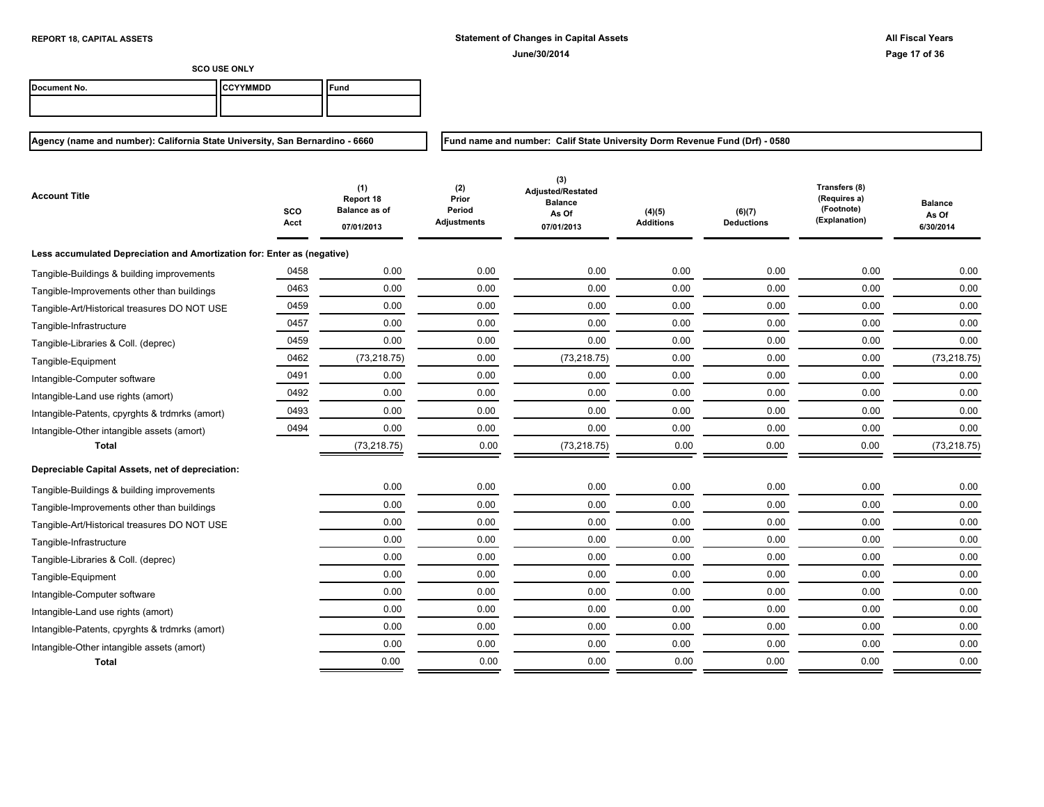**REPORT 18, CAPITAL ASSETS**

**Statement of Changes in Capital Assets**

**June/30/2014**

**All Fiscal Years**

**SCO USE ONLY**

| Document No. | CCYYMMDD | Fund |
|---|---|---|
| | | |

**Agency (name and number): California State University, San Bernardino - 6660**

**Fund name and number: Calif State University Dorm Revenue Fund (Drf) - 0580**

| Account Title | SCO Acct | (1) Report 18 Balance as of 07/01/2013 | (2) Prior Period Adjustments | (3) Adjusted/Restated Balance As Of 07/01/2013 | (4)(5) Additions | (6)(7) Deductions | Transfers (8) (Requires a) (Footnote) (Explanation) | Balance As Of 6/30/2014 |
|---|---|---|---|---|---|---|---|---|
| **Less accumulated Depreciation and Amortization for: Enter as (negative)** | | | | | | | | |
| Tangible-Buildings & building improvements | 0458 | 0.00 | 0.00 | 0.00 | 0.00 | 0.00 | 0.00 | 0.00 |
| Tangible-Improvements other than buildings | 0463 | 0.00 | 0.00 | 0.00 | 0.00 | 0.00 | 0.00 | 0.00 |
| Tangible-Art/Historical treasures DO NOT USE | 0459 | 0.00 | 0.00 | 0.00 | 0.00 | 0.00 | 0.00 | 0.00 |
| Tangible-Infrastructure | 0457 | 0.00 | 0.00 | 0.00 | 0.00 | 0.00 | 0.00 | 0.00 |
| Tangible-Libraries & Coll. (deprec) | 0459 | 0.00 | 0.00 | 0.00 | 0.00 | 0.00 | 0.00 | 0.00 |
| Tangible-Equipment | 0462 | (73,218.75) | 0.00 | (73,218.75) | 0.00 | 0.00 | 0.00 | (73,218.75) |
| Intangible-Computer software | 0491 | 0.00 | 0.00 | 0.00 | 0.00 | 0.00 | 0.00 | 0.00 |
| Intangible-Land use rights (amort) | 0492 | 0.00 | 0.00 | 0.00 | 0.00 | 0.00 | 0.00 | 0.00 |
| Intangible-Patents, cpyrghts & trdmrks (amort) | 0493 | 0.00 | 0.00 | 0.00 | 0.00 | 0.00 | 0.00 | 0.00 |
| Intangible-Other intangible assets (amort) | 0494 | 0.00 | 0.00 | 0.00 | 0.00 | 0.00 | 0.00 | 0.00 |
| **Total** | | (73,218.75) | 0.00 | (73,218.75) | 0.00 | 0.00 | 0.00 | (73,218.75) |
| **Depreciable Capital Assets, net of depreciation:** | | | | | | | | |
| Tangible-Buildings & building improvements | | 0.00 | 0.00 | 0.00 | 0.00 | 0.00 | 0.00 | 0.00 |
| Tangible-Improvements other than buildings | | 0.00 | 0.00 | 0.00 | 0.00 | 0.00 | 0.00 | 0.00 |
| Tangible-Art/Historical treasures DO NOT USE | | 0.00 | 0.00 | 0.00 | 0.00 | 0.00 | 0.00 | 0.00 |
| Tangible-Infrastructure | | 0.00 | 0.00 | 0.00 | 0.00 | 0.00 | 0.00 | 0.00 |
| Tangible-Libraries & Coll. (deprec) | | 0.00 | 0.00 | 0.00 | 0.00 | 0.00 | 0.00 | 0.00 |
| Tangible-Equipment | | 0.00 | 0.00 | 0.00 | 0.00 | 0.00 | 0.00 | 0.00 |
| Intangible-Computer software | | 0.00 | 0.00 | 0.00 | 0.00 | 0.00 | 0.00 | 0.00 |
| Intangible-Land use rights (amort) | | 0.00 | 0.00 | 0.00 | 0.00 | 0.00 | 0.00 | 0.00 |
| Intangible-Patents, cpyrghts & trdmrks (amort) | | 0.00 | 0.00 | 0.00 | 0.00 | 0.00 | 0.00 | 0.00 |
| Intangible-Other intangible assets (amort) | | 0.00 | 0.00 | 0.00 | 0.00 | 0.00 | 0.00 | 0.00 |
| **Total** | | 0.00 | 0.00 | 0.00 | 0.00 | 0.00 | 0.00 | 0.00 |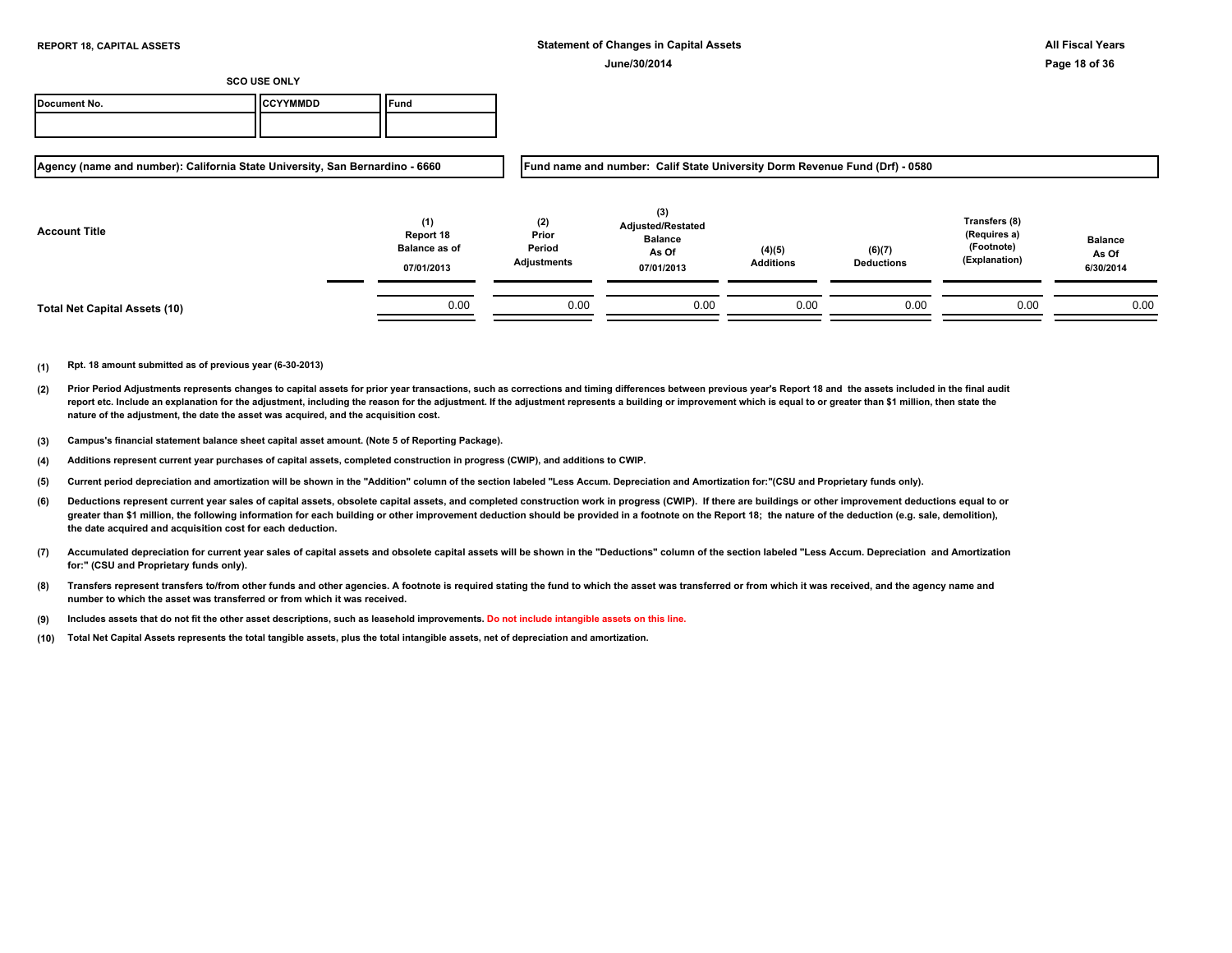**REPORT 18, CAPITAL ASSETS**

**Statement of Changes in Capital Assets**

**June/30/2014**

**All Fiscal Years**

**SCO USE ONLY**

| Document No. | CCYYMMDD | Fund |
|---|---|---|
| | | |

**Agency (name and number): California State University, San Bernardino - 6660**

**Fund name and number: Calif State University Dorm Revenue Fund (Drf) - 0580**

| Account Title | (1) Report 18 Balance as of 07/01/2013 | (2) Prior Period Adjustments | (3) Adjusted/Restated Balance As Of 07/01/2013 | (4)(5) Additions | (6)(7) Deductions | Transfers (8) (Requires a) (Footnote) (Explanation) | Balance As Of 6/30/2014 |
|---|---|---|---|---|---|---|---|
| **Total Net Capital Assets (10)** | 0.00 | 0.00 | 0.00 | 0.00 | 0.00 | 0.00 | 0.00 |

**(1)** Rpt. 18 amount submitted as of previous year (6-30-2013)

**(2)** Prior Period Adjustments represents changes to capital assets for prior year transactions, such as corrections and timing differences between previous year's Report 18 and the assets included in the final audit report etc. Include an explanation for the adjustment, including the reason for the adjustment. If the adjustment represents a building or improvement which is equal to or greater than $1 million, then state the nature of the adjustment, the date the asset was acquired, and the acquisition cost.

**(3)** Campus's financial statement balance sheet capital asset amount. (Note 5 of Reporting Package).

**(4)** Additions represent current year purchases of capital assets, completed construction in progress (CWIP), and additions to CWIP.

**(5)** Current period depreciation and amortization will be shown in the "Addition" column of the section labeled "Less Accum. Depreciation and Amortization for:"(CSU and Proprietary funds only).

**(6)** Deductions represent current year sales of capital assets, obsolete capital assets, and completed construction work in progress (CWIP). If there are buildings or other improvement deductions equal to or greater than $1 million, the following information for each building or other improvement deduction should be provided in a footnote on the Report 18; the nature of the deduction (e.g. sale, demolition), the date acquired and acquisition cost for each deduction.

**(7)** Accumulated depreciation for current year sales of capital assets and obsolete capital assets will be shown in the "Deductions" column of the section labeled "Less Accum. Depreciation and Amortization for:" (CSU and Proprietary funds only).

**(8)** Transfers represent transfers to/from other funds and other agencies. A footnote is required stating the fund to which the asset was transferred or from which it was received, and the agency name and number to which the asset was transferred or from which it was received.

**(9)** Includes assets that do not fit the other asset descriptions, such as leasehold improvements. Do not include intangible assets on this line.

**(10)** Total Net Capital Assets represents the total tangible assets, plus the total intangible assets, net of depreciation and amortization.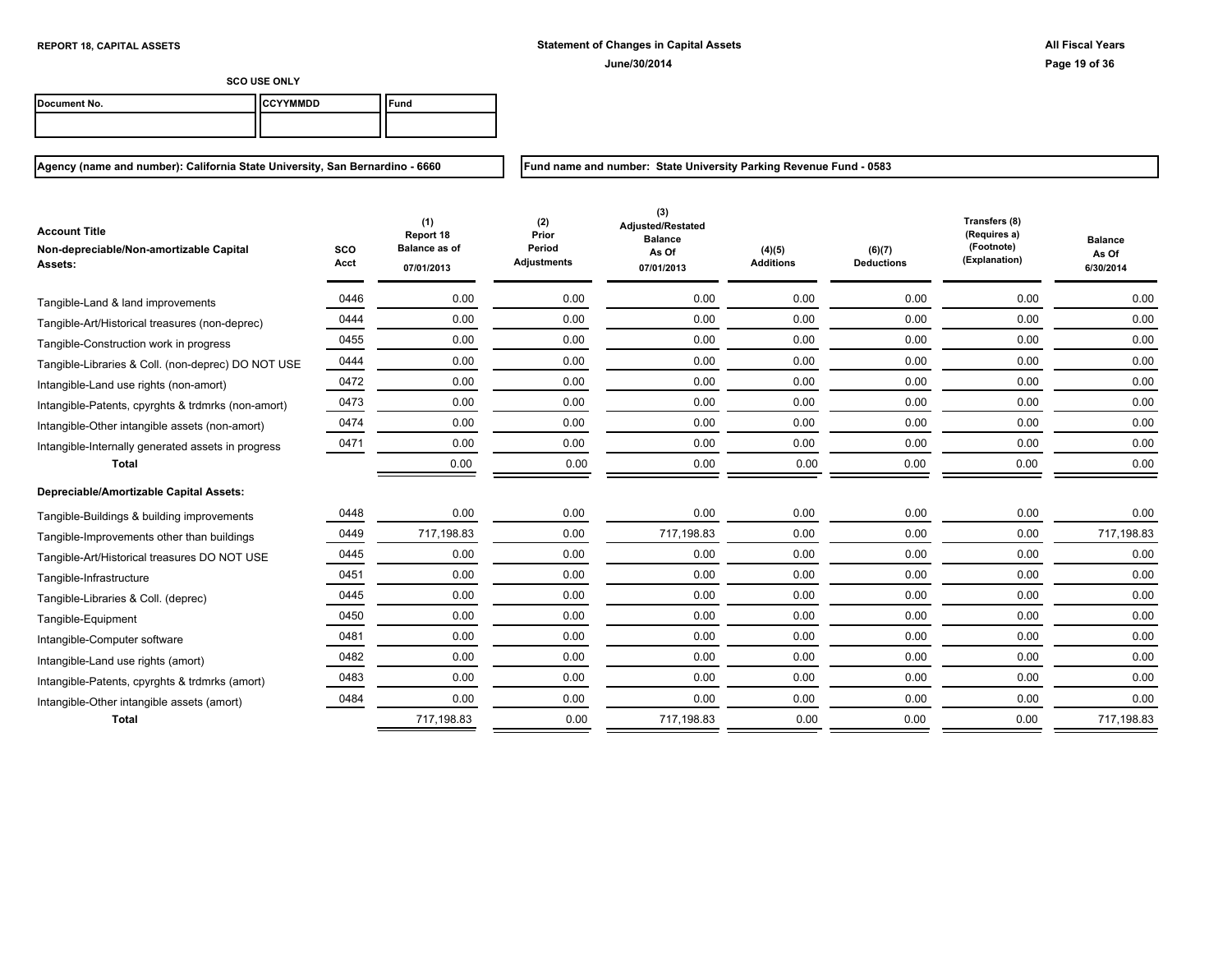**REPORT 18, CAPITAL ASSETS**

**Statement of Changes in Capital Assets**

**June/30/2014**

**All Fiscal Years**

**SCO USE ONLY**

| Document No. | CCYYMMDD | Fund |
|---|---|---|
| | | |

**Agency (name and number): California State University, San Bernardino - 6660**

**Fund name and number: State University Parking Revenue Fund - 0583**

| Account Title<br>Non-depreciable/Non-amortizable Capital Assets: | SCO Acct | (1)<br>Report 18<br>Balance as of<br>07/01/2013 | (2)<br>Prior Period Adjustments | (3)<br>Adjusted/Restated Balance As Of<br>07/01/2013 | (4)(5)<br>Additions | (6)(7)<br>Deductions | Transfers (8)<br>(Requires a)<br>(Footnote)<br>(Explanation) | Balance As Of<br>6/30/2014 |
|---|---|---|---|---|---|---|---|---|
| Tangible-Land & land improvements | 0446 | 0.00 | 0.00 | 0.00 | 0.00 | 0.00 | 0.00 | 0.00 |
| Tangible-Art/Historical treasures (non-deprec) | 0444 | 0.00 | 0.00 | 0.00 | 0.00 | 0.00 | 0.00 | 0.00 |
| Tangible-Construction work in progress | 0455 | 0.00 | 0.00 | 0.00 | 0.00 | 0.00 | 0.00 | 0.00 |
| Tangible-Libraries & Coll. (non-deprec) DO NOT USE | 0444 | 0.00 | 0.00 | 0.00 | 0.00 | 0.00 | 0.00 | 0.00 |
| Intangible-Land use rights (non-amort) | 0472 | 0.00 | 0.00 | 0.00 | 0.00 | 0.00 | 0.00 | 0.00 |
| Intangible-Patents, cpyrghts & trdmrks (non-amort) | 0473 | 0.00 | 0.00 | 0.00 | 0.00 | 0.00 | 0.00 | 0.00 |
| Intangible-Other intangible assets (non-amort) | 0474 | 0.00 | 0.00 | 0.00 | 0.00 | 0.00 | 0.00 | 0.00 |
| Intangible-Internally generated assets in progress | 0471 | 0.00 | 0.00 | 0.00 | 0.00 | 0.00 | 0.00 | 0.00 |
| **Total** | | 0.00 | 0.00 | 0.00 | 0.00 | 0.00 | 0.00 | 0.00 |
| **Depreciable/Amortizable Capital Assets:** | | | | | | | | |
| Tangible-Buildings & building improvements | 0448 | 0.00 | 0.00 | 0.00 | 0.00 | 0.00 | 0.00 | 0.00 |
| Tangible-Improvements other than buildings | 0449 | 717,198.83 | 0.00 | 717,198.83 | 0.00 | 0.00 | 0.00 | 717,198.83 |
| Tangible-Art/Historical treasures DO NOT USE | 0445 | 0.00 | 0.00 | 0.00 | 0.00 | 0.00 | 0.00 | 0.00 |
| Tangible-Infrastructure | 0451 | 0.00 | 0.00 | 0.00 | 0.00 | 0.00 | 0.00 | 0.00 |
| Tangible-Libraries & Coll. (deprec) | 0445 | 0.00 | 0.00 | 0.00 | 0.00 | 0.00 | 0.00 | 0.00 |
| Tangible-Equipment | 0450 | 0.00 | 0.00 | 0.00 | 0.00 | 0.00 | 0.00 | 0.00 |
| Intangible-Computer software | 0481 | 0.00 | 0.00 | 0.00 | 0.00 | 0.00 | 0.00 | 0.00 |
| Intangible-Land use rights (amort) | 0482 | 0.00 | 0.00 | 0.00 | 0.00 | 0.00 | 0.00 | 0.00 |
| Intangible-Patents, cpyrghts & trdmrks (amort) | 0483 | 0.00 | 0.00 | 0.00 | 0.00 | 0.00 | 0.00 | 0.00 |
| Intangible-Other intangible assets (amort) | 0484 | 0.00 | 0.00 | 0.00 | 0.00 | 0.00 | 0.00 | 0.00 |
| **Total** | | 717,198.83 | 0.00 | 717,198.83 | 0.00 | 0.00 | 0.00 | 717,198.83 |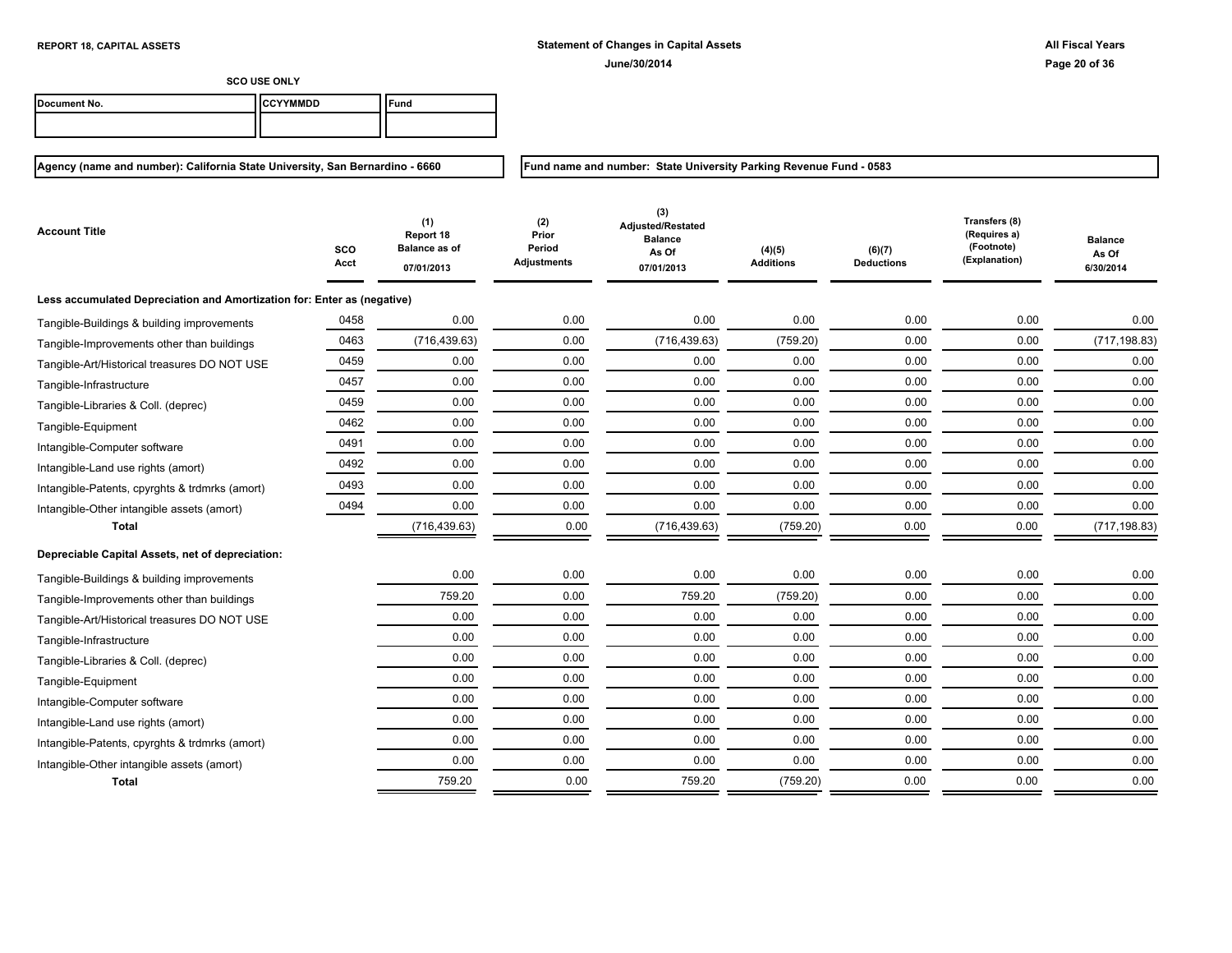**REPORT 18, CAPITAL ASSETS**

**Statement of Changes in Capital Assets**

**June/30/2014**

**All Fiscal Years**

**SCO USE ONLY**

| Document No. | CCYYMMDD | Fund |
|---|---|---|
| | | |

**Agency (name and number): California State University, San Bernardino - 6660**

**Fund name and number: State University Parking Revenue Fund - 0583**

| Account Title | SCO Acct | (1) Report 18 Balance as of 07/01/2013 | (2) Prior Period Adjustments | (3) Adjusted/Restated Balance As Of 07/01/2013 | (4)(5) Additions | (6)(7) Deductions | Transfers (8) (Requires a) (Footnote) (Explanation) | Balance As Of 6/30/2014 |
|---|---|---|---|---|---|---|---|---|
| **Less accumulated Depreciation and Amortization for: Enter as (negative)** | | | | | | | | |
| Tangible-Buildings & building improvements | 0458 | 0.00 | 0.00 | 0.00 | 0.00 | 0.00 | 0.00 | 0.00 |
| Tangible-Improvements other than buildings | 0463 | (716,439.63) | 0.00 | (716,439.63) | (759.20) | 0.00 | 0.00 | (717,198.83) |
| Tangible-Art/Historical treasures DO NOT USE | 0459 | 0.00 | 0.00 | 0.00 | 0.00 | 0.00 | 0.00 | 0.00 |
| Tangible-Infrastructure | 0457 | 0.00 | 0.00 | 0.00 | 0.00 | 0.00 | 0.00 | 0.00 |
| Tangible-Libraries & Coll. (deprec) | 0459 | 0.00 | 0.00 | 0.00 | 0.00 | 0.00 | 0.00 | 0.00 |
| Tangible-Equipment | 0462 | 0.00 | 0.00 | 0.00 | 0.00 | 0.00 | 0.00 | 0.00 |
| Intangible-Computer software | 0491 | 0.00 | 0.00 | 0.00 | 0.00 | 0.00 | 0.00 | 0.00 |
| Intangible-Land use rights (amort) | 0492 | 0.00 | 0.00 | 0.00 | 0.00 | 0.00 | 0.00 | 0.00 |
| Intangible-Patents, cpyrghts & trdmrks (amort) | 0493 | 0.00 | 0.00 | 0.00 | 0.00 | 0.00 | 0.00 | 0.00 |
| Intangible-Other intangible assets (amort) | 0494 | 0.00 | 0.00 | 0.00 | 0.00 | 0.00 | 0.00 | 0.00 |
| **Total** | | (716,439.63) | 0.00 | (716,439.63) | (759.20) | 0.00 | 0.00 | (717,198.83) |
| **Depreciable Capital Assets, net of depreciation:** | | | | | | | | |
| Tangible-Buildings & building improvements | | 0.00 | 0.00 | 0.00 | 0.00 | 0.00 | 0.00 | 0.00 |
| Tangible-Improvements other than buildings | | 759.20 | 0.00 | 759.20 | (759.20) | 0.00 | 0.00 | 0.00 |
| Tangible-Art/Historical treasures DO NOT USE | | 0.00 | 0.00 | 0.00 | 0.00 | 0.00 | 0.00 | 0.00 |
| Tangible-Infrastructure | | 0.00 | 0.00 | 0.00 | 0.00 | 0.00 | 0.00 | 0.00 |
| Tangible-Libraries & Coll. (deprec) | | 0.00 | 0.00 | 0.00 | 0.00 | 0.00 | 0.00 | 0.00 |
| Tangible-Equipment | | 0.00 | 0.00 | 0.00 | 0.00 | 0.00 | 0.00 | 0.00 |
| Intangible-Computer software | | 0.00 | 0.00 | 0.00 | 0.00 | 0.00 | 0.00 | 0.00 |
| Intangible-Land use rights (amort) | | 0.00 | 0.00 | 0.00 | 0.00 | 0.00 | 0.00 | 0.00 |
| Intangible-Patents, cpyrghts & trdmrks (amort) | | 0.00 | 0.00 | 0.00 | 0.00 | 0.00 | 0.00 | 0.00 |
| Intangible-Other intangible assets (amort) | | 0.00 | 0.00 | 0.00 | 0.00 | 0.00 | 0.00 | 0.00 |
| **Total** | | 759.20 | 0.00 | 759.20 | (759.20) | 0.00 | 0.00 | 0.00 |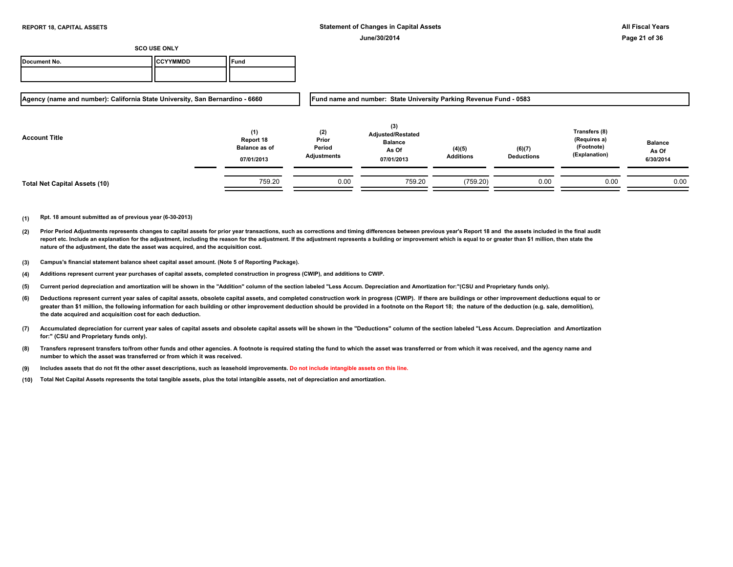**REPORT 18, CAPITAL ASSETS**

**Statement of Changes in Capital Assets**

**June/30/2014**

**All Fiscal Years**

**SCO USE ONLY**

| Document No. | CCYYMMDD | Fund |
|---|---|---|
| | | |

**Agency (name and number): California State University, San Bernardino - 6660**

**Fund name and number: State University Parking Revenue Fund - 0583**

| Account Title | (1) Report 18 Balance as of 07/01/2013 | (2) Prior Period Adjustments | (3) Adjusted/Restated Balance As Of 07/01/2013 | (4)(5) Additions | (6)(7) Deductions | Transfers (8) (Requires a) (Footnote) (Explanation) | Balance As Of 6/30/2014 |
|---|---|---|---|---|---|---|---|
| **Total Net Capital Assets (10)** | 759.20 | 0.00 | 759.20 | (759.20) | 0.00 | 0.00 | 0.00 |

**(1)** Rpt. 18 amount submitted as of previous year (6-30-2013)

**(2)** Prior Period Adjustments represents changes to capital assets for prior year transactions, such as corrections and timing differences between previous year's Report 18 and the assets included in the final audit report etc. Include an explanation for the adjustment, including the reason for the adjustment. If the adjustment represents a building or improvement which is equal to or greater than $1 million, then state the nature of the adjustment, the date the asset was acquired, and the acquisition cost.

**(3)** Campus's financial statement balance sheet capital asset amount. (Note 5 of Reporting Package).

**(4)** Additions represent current year purchases of capital assets, completed construction in progress (CWIP), and additions to CWIP.

**(5)** Current period depreciation and amortization will be shown in the "Addition" column of the section labeled "Less Accum. Depreciation and Amortization for:"(CSU and Proprietary funds only).

**(6)** Deductions represent current year sales of capital assets, obsolete capital assets, and completed construction work in progress (CWIP). If there are buildings or other improvement deductions equal to or greater than $1 million, the following information for each building or other improvement deduction should be provided in a footnote on the Report 18; the nature of the deduction (e.g. sale, demolition), the date acquired and acquisition cost for each deduction.

**(7)** Accumulated depreciation for current year sales of capital assets and obsolete capital assets will be shown in the "Deductions" column of the section labeled "Less Accum. Depreciation and Amortization for:" (CSU and Proprietary funds only).

**(8)** Transfers represent transfers to/from other funds and other agencies. A footnote is required stating the fund to which the asset was transferred or from which it was received, and the agency name and number to which the asset was transferred or from which it was received.

**(9)** Includes assets that do not fit the other asset descriptions, such as leasehold improvements. Do not include intangible assets on this line.

**(10)** Total Net Capital Assets represents the total tangible assets, plus the total intangible assets, net of depreciation and amortization.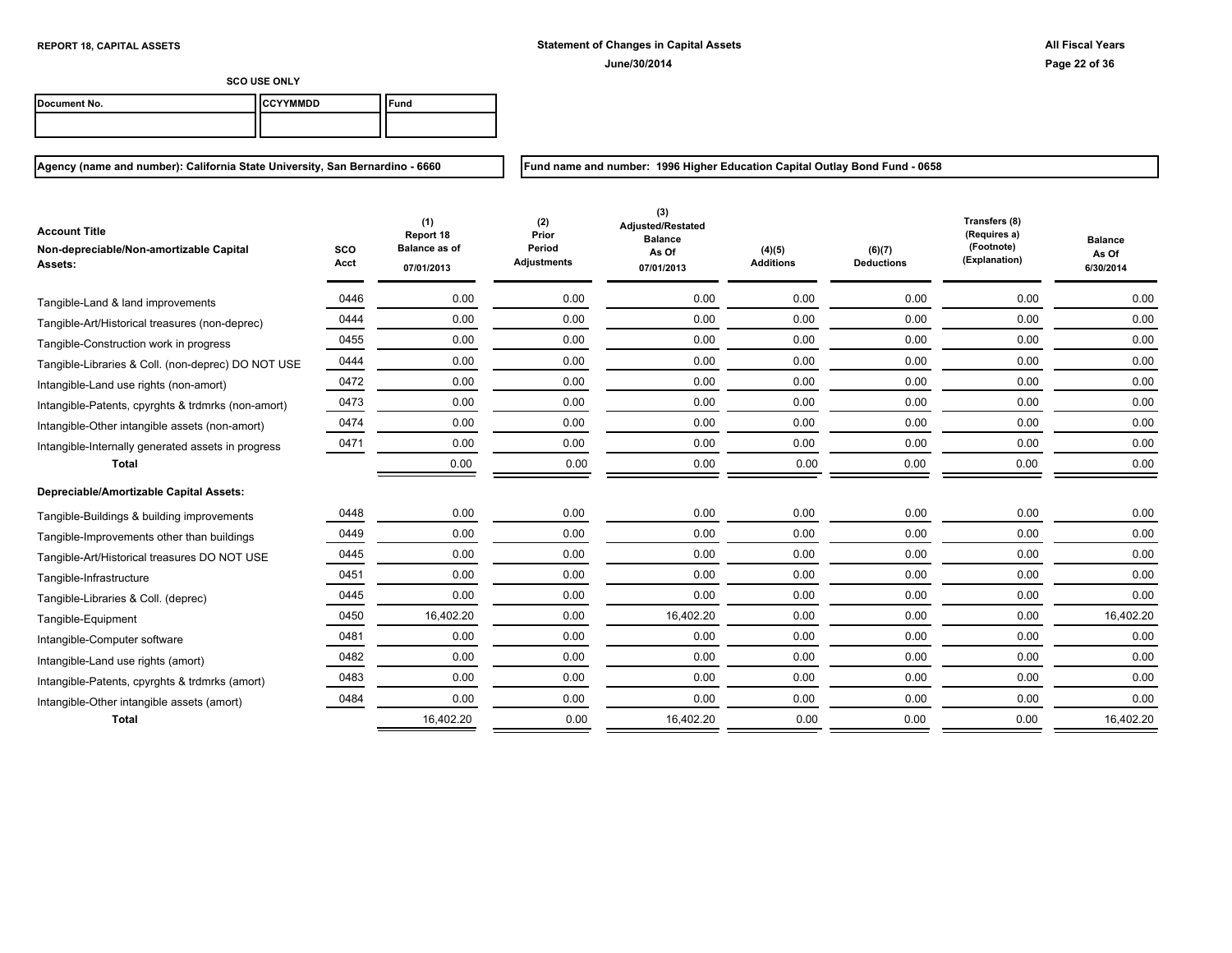**REPORT 18, CAPITAL ASSETS**

**Statement of Changes in Capital Assets**
**June/30/2014**

**All Fiscal Years**

**SCO USE ONLY**

| Document No. | CCYYMMDD | Fund |
|---|---|---|
| | | |

**Agency (name and number): California State University, San Bernardino - 6660**

**Fund name and number: 1996 Higher Education Capital Outlay Bond Fund - 0658**

| Account Title<br>Non-depreciable/Non-amortizable Capital Assets: | SCO Acct | (1)<br>Report 18<br>Balance as of<br>07/01/2013 | (2)<br>Prior Period Adjustments | (3)<br>Adjusted/Restated Balance As Of 07/01/2013 | (4)(5)<br>Additions | (6)(7)<br>Deductions | Transfers (8)<br>(Requires a)<br>(Footnote)<br>(Explanation) | Balance As Of 6/30/2014 |
|---|---|---|---|---|---|---|---|---|
| Tangible-Land & land improvements | 0446 | 0.00 | 0.00 | 0.00 | 0.00 | 0.00 | 0.00 | 0.00 |
| Tangible-Art/Historical treasures (non-deprec) | 0444 | 0.00 | 0.00 | 0.00 | 0.00 | 0.00 | 0.00 | 0.00 |
| Tangible-Construction work in progress | 0455 | 0.00 | 0.00 | 0.00 | 0.00 | 0.00 | 0.00 | 0.00 |
| Tangible-Libraries & Coll. (non-deprec) DO NOT USE | 0444 | 0.00 | 0.00 | 0.00 | 0.00 | 0.00 | 0.00 | 0.00 |
| Intangible-Land use rights (non-amort) | 0472 | 0.00 | 0.00 | 0.00 | 0.00 | 0.00 | 0.00 | 0.00 |
| Intangible-Patents, cpyrghts & trdmrks (non-amort) | 0473 | 0.00 | 0.00 | 0.00 | 0.00 | 0.00 | 0.00 | 0.00 |
| Intangible-Other intangible assets (non-amort) | 0474 | 0.00 | 0.00 | 0.00 | 0.00 | 0.00 | 0.00 | 0.00 |
| Intangible-Internally generated assets in progress | 0471 | 0.00 | 0.00 | 0.00 | 0.00 | 0.00 | 0.00 | 0.00 |
| **Total** | | 0.00 | 0.00 | 0.00 | 0.00 | 0.00 | 0.00 | 0.00 |
| **Depreciable/Amortizable Capital Assets:** | | | | | | | | |
| Tangible-Buildings & building improvements | 0448 | 0.00 | 0.00 | 0.00 | 0.00 | 0.00 | 0.00 | 0.00 |
| Tangible-Improvements other than buildings | 0449 | 0.00 | 0.00 | 0.00 | 0.00 | 0.00 | 0.00 | 0.00 |
| Tangible-Art/Historical treasures DO NOT USE | 0445 | 0.00 | 0.00 | 0.00 | 0.00 | 0.00 | 0.00 | 0.00 |
| Tangible-Infrastructure | 0451 | 0.00 | 0.00 | 0.00 | 0.00 | 0.00 | 0.00 | 0.00 |
| Tangible-Libraries & Coll. (deprec) | 0445 | 0.00 | 0.00 | 0.00 | 0.00 | 0.00 | 0.00 | 0.00 |
| Tangible-Equipment | 0450 | 16,402.20 | 0.00 | 16,402.20 | 0.00 | 0.00 | 0.00 | 16,402.20 |
| Intangible-Computer software | 0481 | 0.00 | 0.00 | 0.00 | 0.00 | 0.00 | 0.00 | 0.00 |
| Intangible-Land use rights (amort) | 0482 | 0.00 | 0.00 | 0.00 | 0.00 | 0.00 | 0.00 | 0.00 |
| Intangible-Patents, cpyrghts & trdmrks (amort) | 0483 | 0.00 | 0.00 | 0.00 | 0.00 | 0.00 | 0.00 | 0.00 |
| Intangible-Other intangible assets (amort) | 0484 | 0.00 | 0.00 | 0.00 | 0.00 | 0.00 | 0.00 | 0.00 |
| **Total** | | 16,402.20 | 0.00 | 16,402.20 | 0.00 | 0.00 | 0.00 | 16,402.20 |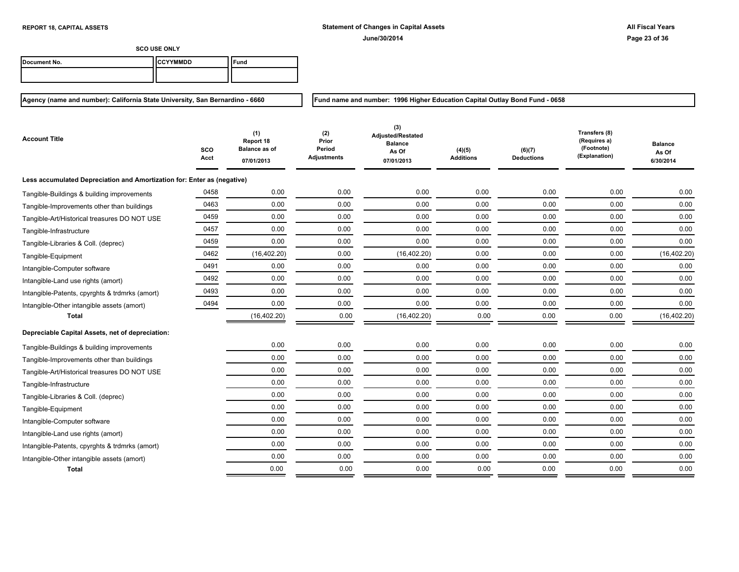**REPORT 18, CAPITAL ASSETS**

**Statement of Changes in Capital Assets**
**June/30/2014**

**All Fiscal Years**

**SCO USE ONLY**

| Document No. | CCYYMMDD | Fund |
|---|---|---|
| | | |

**Agency (name and number): California State University, San Bernardino - 6660**

**Fund name and number: 1996 Higher Education Capital Outlay Bond Fund - 0658**

| Account Title | SCO Acct | (1) Report 18 Balance as of 07/01/2013 | (2) Prior Period Adjustments | (3) Adjusted/Restated Balance As Of 07/01/2013 | (4)(5) Additions | (6)(7) Deductions | Transfers (8) (Requires a) (Footnote) (Explanation) | Balance As Of 6/30/2014 |
|---|---|---|---|---|---|---|---|---|
| **Less accumulated Depreciation and Amortization for: Enter as (negative)** | | | | | | | | |
| Tangible-Buildings & building improvements | 0458 | 0.00 | 0.00 | 0.00 | 0.00 | 0.00 | 0.00 | 0.00 |
| Tangible-Improvements other than buildings | 0463 | 0.00 | 0.00 | 0.00 | 0.00 | 0.00 | 0.00 | 0.00 |
| Tangible-Art/Historical treasures DO NOT USE | 0459 | 0.00 | 0.00 | 0.00 | 0.00 | 0.00 | 0.00 | 0.00 |
| Tangible-Infrastructure | 0457 | 0.00 | 0.00 | 0.00 | 0.00 | 0.00 | 0.00 | 0.00 |
| Tangible-Libraries & Coll. (deprec) | 0459 | 0.00 | 0.00 | 0.00 | 0.00 | 0.00 | 0.00 | 0.00 |
| Tangible-Equipment | 0462 | (16,402.20) | 0.00 | (16,402.20) | 0.00 | 0.00 | 0.00 | (16,402.20) |
| Intangible-Computer software | 0491 | 0.00 | 0.00 | 0.00 | 0.00 | 0.00 | 0.00 | 0.00 |
| Intangible-Land use rights (amort) | 0492 | 0.00 | 0.00 | 0.00 | 0.00 | 0.00 | 0.00 | 0.00 |
| Intangible-Patents, cpyrghts & trdmrks (amort) | 0493 | 0.00 | 0.00 | 0.00 | 0.00 | 0.00 | 0.00 | 0.00 |
| Intangible-Other intangible assets (amort) | 0494 | 0.00 | 0.00 | 0.00 | 0.00 | 0.00 | 0.00 | 0.00 |
| **Total** | | (16,402.20) | 0.00 | (16,402.20) | 0.00 | 0.00 | 0.00 | (16,402.20) |
| **Depreciable Capital Assets, net of depreciation:** | | | | | | | | |
| Tangible-Buildings & building improvements | | 0.00 | 0.00 | 0.00 | 0.00 | 0.00 | 0.00 | 0.00 |
| Tangible-Improvements other than buildings | | 0.00 | 0.00 | 0.00 | 0.00 | 0.00 | 0.00 | 0.00 |
| Tangible-Art/Historical treasures DO NOT USE | | 0.00 | 0.00 | 0.00 | 0.00 | 0.00 | 0.00 | 0.00 |
| Tangible-Infrastructure | | 0.00 | 0.00 | 0.00 | 0.00 | 0.00 | 0.00 | 0.00 |
| Tangible-Libraries & Coll. (deprec) | | 0.00 | 0.00 | 0.00 | 0.00 | 0.00 | 0.00 | 0.00 |
| Tangible-Equipment | | 0.00 | 0.00 | 0.00 | 0.00 | 0.00 | 0.00 | 0.00 |
| Intangible-Computer software | | 0.00 | 0.00 | 0.00 | 0.00 | 0.00 | 0.00 | 0.00 |
| Intangible-Land use rights (amort) | | 0.00 | 0.00 | 0.00 | 0.00 | 0.00 | 0.00 | 0.00 |
| Intangible-Patents, cpyrghts & trdmrks (amort) | | 0.00 | 0.00 | 0.00 | 0.00 | 0.00 | 0.00 | 0.00 |
| Intangible-Other intangible assets (amort) | | 0.00 | 0.00 | 0.00 | 0.00 | 0.00 | 0.00 | 0.00 |
| **Total** | | 0.00 | 0.00 | 0.00 | 0.00 | 0.00 | 0.00 | 0.00 |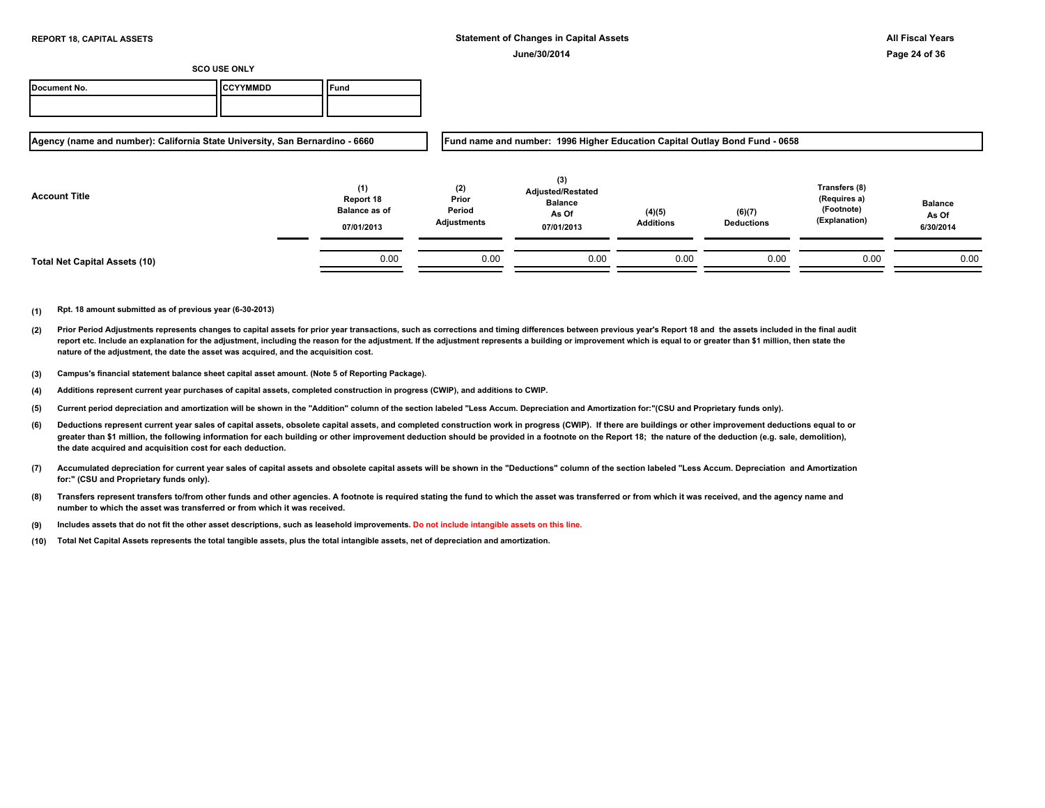**REPORT 18, CAPITAL ASSETS**

**Statement of Changes in Capital Assets**

**June/30/2014**

**All Fiscal Years**

**SCO USE ONLY**

| Document No. | CCYYMMDD | Fund |
|---|---|---|
| | | |

**Agency (name and number): California State University, San Bernardino - 6660**

**Fund name and number: 1996 Higher Education Capital Outlay Bond Fund - 0658**

| Account Title | (1) Report 18 Balance as of 07/01/2013 | (2) Prior Period Adjustments | (3) Adjusted/Restated Balance As Of 07/01/2013 | (4)(5) Additions | (6)(7) Deductions | Transfers (8) (Requires a) (Footnote) (Explanation) | Balance As Of 6/30/2014 |
|---|---|---|---|---|---|---|---|
| **Total Net Capital Assets (10)** | 0.00 | 0.00 | 0.00 | 0.00 | 0.00 | 0.00 | 0.00 |

**(1)** Rpt. 18 amount submitted as of previous year (6-30-2013)

**(2)** Prior Period Adjustments represents changes to capital assets for prior year transactions, such as corrections and timing differences between previous year's Report 18 and the assets included in the final audit report etc. Include an explanation for the adjustment, including the reason for the adjustment. If the adjustment represents a building or improvement which is equal to or greater than $1 million, then state the nature of the adjustment, the date the asset was acquired, and the acquisition cost.

**(3)** Campus's financial statement balance sheet capital asset amount. (Note 5 of Reporting Package).

**(4)** Additions represent current year purchases of capital assets, completed construction in progress (CWIP), and additions to CWIP.

**(5)** Current period depreciation and amortization will be shown in the "Addition" column of the section labeled "Less Accum. Depreciation and Amortization for:"(CSU and Proprietary funds only).

**(6)** Deductions represent current year sales of capital assets, obsolete capital assets, and completed construction work in progress (CWIP). If there are buildings or other improvement deductions equal to or greater than $1 million, the following information for each building or other improvement deduction should be provided in a footnote on the Report 18; the nature of the deduction (e.g. sale, demolition), the date acquired and acquisition cost for each deduction.

**(7)** Accumulated depreciation for current year sales of capital assets and obsolete capital assets will be shown in the "Deductions" column of the section labeled "Less Accum. Depreciation and Amortization for:" (CSU and Proprietary funds only).

**(8)** Transfers represent transfers to/from other funds and other agencies. A footnote is required stating the fund to which the asset was transferred or from which it was received, and the agency name and number to which the asset was transferred or from which it was received.

**(9)** Includes assets that do not fit the other asset descriptions, such as leasehold improvements. Do not include intangible assets on this line.

**(10)** Total Net Capital Assets represents the total tangible assets, plus the total intangible assets, net of depreciation and amortization.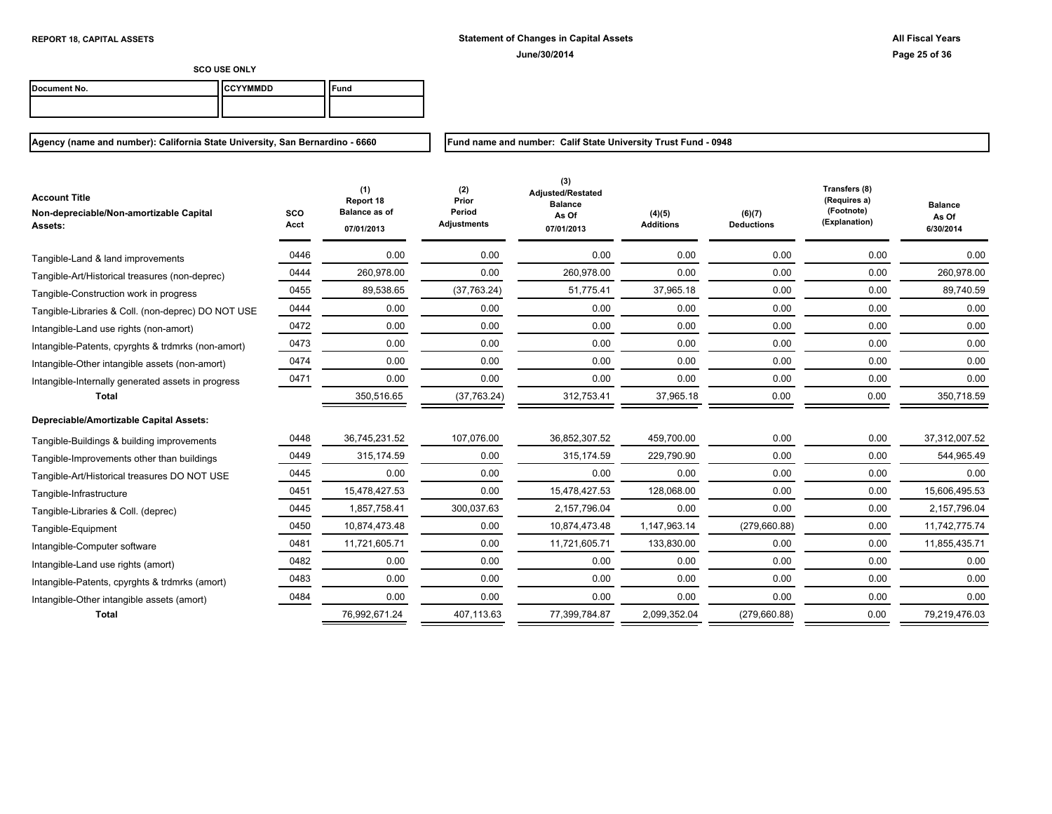REPORT 18, CAPITAL ASSETS

**Statement of Changes in Capital Assets**

**June/30/2014**

**All Fiscal Years**

SCO USE ONLY

| Document No. | CCYYMMDD | Fund |
|---|---|---|
| | | |

**Agency (name and number): California State University, San Bernardino - 6660**

**Fund name and number: Calif State University Trust Fund - 0948**

| Account Title<br>Non-depreciable/Non-amortizable Capital Assets: | SCO Acct | (1) Report 18 Balance as of 07/01/2013 | (2) Prior Period Adjustments | (3) Adjusted/Restated Balance As Of 07/01/2013 | (4)(5) Additions | (6)(7) Deductions | Transfers (8) (Requires a) (Footnote) (Explanation) | Balance As Of 6/30/2014 |
|---|---|---|---|---|---|---|---|---|
| Tangible-Land & land improvements | 0446 | 0.00 | 0.00 | 0.00 | 0.00 | 0.00 | 0.00 | 0.00 |
| Tangible-Art/Historical treasures (non-deprec) | 0444 | 260,978.00 | 0.00 | 260,978.00 | 0.00 | 0.00 | 0.00 | 260,978.00 |
| Tangible-Construction work in progress | 0455 | 89,538.65 | (37,763.24) | 51,775.41 | 37,965.18 | 0.00 | 0.00 | 89,740.59 |
| Tangible-Libraries & Coll. (non-deprec) DO NOT USE | 0444 | 0.00 | 0.00 | 0.00 | 0.00 | 0.00 | 0.00 | 0.00 |
| Intangible-Land use rights (non-amort) | 0472 | 0.00 | 0.00 | 0.00 | 0.00 | 0.00 | 0.00 | 0.00 |
| Intangible-Patents, cpyrghts & trdmrks (non-amort) | 0473 | 0.00 | 0.00 | 0.00 | 0.00 | 0.00 | 0.00 | 0.00 |
| Intangible-Other intangible assets (non-amort) | 0474 | 0.00 | 0.00 | 0.00 | 0.00 | 0.00 | 0.00 | 0.00 |
| Intangible-Internally generated assets in progress | 0471 | 0.00 | 0.00 | 0.00 | 0.00 | 0.00 | 0.00 | 0.00 |
| **Total** | | 350,516.65 | (37,763.24) | 312,753.41 | 37,965.18 | 0.00 | 0.00 | 350,718.59 |
| **Depreciable/Amortizable Capital Assets:** | | | | | | | | |
| Tangible-Buildings & building improvements | 0448 | 36,745,231.52 | 107,076.00 | 36,852,307.52 | 459,700.00 | 0.00 | 0.00 | 37,312,007.52 |
| Tangible-Improvements other than buildings | 0449 | 315,174.59 | 0.00 | 315,174.59 | 229,790.90 | 0.00 | 0.00 | 544,965.49 |
| Tangible-Art/Historical treasures DO NOT USE | 0445 | 0.00 | 0.00 | 0.00 | 0.00 | 0.00 | 0.00 | 0.00 |
| Tangible-Infrastructure | 0451 | 15,478,427.53 | 0.00 | 15,478,427.53 | 128,068.00 | 0.00 | 0.00 | 15,606,495.53 |
| Tangible-Libraries & Coll. (deprec) | 0445 | 1,857,758.41 | 300,037.63 | 2,157,796.04 | 0.00 | 0.00 | 0.00 | 2,157,796.04 |
| Tangible-Equipment | 0450 | 10,874,473.48 | 0.00 | 10,874,473.48 | 1,147,963.14 | (279,660.88) | 0.00 | 11,742,775.74 |
| Intangible-Computer software | 0481 | 11,721,605.71 | 0.00 | 11,721,605.71 | 133,830.00 | 0.00 | 0.00 | 11,855,435.71 |
| Intangible-Land use rights (amort) | 0482 | 0.00 | 0.00 | 0.00 | 0.00 | 0.00 | 0.00 | 0.00 |
| Intangible-Patents, cpyrghts & trdmrks (amort) | 0483 | 0.00 | 0.00 | 0.00 | 0.00 | 0.00 | 0.00 | 0.00 |
| Intangible-Other intangible assets (amort) | 0484 | 0.00 | 0.00 | 0.00 | 0.00 | 0.00 | 0.00 | 0.00 |
| **Total** | | 76,992,671.24 | 407,113.63 | 77,399,784.87 | 2,099,352.04 | (279,660.88) | 0.00 | 79,219,476.03 |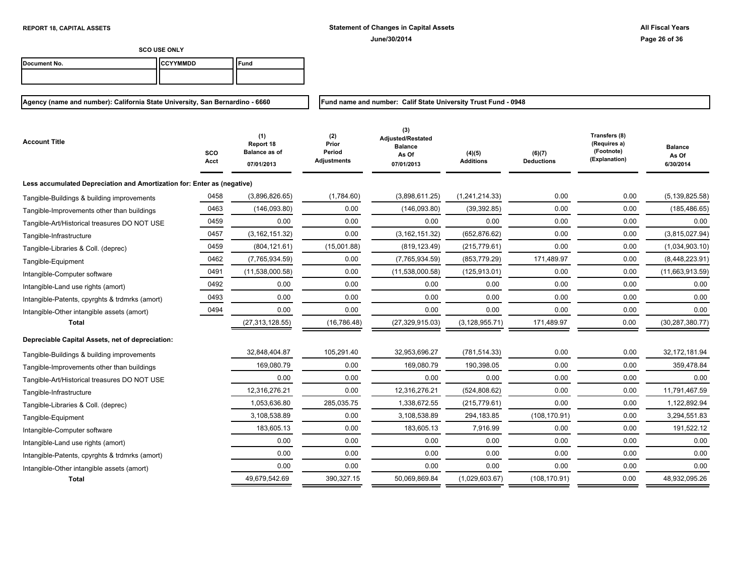**REPORT 18, CAPITAL ASSETS**

**Statement of Changes in Capital Assets**
**June/30/2014**

**All Fiscal Years**

**SCO USE ONLY**

| Document No. | CCYYMMDD | Fund |
| --- | --- | --- |
| | | |

**Agency (name and number): California State University, San Bernardino - 6660**

**Fund name and number: Calif State University Trust Fund - 0948**

| Account Title | SCO Acct | (1) Report 18 Balance as of 07/01/2013 | (2) Prior Period Adjustments | (3) Adjusted/Restated Balance As Of 07/01/2013 | (4)(5) Additions | (6)(7) Deductions | Transfers (8) (Requires a) (Footnote) (Explanation) | Balance As Of 6/30/2014 |
| --- | --- | --- | --- | --- | --- | --- | --- | --- |
| **Less accumulated Depreciation and Amortization for: Enter as (negative)** | | | | | | | | |
| Tangible-Buildings & building improvements | 0458 | (3,896,826.65) | (1,784.60) | (3,898,611.25) | (1,241,214.33) | 0.00 | 0.00 | (5,139,825.58) |
| Tangible-Improvements other than buildings | 0463 | (146,093.80) | 0.00 | (146,093.80) | (39,392.85) | 0.00 | 0.00 | (185,486.65) |
| Tangible-Art/Historical treasures DO NOT USE | 0459 | 0.00 | 0.00 | 0.00 | 0.00 | 0.00 | 0.00 | 0.00 |
| Tangible-Infrastructure | 0457 | (3,162,151.32) | 0.00 | (3,162,151.32) | (652,876.62) | 0.00 | 0.00 | (3,815,027.94) |
| Tangible-Libraries & Coll. (deprec) | 0459 | (804,121.61) | (15,001.88) | (819,123.49) | (215,779.61) | 0.00 | 0.00 | (1,034,903.10) |
| Tangible-Equipment | 0462 | (7,765,934.59) | 0.00 | (7,765,934.59) | (853,779.29) | 171,489.97 | 0.00 | (8,448,223.91) |
| Intangible-Computer software | 0491 | (11,538,000.58) | 0.00 | (11,538,000.58) | (125,913.01) | 0.00 | 0.00 | (11,663,913.59) |
| Intangible-Land use rights (amort) | 0492 | 0.00 | 0.00 | 0.00 | 0.00 | 0.00 | 0.00 | 0.00 |
| Intangible-Patents, cpyrghts & trdmrks (amort) | 0493 | 0.00 | 0.00 | 0.00 | 0.00 | 0.00 | 0.00 | 0.00 |
| Intangible-Other intangible assets (amort) | 0494 | 0.00 | 0.00 | 0.00 | 0.00 | 0.00 | 0.00 | 0.00 |
| **Total** | | (27,313,128.55) | (16,786.48) | (27,329,915.03) | (3,128,955.71) | 171,489.97 | 0.00 | (30,287,380.77) |
| **Depreciable Capital Assets, net of depreciation:** | | | | | | | | |
| Tangible-Buildings & building improvements | | 32,848,404.87 | 105,291.40 | 32,953,696.27 | (781,514.33) | 0.00 | 0.00 | 32,172,181.94 |
| Tangible-Improvements other than buildings | | 169,080.79 | 0.00 | 169,080.79 | 190,398.05 | 0.00 | 0.00 | 359,478.84 |
| Tangible-Art/Historical treasures DO NOT USE | | 0.00 | 0.00 | 0.00 | 0.00 | 0.00 | 0.00 | 0.00 |
| Tangible-Infrastructure | | 12,316,276.21 | 0.00 | 12,316,276.21 | (524,808.62) | 0.00 | 0.00 | 11,791,467.59 |
| Tangible-Libraries & Coll. (deprec) | | 1,053,636.80 | 285,035.75 | 1,338,672.55 | (215,779.61) | 0.00 | 0.00 | 1,122,892.94 |
| Tangible-Equipment | | 3,108,538.89 | 0.00 | 3,108,538.89 | 294,183.85 | (108,170.91) | 0.00 | 3,294,551.83 |
| Intangible-Computer software | | 183,605.13 | 0.00 | 183,605.13 | 7,916.99 | 0.00 | 0.00 | 191,522.12 |
| Intangible-Land use rights (amort) | | 0.00 | 0.00 | 0.00 | 0.00 | 0.00 | 0.00 | 0.00 |
| Intangible-Patents, cpyrghts & trdmrks (amort) | | 0.00 | 0.00 | 0.00 | 0.00 | 0.00 | 0.00 | 0.00 |
| Intangible-Other intangible assets (amort) | | 0.00 | 0.00 | 0.00 | 0.00 | 0.00 | 0.00 | 0.00 |
| **Total** | | 49,679,542.69 | 390,327.15 | 50,069,869.84 | (1,029,603.67) | (108,170.91) | 0.00 | 48,932,095.26 |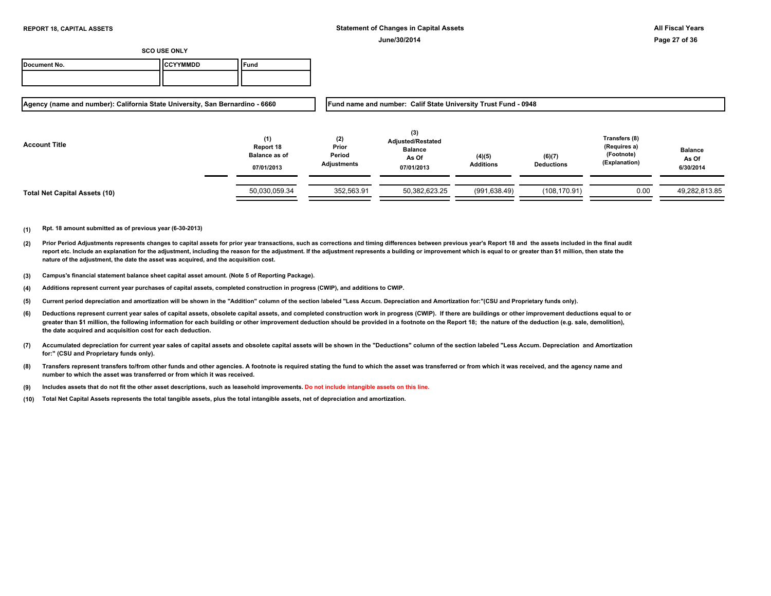**REPORT 18, CAPITAL ASSETS**

**Statement of Changes in Capital Assets**

**June/30/2014**

**All Fiscal Years**

**SCO USE ONLY**

| Document No. | CCYYMMDD | Fund |
|---|---|---|
| | | |

**Agency (name and number): California State University, San Bernardino - 6660**

**Fund name and number: Calif State University Trust Fund - 0948**

| Account Title | (1) Report 18 Balance as of 07/01/2013 | (2) Prior Period Adjustments | (3) Adjusted/Restated Balance As Of 07/01/2013 | (4)(5) Additions | (6)(7) Deductions | Transfers (8) (Requires a) (Footnote) (Explanation) | Balance As Of 6/30/2014 |
|---|---|---|---|---|---|---|---|
| **Total Net Capital Assets (10)** | 50,030,059.34 | 352,563.91 | 50,382,623.25 | (991,638.49) | (108,170.91) | 0.00 | 49,282,813.85 |

**(1)** Rpt. 18 amount submitted as of previous year (6-30-2013)

**(2)** Prior Period Adjustments represents changes to capital assets for prior year transactions, such as corrections and timing differences between previous year's Report 18 and the assets included in the final audit report etc. Include an explanation for the adjustment, including the reason for the adjustment. If the adjustment represents a building or improvement which is equal to or greater than $1 million, then state the nature of the adjustment, the date the asset was acquired, and the acquisition cost.

**(3)** Campus's financial statement balance sheet capital asset amount. (Note 5 of Reporting Package).

**(4)** Additions represent current year purchases of capital assets, completed construction in progress (CWIP), and additions to CWIP.

**(5)** Current period depreciation and amortization will be shown in the "Addition" column of the section labeled "Less Accum. Depreciation and Amortization for:"(CSU and Proprietary funds only).

**(6)** Deductions represent current year sales of capital assets, obsolete capital assets, and completed construction work in progress (CWIP). If there are buildings or other improvement deductions equal to or greater than $1 million, the following information for each building or other improvement deduction should be provided in a footnote on the Report 18; the nature of the deduction (e.g. sale, demolition), the date acquired and acquisition cost for each deduction.

**(7)** Accumulated depreciation for current year sales of capital assets and obsolete capital assets will be shown in the "Deductions" column of the section labeled "Less Accum. Depreciation and Amortization for:" (CSU and Proprietary funds only).

**(8)** Transfers represent transfers to/from other funds and other agencies. A footnote is required stating the fund to which the asset was transferred or from which it was received, and the agency name and number to which the asset was transferred or from which it was received.

**(9)** Includes assets that do not fit the other asset descriptions, such as leasehold improvements. Do not include intangible assets on this line.

**(10)** Total Net Capital Assets represents the total tangible assets, plus the total intangible assets, net of depreciation and amortization.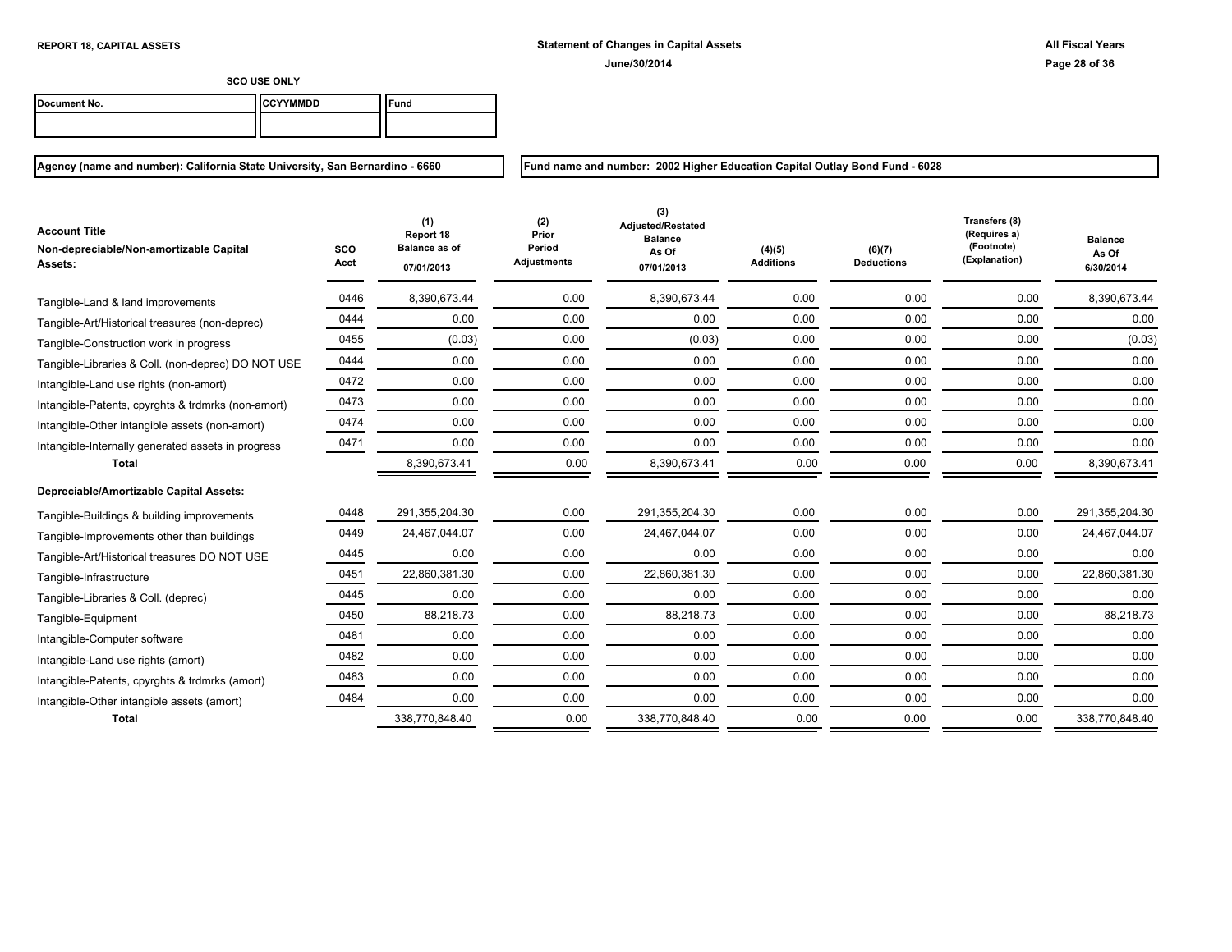**REPORT 18, CAPITAL ASSETS**

**Statement of Changes in Capital Assets**
**June/30/2014**

**All Fiscal Years**

**SCO USE ONLY**

| Document No. | CCYYMMDD | Fund |
| --- | --- | --- |
| | | |

**Agency (name and number): California State University, San Bernardino - 6660**

**Fund name and number: 2002 Higher Education Capital Outlay Bond Fund - 6028**

| Account Title<br>Non-depreciable/Non-amortizable Capital Assets: | SCO Acct | (1)<br>Report 18<br>Balance as of<br>07/01/2013 | (2)<br>Prior Period Adjustments | (3)<br>Adjusted/Restated Balance As Of<br>07/01/2013 | (4)(5)<br>Additions | (6)(7)<br>Deductions | Transfers (8)<br>(Requires a)<br>(Footnote)<br>(Explanation) | Balance As Of<br>6/30/2014 |
| --- | --- | --- | --- | --- | --- | --- | --- | --- |
| Tangible-Land & land improvements | 0446 | 8,390,673.44 | 0.00 | 8,390,673.44 | 0.00 | 0.00 | 0.00 | 8,390,673.44 |
| Tangible-Art/Historical treasures (non-deprec) | 0444 | 0.00 | 0.00 | 0.00 | 0.00 | 0.00 | 0.00 | 0.00 |
| Tangible-Construction work in progress | 0455 | (0.03) | 0.00 | (0.03) | 0.00 | 0.00 | 0.00 | (0.03) |
| Tangible-Libraries & Coll. (non-deprec) DO NOT USE | 0444 | 0.00 | 0.00 | 0.00 | 0.00 | 0.00 | 0.00 | 0.00 |
| Intangible-Land use rights (non-amort) | 0472 | 0.00 | 0.00 | 0.00 | 0.00 | 0.00 | 0.00 | 0.00 |
| Intangible-Patents, cpyrghts & trdmrks (non-amort) | 0473 | 0.00 | 0.00 | 0.00 | 0.00 | 0.00 | 0.00 | 0.00 |
| Intangible-Other intangible assets (non-amort) | 0474 | 0.00 | 0.00 | 0.00 | 0.00 | 0.00 | 0.00 | 0.00 |
| Intangible-Internally generated assets in progress | 0471 | 0.00 | 0.00 | 0.00 | 0.00 | 0.00 | 0.00 | 0.00 |
| **Total** | | 8,390,673.41 | 0.00 | 8,390,673.41 | 0.00 | 0.00 | 0.00 | 8,390,673.41 |
| **Depreciable/Amortizable Capital Assets:** | | | | | | | | |
| Tangible-Buildings & building improvements | 0448 | 291,355,204.30 | 0.00 | 291,355,204.30 | 0.00 | 0.00 | 0.00 | 291,355,204.30 |
| Tangible-Improvements other than buildings | 0449 | 24,467,044.07 | 0.00 | 24,467,044.07 | 0.00 | 0.00 | 0.00 | 24,467,044.07 |
| Tangible-Art/Historical treasures DO NOT USE | 0445 | 0.00 | 0.00 | 0.00 | 0.00 | 0.00 | 0.00 | 0.00 |
| Tangible-Infrastructure | 0451 | 22,860,381.30 | 0.00 | 22,860,381.30 | 0.00 | 0.00 | 0.00 | 22,860,381.30 |
| Tangible-Libraries & Coll. (deprec) | 0445 | 0.00 | 0.00 | 0.00 | 0.00 | 0.00 | 0.00 | 0.00 |
| Tangible-Equipment | 0450 | 88,218.73 | 0.00 | 88,218.73 | 0.00 | 0.00 | 0.00 | 88,218.73 |
| Intangible-Computer software | 0481 | 0.00 | 0.00 | 0.00 | 0.00 | 0.00 | 0.00 | 0.00 |
| Intangible-Land use rights (amort) | 0482 | 0.00 | 0.00 | 0.00 | 0.00 | 0.00 | 0.00 | 0.00 |
| Intangible-Patents, cpyrghts & trdmrks (amort) | 0483 | 0.00 | 0.00 | 0.00 | 0.00 | 0.00 | 0.00 | 0.00 |
| Intangible-Other intangible assets (amort) | 0484 | 0.00 | 0.00 | 0.00 | 0.00 | 0.00 | 0.00 | 0.00 |
| **Total** | | 338,770,848.40 | 0.00 | 338,770,848.40 | 0.00 | 0.00 | 0.00 | 338,770,848.40 |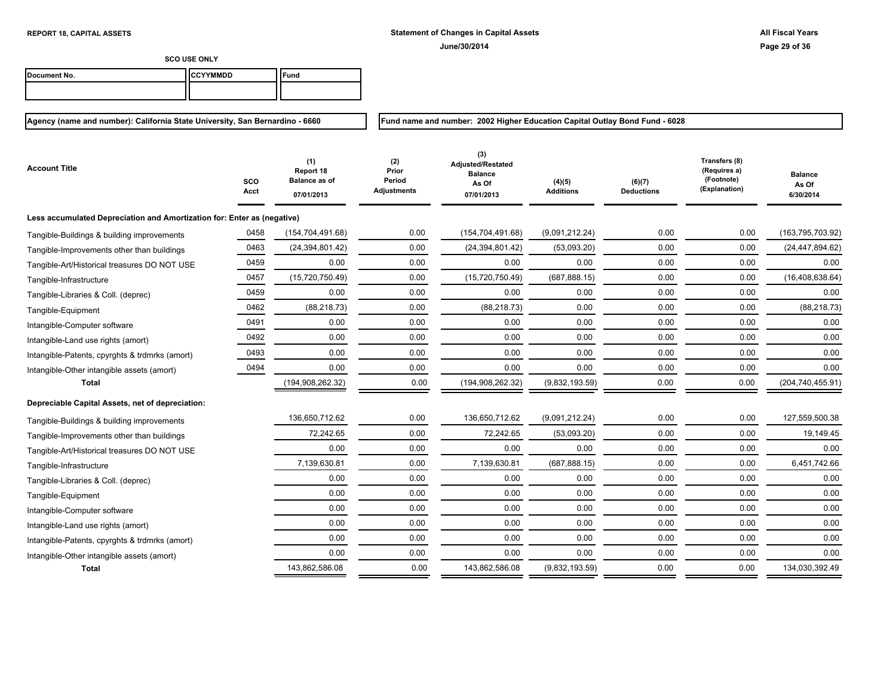REPORT 18, CAPITAL ASSETS

**Statement of Changes in Capital Assets**

**June/30/2014**

**All Fiscal Years**

SCO USE ONLY

| Document No. | CCYYMMDD | Fund |
|---|---|---|
| | | |

**Agency (name and number): California State University, San Bernardino - 6660**

**Fund name and number: 2002 Higher Education Capital Outlay Bond Fund - 6028**

| Account Title | SCO Acct | (1) Report 18 Balance as of 07/01/2013 | (2) Prior Period Adjustments | (3) Adjusted/Restated Balance As Of 07/01/2013 | (4)(5) Additions | (6)(7) Deductions | Transfers (8) (Requires a) (Footnote) (Explanation) | Balance As Of 6/30/2014 |
|---|---|---|---|---|---|---|---|---|
| **Less accumulated Depreciation and Amortization for: Enter as (negative)** | | | | | | | | |
| Tangible-Buildings & building improvements | 0458 | (154,704,491.68) | 0.00 | (154,704,491.68) | (9,091,212.24) | 0.00 | 0.00 | (163,795,703.92) |
| Tangible-Improvements other than buildings | 0463 | (24,394,801.42) | 0.00 | (24,394,801.42) | (53,093.20) | 0.00 | 0.00 | (24,447,894.62) |
| Tangible-Art/Historical treasures DO NOT USE | 0459 | 0.00 | 0.00 | 0.00 | 0.00 | 0.00 | 0.00 | 0.00 |
| Tangible-Infrastructure | 0457 | (15,720,750.49) | 0.00 | (15,720,750.49) | (687,888.15) | 0.00 | 0.00 | (16,408,638.64) |
| Tangible-Libraries & Coll. (deprec) | 0459 | 0.00 | 0.00 | 0.00 | 0.00 | 0.00 | 0.00 | 0.00 |
| Tangible-Equipment | 0462 | (88,218.73) | 0.00 | (88,218.73) | 0.00 | 0.00 | 0.00 | (88,218.73) |
| Intangible-Computer software | 0491 | 0.00 | 0.00 | 0.00 | 0.00 | 0.00 | 0.00 | 0.00 |
| Intangible-Land use rights (amort) | 0492 | 0.00 | 0.00 | 0.00 | 0.00 | 0.00 | 0.00 | 0.00 |
| Intangible-Patents, cpyrghts & trdmrks (amort) | 0493 | 0.00 | 0.00 | 0.00 | 0.00 | 0.00 | 0.00 | 0.00 |
| Intangible-Other intangible assets (amort) | 0494 | 0.00 | 0.00 | 0.00 | 0.00 | 0.00 | 0.00 | 0.00 |
| **Total** | | (194,908,262.32) | 0.00 | (194,908,262.32) | (9,832,193.59) | 0.00 | 0.00 | (204,740,455.91) |
| **Depreciable Capital Assets, net of depreciation:** | | | | | | | | |
| Tangible-Buildings & building improvements | | 136,650,712.62 | 0.00 | 136,650,712.62 | (9,091,212.24) | 0.00 | 0.00 | 127,559,500.38 |
| Tangible-Improvements other than buildings | | 72,242.65 | 0.00 | 72,242.65 | (53,093.20) | 0.00 | 0.00 | 19,149.45 |
| Tangible-Art/Historical treasures DO NOT USE | | 0.00 | 0.00 | 0.00 | 0.00 | 0.00 | 0.00 | 0.00 |
| Tangible-Infrastructure | | 7,139,630.81 | 0.00 | 7,139,630.81 | (687,888.15) | 0.00 | 0.00 | 6,451,742.66 |
| Tangible-Libraries & Coll. (deprec) | | 0.00 | 0.00 | 0.00 | 0.00 | 0.00 | 0.00 | 0.00 |
| Tangible-Equipment | | 0.00 | 0.00 | 0.00 | 0.00 | 0.00 | 0.00 | 0.00 |
| Intangible-Computer software | | 0.00 | 0.00 | 0.00 | 0.00 | 0.00 | 0.00 | 0.00 |
| Intangible-Land use rights (amort) | | 0.00 | 0.00 | 0.00 | 0.00 | 0.00 | 0.00 | 0.00 |
| Intangible-Patents, cpyrghts & trdmrks (amort) | | 0.00 | 0.00 | 0.00 | 0.00 | 0.00 | 0.00 | 0.00 |
| Intangible-Other intangible assets (amort) | | 0.00 | 0.00 | 0.00 | 0.00 | 0.00 | 0.00 | 0.00 |
| **Total** | | 143,862,586.08 | 0.00 | 143,862,586.08 | (9,832,193.59) | 0.00 | 0.00 | 134,030,392.49 |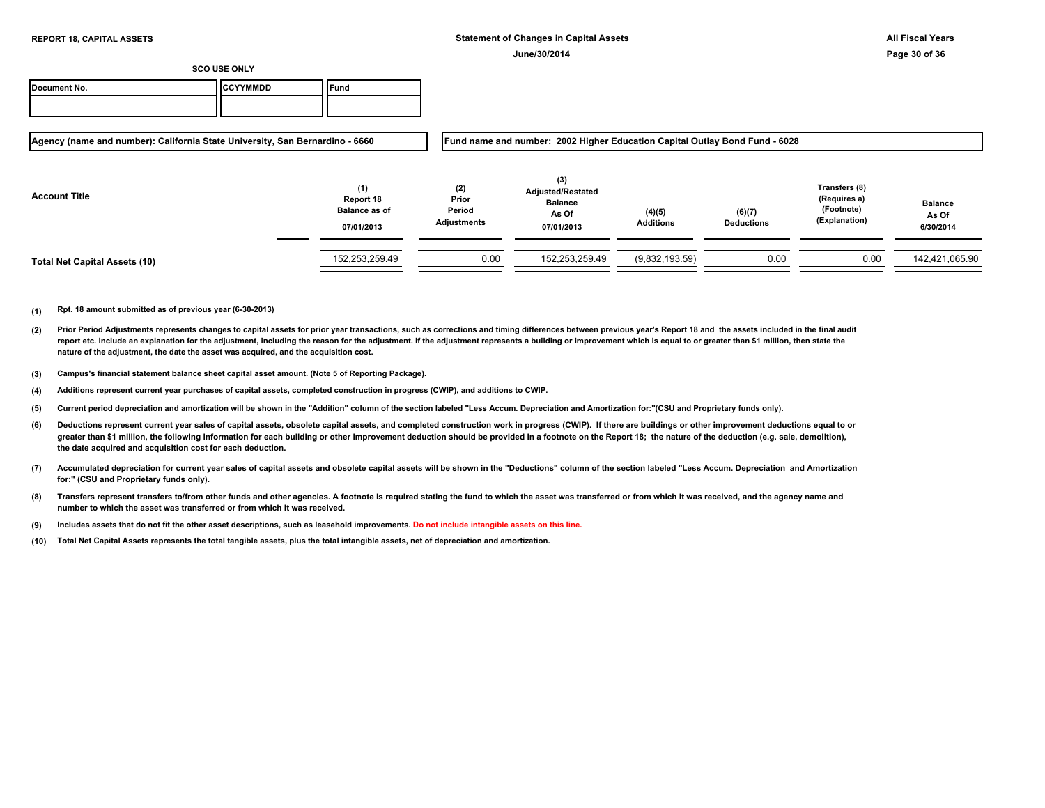**REPORT 18, CAPITAL ASSETS**

**Statement of Changes in Capital Assets**

**June/30/2014**

**All Fiscal Years**

**SCO USE ONLY**

| Document No. | CCYYMMDD | Fund |
|---|---|---|
| | | |

**Agency (name and number): California State University, San Bernardino - 6660**

**Fund name and number: 2002 Higher Education Capital Outlay Bond Fund - 6028**

| Account Title | (1) Report 18 Balance as of 07/01/2013 | (2) Prior Period Adjustments | (3) Adjusted/Restated Balance As Of 07/01/2013 | (4)(5) Additions | (6)(7) Deductions | Transfers (8) (Requires a) (Footnote) (Explanation) | Balance As Of 6/30/2014 |
|---|---|---|---|---|---|---|---|
| **Total Net Capital Assets (10)** | 152,253,259.49 | 0.00 | 152,253,259.49 | (9,832,193.59) | 0.00 | 0.00 | 142,421,065.90 |

**(1)** Rpt. 18 amount submitted as of previous year (6-30-2013)

**(2)** Prior Period Adjustments represents changes to capital assets for prior year transactions, such as corrections and timing differences between previous year's Report 18 and the assets included in the final audit report etc. Include an explanation for the adjustment, including the reason for the adjustment. If the adjustment represents a building or improvement which is equal to or greater than $1 million, then state the nature of the adjustment, the date the asset was acquired, and the acquisition cost.

**(3)** Campus's financial statement balance sheet capital asset amount. (Note 5 of Reporting Package).

**(4)** Additions represent current year purchases of capital assets, completed construction in progress (CWIP), and additions to CWIP.

**(5)** Current period depreciation and amortization will be shown in the "Addition" column of the section labeled "Less Accum. Depreciation and Amortization for:"(CSU and Proprietary funds only).

**(6)** Deductions represent current year sales of capital assets, obsolete capital assets, and completed construction work in progress (CWIP). If there are buildings or other improvement deductions equal to or greater than $1 million, the following information for each building or other improvement deduction should be provided in a footnote on the Report 18; the nature of the deduction (e.g. sale, demolition), the date acquired and acquisition cost for each deduction.

**(7)** Accumulated depreciation for current year sales of capital assets and obsolete capital assets will be shown in the "Deductions" column of the section labeled "Less Accum. Depreciation and Amortization for:" (CSU and Proprietary funds only).

**(8)** Transfers represent transfers to/from other funds and other agencies. A footnote is required stating the fund to which the asset was transferred or from which it was received, and the agency name and number to which the asset was transferred or from which it was received.

**(9)** Includes assets that do not fit the other asset descriptions, such as leasehold improvements. Do not include intangible assets on this line.

**(10)** Total Net Capital Assets represents the total tangible assets, plus the total intangible assets, net of depreciation and amortization.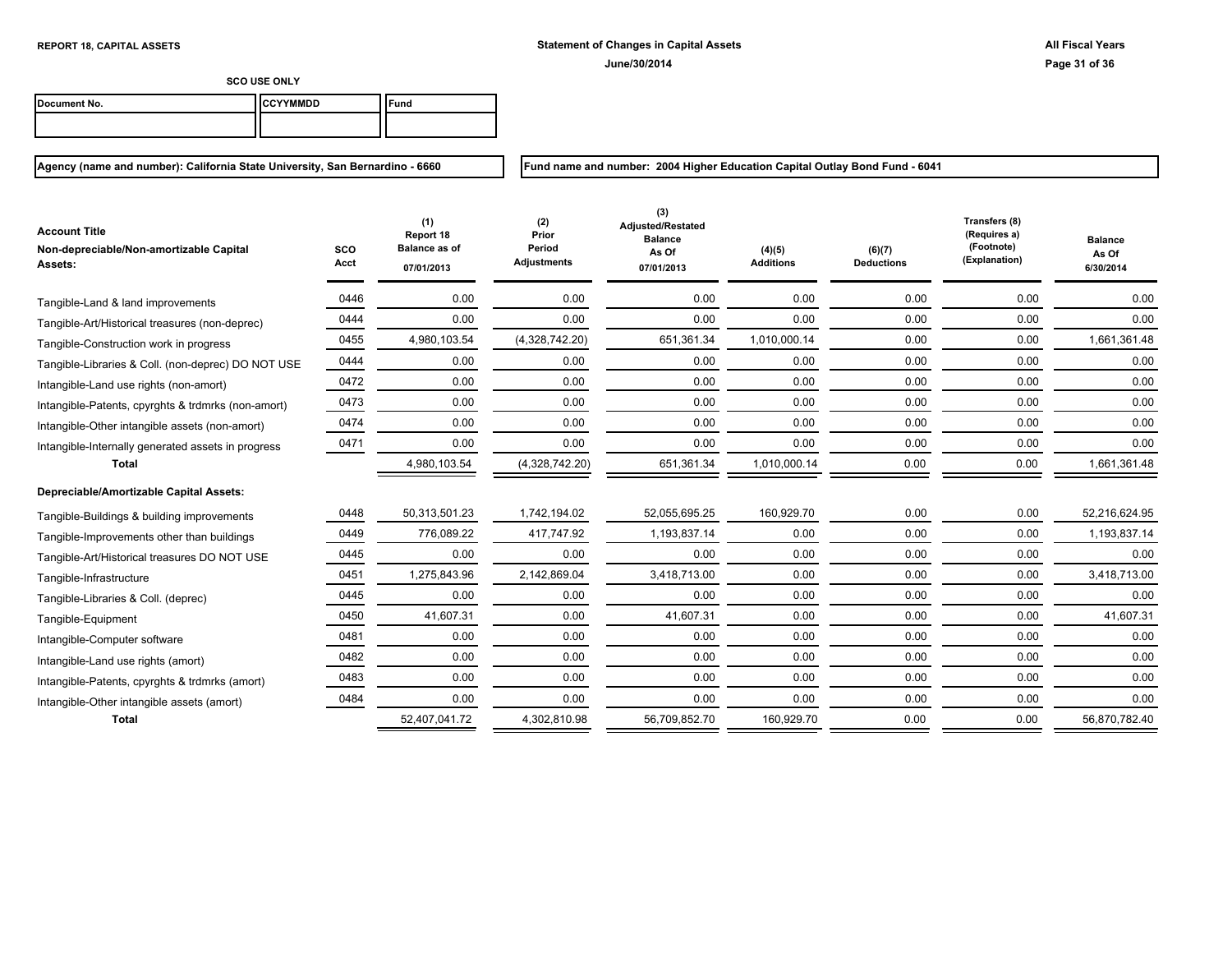**REPORT 18, CAPITAL ASSETS**

**Statement of Changes in Capital Assets**
**June/30/2014**

**All Fiscal Years**

**SCO USE ONLY**

| Document No. | CCYYMMDD | Fund |
|---|---|---|
| | | |

**Agency (name and number): California State University, San Bernardino - 6660**

**Fund name and number: 2004 Higher Education Capital Outlay Bond Fund - 6041**

| Account Title<br>Non-depreciable/Non-amortizable Capital Assets: | SCO Acct | (1)<br>Report 18<br>Balance as of<br>07/01/2013 | (2)<br>Prior Period Adjustments | (3)<br>Adjusted/Restated Balance As Of<br>07/01/2013 | (4)(5)<br>Additions | (6)(7)<br>Deductions | Transfers (8)<br>(Requires a)<br>(Footnote)<br>(Explanation) | Balance As Of<br>6/30/2014 |
|---|---|---|---|---|---|---|---|---|
| Tangible-Land & land improvements | 0446 | 0.00 | 0.00 | 0.00 | 0.00 | 0.00 | 0.00 | 0.00 |
| Tangible-Art/Historical treasures (non-deprec) | 0444 | 0.00 | 0.00 | 0.00 | 0.00 | 0.00 | 0.00 | 0.00 |
| Tangible-Construction work in progress | 0455 | 4,980,103.54 | (4,328,742.20) | 651,361.34 | 1,010,000.14 | 0.00 | 0.00 | 1,661,361.48 |
| Tangible-Libraries & Coll. (non-deprec) DO NOT USE | 0444 | 0.00 | 0.00 | 0.00 | 0.00 | 0.00 | 0.00 | 0.00 |
| Intangible-Land use rights (non-amort) | 0472 | 0.00 | 0.00 | 0.00 | 0.00 | 0.00 | 0.00 | 0.00 |
| Intangible-Patents, cpyrghts & trdmrks (non-amort) | 0473 | 0.00 | 0.00 | 0.00 | 0.00 | 0.00 | 0.00 | 0.00 |
| Intangible-Other intangible assets (non-amort) | 0474 | 0.00 | 0.00 | 0.00 | 0.00 | 0.00 | 0.00 | 0.00 |
| Intangible-Internally generated assets in progress | 0471 | 0.00 | 0.00 | 0.00 | 0.00 | 0.00 | 0.00 | 0.00 |
| **Total** | | 4,980,103.54 | (4,328,742.20) | 651,361.34 | 1,010,000.14 | 0.00 | 0.00 | 1,661,361.48 |
| **Depreciable/Amortizable Capital Assets:** | | | | | | | | |
| Tangible-Buildings & building improvements | 0448 | 50,313,501.23 | 1,742,194.02 | 52,055,695.25 | 160,929.70 | 0.00 | 0.00 | 52,216,624.95 |
| Tangible-Improvements other than buildings | 0449 | 776,089.22 | 417,747.92 | 1,193,837.14 | 0.00 | 0.00 | 0.00 | 1,193,837.14 |
| Tangible-Art/Historical treasures DO NOT USE | 0445 | 0.00 | 0.00 | 0.00 | 0.00 | 0.00 | 0.00 | 0.00 |
| Tangible-Infrastructure | 0451 | 1,275,843.96 | 2,142,869.04 | 3,418,713.00 | 0.00 | 0.00 | 0.00 | 3,418,713.00 |
| Tangible-Libraries & Coll. (deprec) | 0445 | 0.00 | 0.00 | 0.00 | 0.00 | 0.00 | 0.00 | 0.00 |
| Tangible-Equipment | 0450 | 41,607.31 | 0.00 | 41,607.31 | 0.00 | 0.00 | 0.00 | 41,607.31 |
| Intangible-Computer software | 0481 | 0.00 | 0.00 | 0.00 | 0.00 | 0.00 | 0.00 | 0.00 |
| Intangible-Land use rights (amort) | 0482 | 0.00 | 0.00 | 0.00 | 0.00 | 0.00 | 0.00 | 0.00 |
| Intangible-Patents, cpyrghts & trdmrks (amort) | 0483 | 0.00 | 0.00 | 0.00 | 0.00 | 0.00 | 0.00 | 0.00 |
| Intangible-Other intangible assets (amort) | 0484 | 0.00 | 0.00 | 0.00 | 0.00 | 0.00 | 0.00 | 0.00 |
| **Total** | | 52,407,041.72 | 4,302,810.98 | 56,709,852.70 | 160,929.70 | 0.00 | 0.00 | 56,870,782.40 |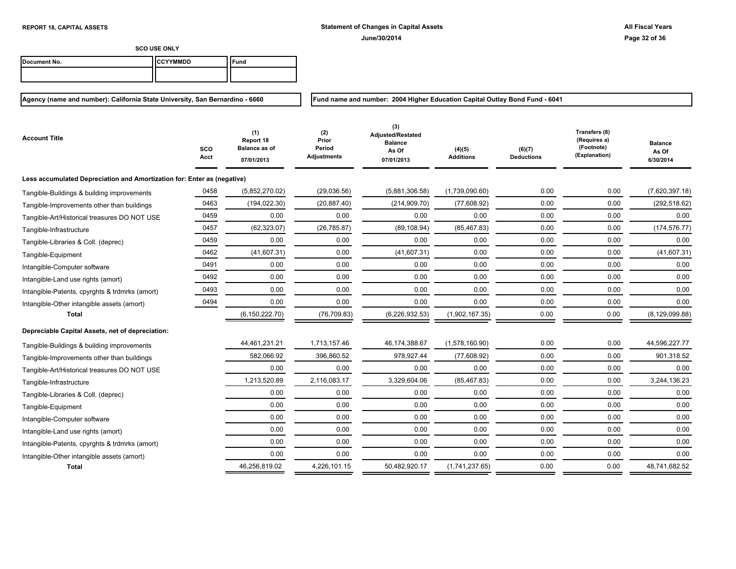**REPORT 18, CAPITAL ASSETS**

**Statement of Changes in Capital Assets**
**June/30/2014**

**All Fiscal Years**

**SCO USE ONLY**

| Document No. | CCYYMMDD | Fund |
|---|---|---|
| | | |

**Agency (name and number): California State University, San Bernardino - 6660**

**Fund name and number: 2004 Higher Education Capital Outlay Bond Fund - 6041**

| Account Title | SCO Acct | (1) Report 18 Balance as of 07/01/2013 | (2) Prior Period Adjustments | (3) Adjusted/Restated Balance As Of 07/01/2013 | (4)(5) Additions | (6)(7) Deductions | Transfers (8) (Requires a) (Footnote) (Explanation) | Balance As Of 6/30/2014 |
|---|---|---|---|---|---|---|---|---|
| **Less accumulated Depreciation and Amortization for: Enter as (negative)** | | | | | | | | |
| Tangible-Buildings & building improvements | 0458 | (5,852,270.02) | (29,036.56) | (5,881,306.58) | (1,739,090.60) | 0.00 | 0.00 | (7,620,397.18) |
| Tangible-Improvements other than buildings | 0463 | (194,022.30) | (20,887.40) | (214,909.70) | (77,608.92) | 0.00 | 0.00 | (292,518.62) |
| Tangible-Art/Historical treasures DO NOT USE | 0459 | 0.00 | 0.00 | 0.00 | 0.00 | 0.00 | 0.00 | 0.00 |
| Tangible-Infrastructure | 0457 | (62,323.07) | (26,785.87) | (89,108.94) | (85,467.83) | 0.00 | 0.00 | (174,576.77) |
| Tangible-Libraries & Coll. (deprec) | 0459 | 0.00 | 0.00 | 0.00 | 0.00 | 0.00 | 0.00 | 0.00 |
| Tangible-Equipment | 0462 | (41,607.31) | 0.00 | (41,607.31) | 0.00 | 0.00 | 0.00 | (41,607.31) |
| Intangible-Computer software | 0491 | 0.00 | 0.00 | 0.00 | 0.00 | 0.00 | 0.00 | 0.00 |
| Intangible-Land use rights (amort) | 0492 | 0.00 | 0.00 | 0.00 | 0.00 | 0.00 | 0.00 | 0.00 |
| Intangible-Patents, cpyrghts & trdmrks (amort) | 0493 | 0.00 | 0.00 | 0.00 | 0.00 | 0.00 | 0.00 | 0.00 |
| Intangible-Other intangible assets (amort) | 0494 | 0.00 | 0.00 | 0.00 | 0.00 | 0.00 | 0.00 | 0.00 |
| **Total** | | (6,150,222.70) | (76,709.83) | (6,226,932.53) | (1,902,167.35) | 0.00 | 0.00 | (8,129,099.88) |
| **Depreciable Capital Assets, net of depreciation:** | | | | | | | | |
| Tangible-Buildings & building improvements | | 44,461,231.21 | 1,713,157.46 | 46,174,388.67 | (1,578,160.90) | 0.00 | 0.00 | 44,596,227.77 |
| Tangible-Improvements other than buildings | | 582,066.92 | 396,860.52 | 978,927.44 | (77,608.92) | 0.00 | 0.00 | 901,318.52 |
| Tangible-Art/Historical treasures DO NOT USE | | 0.00 | 0.00 | 0.00 | 0.00 | 0.00 | 0.00 | 0.00 |
| Tangible-Infrastructure | | 1,213,520.89 | 2,116,083.17 | 3,329,604.06 | (85,467.83) | 0.00 | 0.00 | 3,244,136.23 |
| Tangible-Libraries & Coll. (deprec) | | 0.00 | 0.00 | 0.00 | 0.00 | 0.00 | 0.00 | 0.00 |
| Tangible-Equipment | | 0.00 | 0.00 | 0.00 | 0.00 | 0.00 | 0.00 | 0.00 |
| Intangible-Computer software | | 0.00 | 0.00 | 0.00 | 0.00 | 0.00 | 0.00 | 0.00 |
| Intangible-Land use rights (amort) | | 0.00 | 0.00 | 0.00 | 0.00 | 0.00 | 0.00 | 0.00 |
| Intangible-Patents, cpyrghts & trdmrks (amort) | | 0.00 | 0.00 | 0.00 | 0.00 | 0.00 | 0.00 | 0.00 |
| Intangible-Other intangible assets (amort) | | 0.00 | 0.00 | 0.00 | 0.00 | 0.00 | 0.00 | 0.00 |
| **Total** | | 46,256,819.02 | 4,226,101.15 | 50,482,920.17 | (1,741,237.65) | 0.00 | 0.00 | 48,741,682.52 |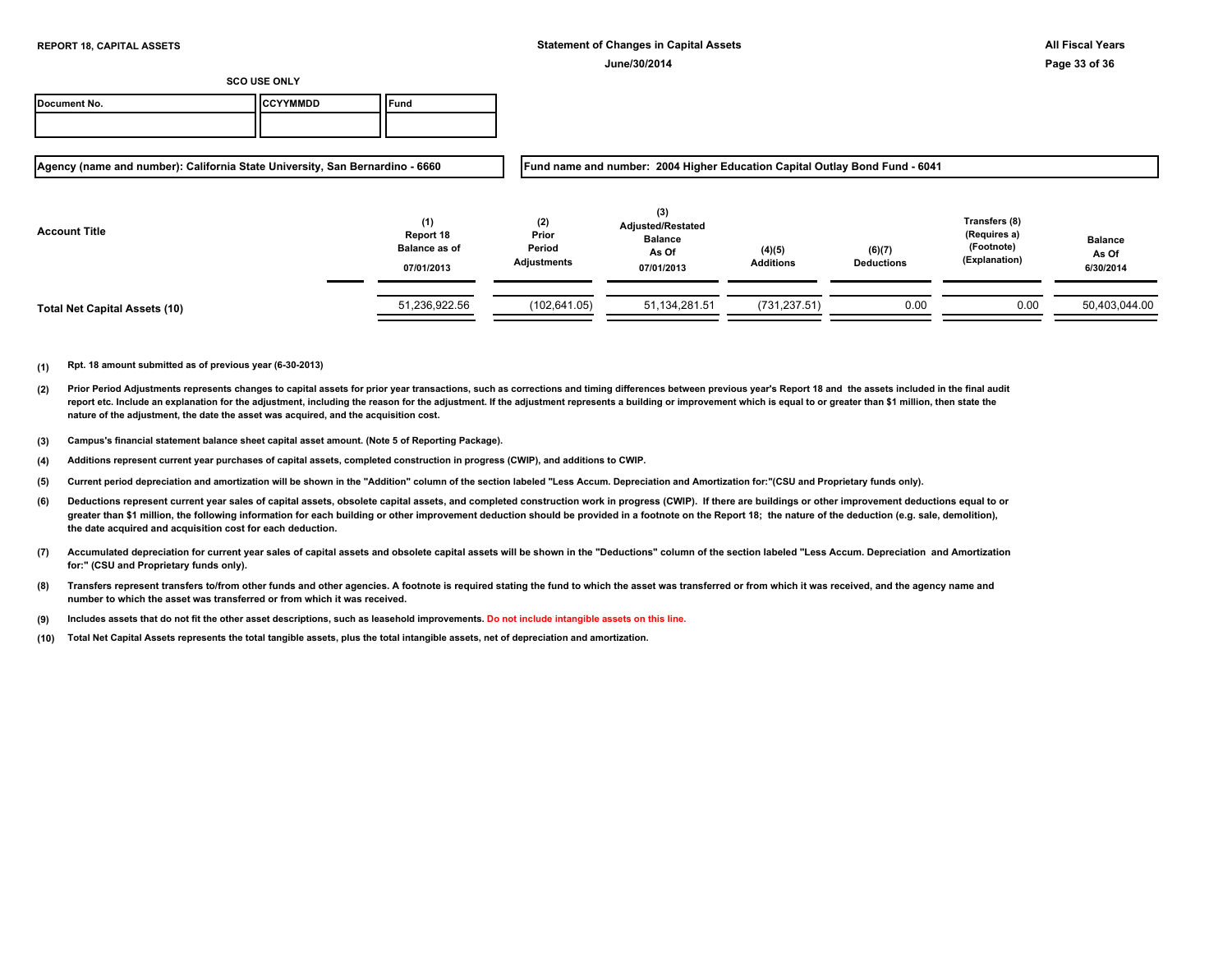**REPORT 18, CAPITAL ASSETS**

**Statement of Changes in Capital Assets**

**June/30/2014**

**All Fiscal Years**

**SCO USE ONLY**

| Document No. | CCYYMMDD | Fund |
|---|---|---|
| | | |

**Agency (name and number): California State University, San Bernardino - 6660**

**Fund name and number: 2004 Higher Education Capital Outlay Bond Fund - 6041**

| Account Title | (1) Report 18 Balance as of 07/01/2013 | (2) Prior Period Adjustments | (3) Adjusted/Restated Balance As Of 07/01/2013 | (4)(5) Additions | (6)(7) Deductions | Transfers (8) (Requires a) (Footnote) (Explanation) | Balance As Of 6/30/2014 |
|---|---|---|---|---|---|---|---|
| **Total Net Capital Assets (10)** | 51,236,922.56 | (102,641.05) | 51,134,281.51 | (731,237.51) | 0.00 | 0.00 | 50,403,044.00 |

**(1)** Rpt. 18 amount submitted as of previous year (6-30-2013)

**(2)** Prior Period Adjustments represents changes to capital assets for prior year transactions, such as corrections and timing differences between previous year's Report 18 and the assets included in the final audit report etc. Include an explanation for the adjustment, including the reason for the adjustment. If the adjustment represents a building or improvement which is equal to or greater than $1 million, then state the nature of the adjustment, the date the asset was acquired, and the acquisition cost.

**(3)** Campus's financial statement balance sheet capital asset amount. (Note 5 of Reporting Package).

**(4)** Additions represent current year purchases of capital assets, completed construction in progress (CWIP), and additions to CWIP.

**(5)** Current period depreciation and amortization will be shown in the "Addition" column of the section labeled "Less Accum. Depreciation and Amortization for:"(CSU and Proprietary funds only).

**(6)** Deductions represent current year sales of capital assets, obsolete capital assets, and completed construction work in progress (CWIP). If there are buildings or other improvement deductions equal to or greater than $1 million, the following information for each building or other improvement deduction should be provided in a footnote on the Report 18; the nature of the deduction (e.g. sale, demolition), the date acquired and acquisition cost for each deduction.

**(7)** Accumulated depreciation for current year sales of capital assets and obsolete capital assets will be shown in the "Deductions" column of the section labeled "Less Accum. Depreciation and Amortization for:" (CSU and Proprietary funds only).

**(8)** Transfers represent transfers to/from other funds and other agencies. A footnote is required stating the fund to which the asset was transferred or from which it was received, and the agency name and number to which the asset was transferred or from which it was received.

**(9)** Includes assets that do not fit the other asset descriptions, such as leasehold improvements. Do not include intangible assets on this line.

**(10)** Total Net Capital Assets represents the total tangible assets, plus the total intangible assets, net of depreciation and amortization.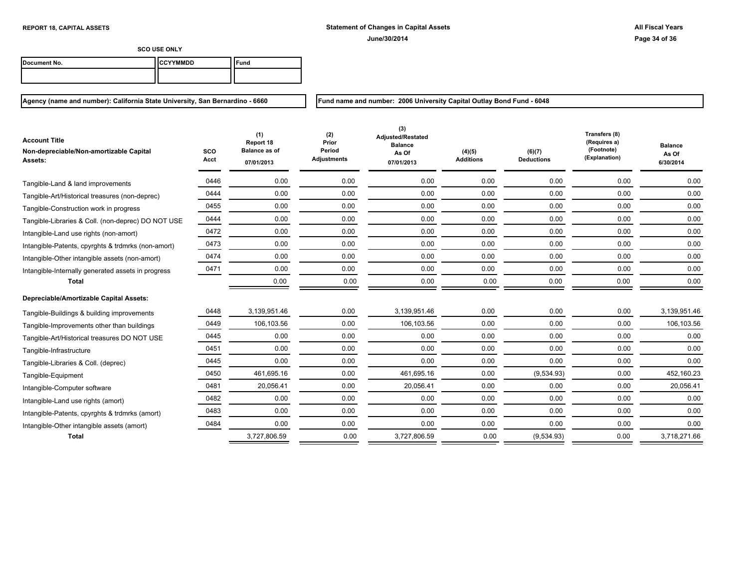**REPORT 18, CAPITAL ASSETS**

**Statement of Changes in Capital Assets**

**June/30/2014**

**All Fiscal Years**

**SCO USE ONLY**

| Document No. | CCYYMMDD | Fund |
|---|---|---|
| | | |

**Agency (name and number): California State University, San Bernardino - 6660**

**Fund name and number: 2006 University Capital Outlay Bond Fund - 6048**

| Account Title<br>Non-depreciable/Non-amortizable Capital Assets: | SCO Acct | (1)<br>Report 18<br>Balance as of<br>07/01/2013 | (2)<br>Prior Period Adjustments | (3)<br>Adjusted/Restated Balance As Of<br>07/01/2013 | (4)(5)<br>Additions | (6)(7)<br>Deductions | Transfers (8)<br>(Requires a)<br>(Footnote)<br>(Explanation) | Balance As Of<br>6/30/2014 |
|---|---|---|---|---|---|---|---|---|
| Tangible-Land & land improvements | 0446 | 0.00 | 0.00 | 0.00 | 0.00 | 0.00 | 0.00 | 0.00 |
| Tangible-Art/Historical treasures (non-deprec) | 0444 | 0.00 | 0.00 | 0.00 | 0.00 | 0.00 | 0.00 | 0.00 |
| Tangible-Construction work in progress | 0455 | 0.00 | 0.00 | 0.00 | 0.00 | 0.00 | 0.00 | 0.00 |
| Tangible-Libraries & Coll. (non-deprec) DO NOT USE | 0444 | 0.00 | 0.00 | 0.00 | 0.00 | 0.00 | 0.00 | 0.00 |
| Intangible-Land use rights (non-amort) | 0472 | 0.00 | 0.00 | 0.00 | 0.00 | 0.00 | 0.00 | 0.00 |
| Intangible-Patents, cpyrghts & trdmrks (non-amort) | 0473 | 0.00 | 0.00 | 0.00 | 0.00 | 0.00 | 0.00 | 0.00 |
| Intangible-Other intangible assets (non-amort) | 0474 | 0.00 | 0.00 | 0.00 | 0.00 | 0.00 | 0.00 | 0.00 |
| Intangible-Internally generated assets in progress | 0471 | 0.00 | 0.00 | 0.00 | 0.00 | 0.00 | 0.00 | 0.00 |
| **Total** | | 0.00 | 0.00 | 0.00 | 0.00 | 0.00 | 0.00 | 0.00 |
| **Depreciable/Amortizable Capital Assets:** | | | | | | | | |
| Tangible-Buildings & building improvements | 0448 | 3,139,951.46 | 0.00 | 3,139,951.46 | 0.00 | 0.00 | 0.00 | 3,139,951.46 |
| Tangible-Improvements other than buildings | 0449 | 106,103.56 | 0.00 | 106,103.56 | 0.00 | 0.00 | 0.00 | 106,103.56 |
| Tangible-Art/Historical treasures DO NOT USE | 0445 | 0.00 | 0.00 | 0.00 | 0.00 | 0.00 | 0.00 | 0.00 |
| Tangible-Infrastructure | 0451 | 0.00 | 0.00 | 0.00 | 0.00 | 0.00 | 0.00 | 0.00 |
| Tangible-Libraries & Coll. (deprec) | 0445 | 0.00 | 0.00 | 0.00 | 0.00 | 0.00 | 0.00 | 0.00 |
| Tangible-Equipment | 0450 | 461,695.16 | 0.00 | 461,695.16 | 0.00 | (9,534.93) | 0.00 | 452,160.23 |
| Intangible-Computer software | 0481 | 20,056.41 | 0.00 | 20,056.41 | 0.00 | 0.00 | 0.00 | 20,056.41 |
| Intangible-Land use rights (amort) | 0482 | 0.00 | 0.00 | 0.00 | 0.00 | 0.00 | 0.00 | 0.00 |
| Intangible-Patents, cpyrghts & trdmrks (amort) | 0483 | 0.00 | 0.00 | 0.00 | 0.00 | 0.00 | 0.00 | 0.00 |
| Intangible-Other intangible assets (amort) | 0484 | 0.00 | 0.00 | 0.00 | 0.00 | 0.00 | 0.00 | 0.00 |
| **Total** | | 3,727,806.59 | 0.00 | 3,727,806.59 | 0.00 | (9,534.93) | 0.00 | 3,718,271.66 |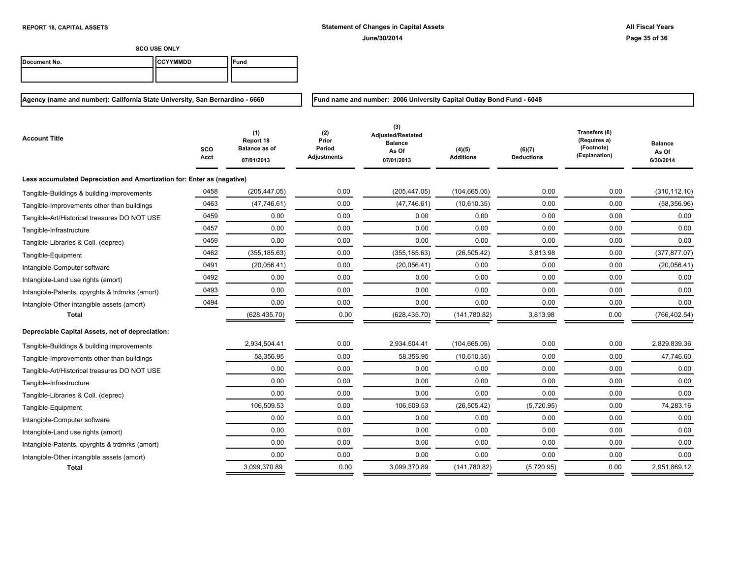**REPORT 18, CAPITAL ASSETS**

**Statement of Changes in Capital Assets**

**June/30/2014**

**All Fiscal Years**

**SCO USE ONLY**

| Document No. | CCYYMMDD | Fund |
|---|---|---|
| | | |

**Agency (name and number): California State University, San Bernardino - 6660**

**Fund name and number: 2006 University Capital Outlay Bond Fund - 6048**

| Account Title | SCO Acct | (1) Report 18 Balance as of 07/01/2013 | (2) Prior Period Adjustments | (3) Adjusted/Restated Balance As Of 07/01/2013 | (4)(5) Additions | (6)(7) Deductions | Transfers (8) (Requires a) (Footnote) (Explanation) | Balance As Of 6/30/2014 |
|---|---|---|---|---|---|---|---|---|
| **Less accumulated Depreciation and Amortization for: Enter as (negative)** | | | | | | | | |
| Tangible-Buildings & building improvements | 0458 | (205,447.05) | 0.00 | (205,447.05) | (104,665.05) | 0.00 | 0.00 | (310,112.10) |
| Tangible-Improvements other than buildings | 0463 | (47,746.61) | 0.00 | (47,746.61) | (10,610.35) | 0.00 | 0.00 | (58,356.96) |
| Tangible-Art/Historical treasures DO NOT USE | 0459 | 0.00 | 0.00 | 0.00 | 0.00 | 0.00 | 0.00 | 0.00 |
| Tangible-Infrastructure | 0457 | 0.00 | 0.00 | 0.00 | 0.00 | 0.00 | 0.00 | 0.00 |
| Tangible-Libraries & Coll. (deprec) | 0459 | 0.00 | 0.00 | 0.00 | 0.00 | 0.00 | 0.00 | 0.00 |
| Tangible-Equipment | 0462 | (355,185.63) | 0.00 | (355,185.63) | (26,505.42) | 3,813.98 | 0.00 | (377,877.07) |
| Intangible-Computer software | 0491 | (20,056.41) | 0.00 | (20,056.41) | 0.00 | 0.00 | 0.00 | (20,056.41) |
| Intangible-Land use rights (amort) | 0492 | 0.00 | 0.00 | 0.00 | 0.00 | 0.00 | 0.00 | 0.00 |
| Intangible-Patents, cpyrghts & trdmrks (amort) | 0493 | 0.00 | 0.00 | 0.00 | 0.00 | 0.00 | 0.00 | 0.00 |
| Intangible-Other intangible assets (amort) | 0494 | 0.00 | 0.00 | 0.00 | 0.00 | 0.00 | 0.00 | 0.00 |
| **Total** | | (628,435.70) | 0.00 | (628,435.70) | (141,780.82) | 3,813.98 | 0.00 | (766,402.54) |
| **Depreciable Capital Assets, net of depreciation:** | | | | | | | | |
| Tangible-Buildings & building improvements | | 2,934,504.41 | 0.00 | 2,934,504.41 | (104,665.05) | 0.00 | 0.00 | 2,829,839.36 |
| Tangible-Improvements other than buildings | | 58,356.95 | 0.00 | 58,356.95 | (10,610.35) | 0.00 | 0.00 | 47,746.60 |
| Tangible-Art/Historical treasures DO NOT USE | | 0.00 | 0.00 | 0.00 | 0.00 | 0.00 | 0.00 | 0.00 |
| Tangible-Infrastructure | | 0.00 | 0.00 | 0.00 | 0.00 | 0.00 | 0.00 | 0.00 |
| Tangible-Libraries & Coll. (deprec) | | 0.00 | 0.00 | 0.00 | 0.00 | 0.00 | 0.00 | 0.00 |
| Tangible-Equipment | | 106,509.53 | 0.00 | 106,509.53 | (26,505.42) | (5,720.95) | 0.00 | 74,283.16 |
| Intangible-Computer software | | 0.00 | 0.00 | 0.00 | 0.00 | 0.00 | 0.00 | 0.00 |
| Intangible-Land use rights (amort) | | 0.00 | 0.00 | 0.00 | 0.00 | 0.00 | 0.00 | 0.00 |
| Intangible-Patents, cpyrghts & trdmrks (amort) | | 0.00 | 0.00 | 0.00 | 0.00 | 0.00 | 0.00 | 0.00 |
| Intangible-Other intangible assets (amort) | | 0.00 | 0.00 | 0.00 | 0.00 | 0.00 | 0.00 | 0.00 |
| **Total** | | 3,099,370.89 | 0.00 | 3,099,370.89 | (141,780.82) | (5,720.95) | 0.00 | 2,951,869.12 |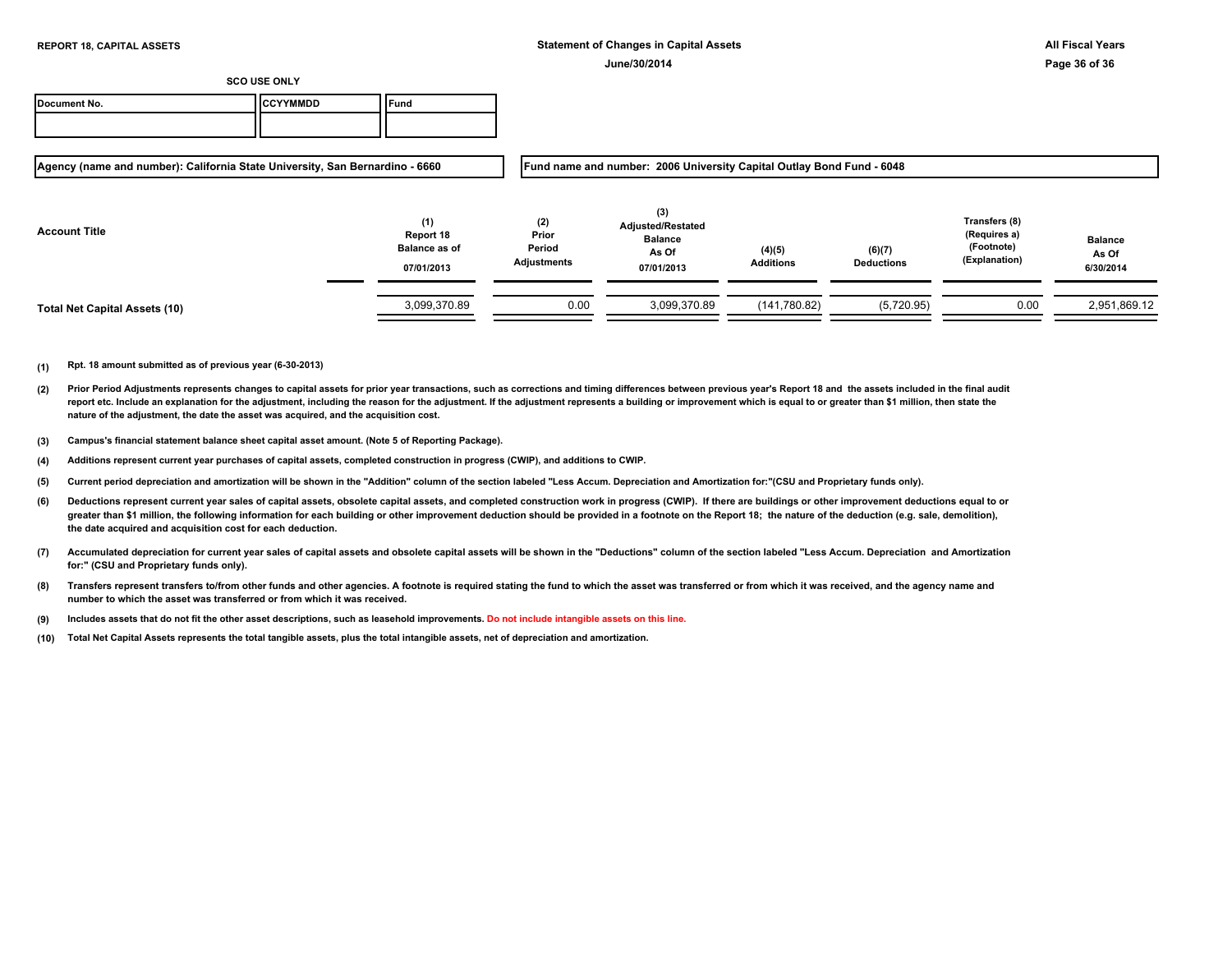**REPORT 18, CAPITAL ASSETS**

**Statement of Changes in Capital Assets**

**June/30/2014**

**All Fiscal Years**

**SCO USE ONLY**

| Document No. | CCYYMMDD | Fund |
|---|---|---|
| | | |

**Agency (name and number): California State University, San Bernardino - 6660**

**Fund name and number: 2006 University Capital Outlay Bond Fund - 6048**

| Account Title | (1) Report 18 Balance as of 07/01/2013 | (2) Prior Period Adjustments | (3) Adjusted/Restated Balance As Of 07/01/2013 | (4)(5) Additions | (6)(7) Deductions | Transfers (8) (Requires a) (Footnote) (Explanation) | Balance As Of 6/30/2014 |
|---|---|---|---|---|---|---|---|
| **Total Net Capital Assets (10)** | 3,099,370.89 | 0.00 | 3,099,370.89 | (141,780.82) | (5,720.95) | 0.00 | 2,951,869.12 |

**(1)** Rpt. 18 amount submitted as of previous year (6-30-2013)

**(2)** Prior Period Adjustments represents changes to capital assets for prior year transactions, such as corrections and timing differences between previous year's Report 18 and the assets included in the final audit report etc. Include an explanation for the adjustment, including the reason for the adjustment. If the adjustment represents a building or improvement which is equal to or greater than $1 million, then state the nature of the adjustment, the date the asset was acquired, and the acquisition cost.

**(3)** Campus's financial statement balance sheet capital asset amount. (Note 5 of Reporting Package).

**(4)** Additions represent current year purchases of capital assets, completed construction in progress (CWIP), and additions to CWIP.

**(5)** Current period depreciation and amortization will be shown in the "Addition" column of the section labeled "Less Accum. Depreciation and Amortization for:"(CSU and Proprietary funds only).

**(6)** Deductions represent current year sales of capital assets, obsolete capital assets, and completed construction work in progress (CWIP). If there are buildings or other improvement deductions equal to or greater than $1 million, the following information for each building or other improvement deduction should be provided in a footnote on the Report 18; the nature of the deduction (e.g. sale, demolition), the date acquired and acquisition cost for each deduction.

**(7)** Accumulated depreciation for current year sales of capital assets and obsolete capital assets will be shown in the "Deductions" column of the section labeled "Less Accum. Depreciation and Amortization for:" (CSU and Proprietary funds only).

**(8)** Transfers represent transfers to/from other funds and other agencies. A footnote is required stating the fund to which the asset was transferred or from which it was received, and the agency name and number to which the asset was transferred or from which it was received.

**(9)** Includes assets that do not fit the other asset descriptions, such as leasehold improvements. Do not include intangible assets on this line.

**(10)** Total Net Capital Assets represents the total tangible assets, plus the total intangible assets, net of depreciation and amortization.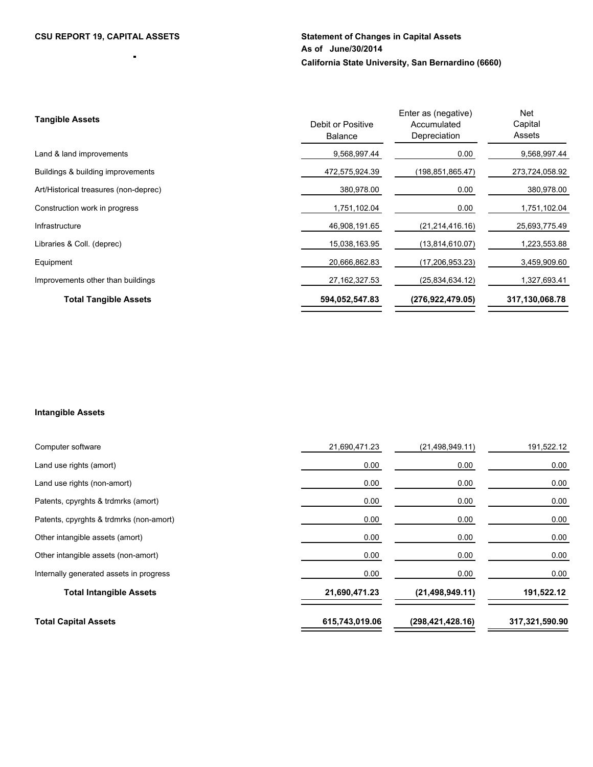**CSU REPORT 19, CAPITAL ASSETS**

**Statement of Changes in Capital Assets**
**As of June/30/2014**
**California State University, San Bernardino (6660)**

| **Tangible Assets** | Debit or Positive Balance | Enter as (negative) Accumulated Depreciation | Net Capital Assets |
|---|---|---|---|
| Land & land improvements | 9,568,997.44 | 0.00 | 9,568,997.44 |
| Buildings & building improvements | 472,575,924.39 | (198,851,865.47) | 273,724,058.92 |
| Art/Historical treasures (non-deprec) | 380,978.00 | 0.00 | 380,978.00 |
| Construction work in progress | 1,751,102.04 | 0.00 | 1,751,102.04 |
| Infrastructure | 46,908,191.65 | (21,214,416.16) | 25,693,775.49 |
| Libraries & Coll. (deprec) | 15,038,163.95 | (13,814,610.07) | 1,223,553.88 |
| Equipment | 20,666,862.83 | (17,206,953.23) | 3,459,909.60 |
| Improvements other than buildings | 27,162,327.53 | (25,834,634.12) | 1,327,693.41 |
| **Total Tangible Assets** | **594,052,547.83** | **(276,922,479.05)** | **317,130,068.78** |

**Intangible Assets**

| | | | |
|---|---|---|---|
| Computer software | 21,690,471.23 | (21,498,949.11) | 191,522.12 |
| Land use rights (amort) | 0.00 | 0.00 | 0.00 |
| Land use rights (non-amort) | 0.00 | 0.00 | 0.00 |
| Patents, cpyrghts & trdmrks (amort) | 0.00 | 0.00 | 0.00 |
| Patents, cpyrghts & trdmrks (non-amort) | 0.00 | 0.00 | 0.00 |
| Other intangible assets (amort) | 0.00 | 0.00 | 0.00 |
| Other intangible assets (non-amort) | 0.00 | 0.00 | 0.00 |
| Internally generated assets in progress | 0.00 | 0.00 | 0.00 |
| **Total Intangible Assets** | **21,690,471.23** | **(21,498,949.11)** | **191,522.12** |
| **Total Capital Assets** | **615,743,019.06** | **(298,421,428.16)** | **317,321,590.90** |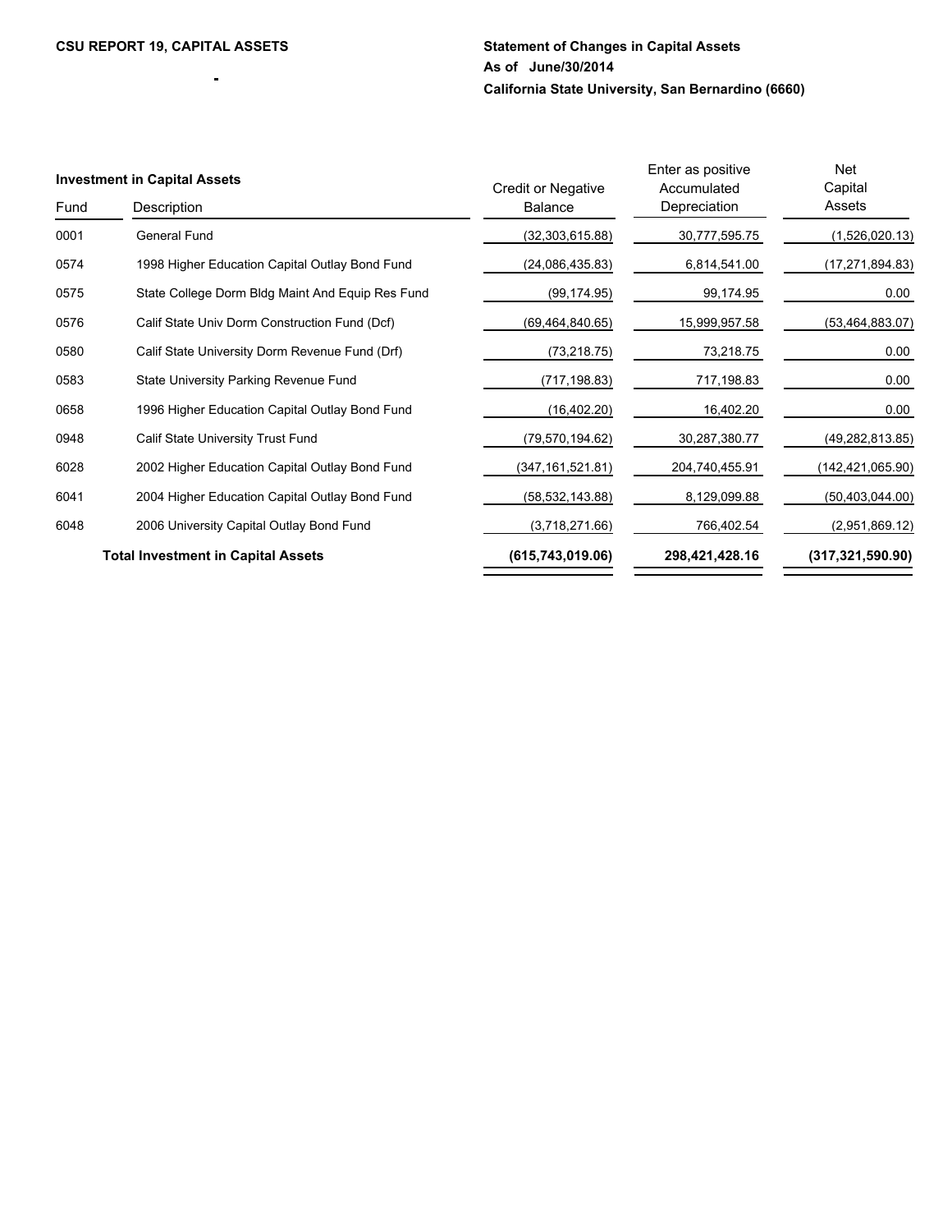**CSU REPORT 19, CAPITAL ASSETS**

-

**Statement of Changes in Capital Assets**
**As of June/30/2014**
**California State University, San Bernardino (6660)**

| **Investment in Capital Assets** | | Credit or Negative | Enter as positive Accumulated | Net Capital |
|---|---|---|---|---|
| Fund | Description | Balance | Depreciation | Assets |
| 0001 | General Fund | (32,303,615.88) | 30,777,595.75 | (1,526,020.13) |
| 0574 | 1998 Higher Education Capital Outlay Bond Fund | (24,086,435.83) | 6,814,541.00 | (17,271,894.83) |
| 0575 | State College Dorm Bldg Maint And Equip Res Fund | (99,174.95) | 99,174.95 | 0.00 |
| 0576 | Calif State Univ Dorm Construction Fund (Dcf) | (69,464,840.65) | 15,999,957.58 | (53,464,883.07) |
| 0580 | Calif State University Dorm Revenue Fund (Drf) | (73,218.75) | 73,218.75 | 0.00 |
| 0583 | State University Parking Revenue Fund | (717,198.83) | 717,198.83 | 0.00 |
| 0658 | 1996 Higher Education Capital Outlay Bond Fund | (16,402.20) | 16,402.20 | 0.00 |
| 0948 | Calif State University Trust Fund | (79,570,194.62) | 30,287,380.77 | (49,282,813.85) |
| 6028 | 2002 Higher Education Capital Outlay Bond Fund | (347,161,521.81) | 204,740,455.91 | (142,421,065.90) |
| 6041 | 2004 Higher Education Capital Outlay Bond Fund | (58,532,143.88) | 8,129,099.88 | (50,403,044.00) |
| 6048 | 2006 University Capital Outlay Bond Fund | (3,718,271.66) | 766,402.54 | (2,951,869.12) |
| | **Total Investment in Capital Assets** | **(615,743,019.06)** | **298,421,428.16** | **(317,321,590.90)** |